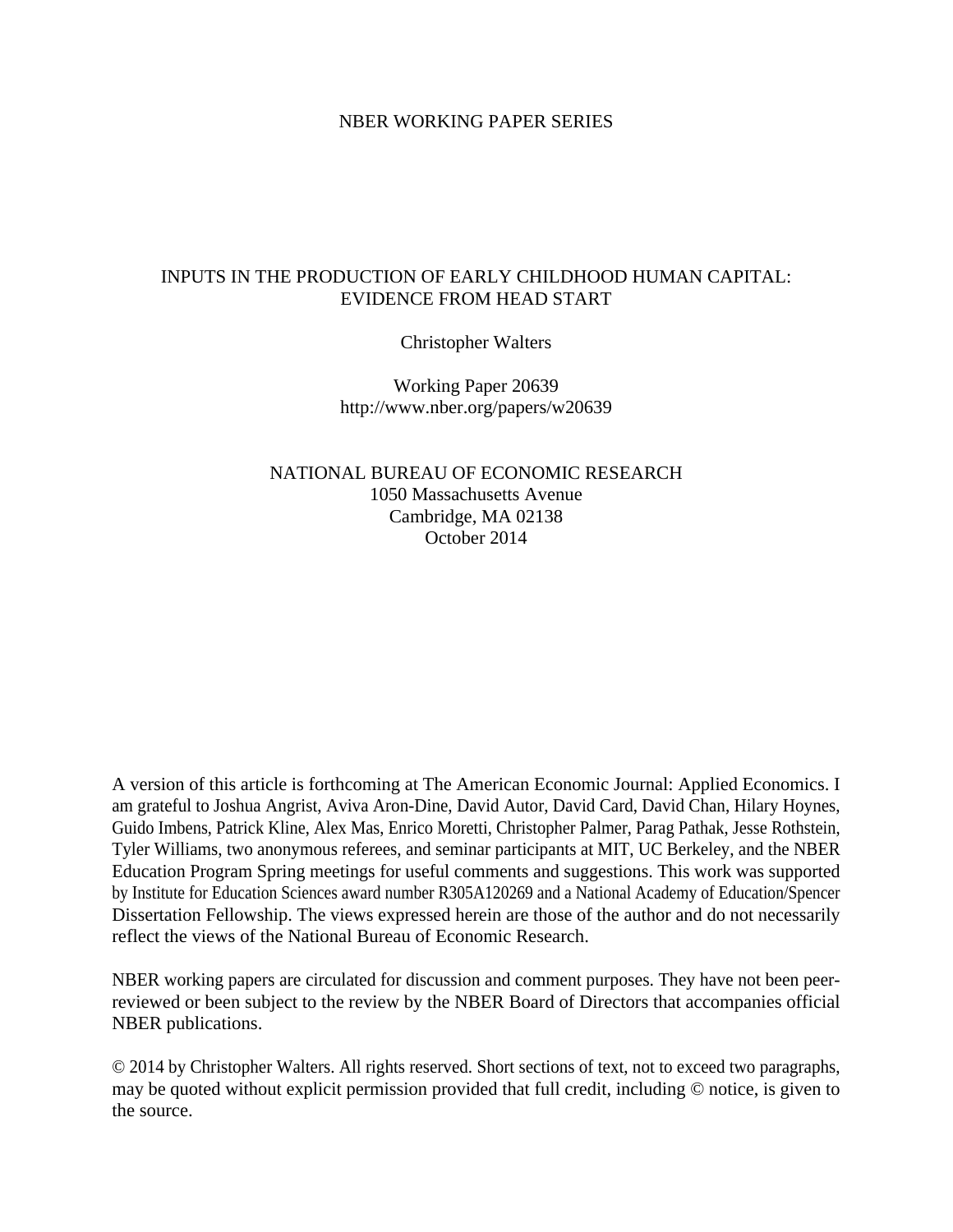NBER WORKING PAPER SERIES

# INPUTS IN THE PRODUCTION OF EARLY CHILDHOOD HUMAN CAPITAL: EVIDENCE FROM HEAD START

Christopher Walters

Working Paper 20639
http://www.nber.org/papers/w20639

NATIONAL BUREAU OF ECONOMIC RESEARCH
1050 Massachusetts Avenue
Cambridge, MA 02138
October 2014

A version of this article is forthcoming at The American Economic Journal: Applied Economics. I am grateful to Joshua Angrist, Aviva Aron-Dine, David Autor, David Card, David Chan, Hilary Hoynes, Guido Imbens, Patrick Kline, Alex Mas, Enrico Moretti, Christopher Palmer, Parag Pathak, Jesse Rothstein, Tyler Williams, two anonymous referees, and seminar participants at MIT, UC Berkeley, and the NBER Education Program Spring meetings for useful comments and suggestions. This work was supported by Institute for Education Sciences award number R305A120269 and a National Academy of Education/Spencer Dissertation Fellowship. The views expressed herein are those of the author and do not necessarily reflect the views of the National Bureau of Economic Research.

NBER working papers are circulated for discussion and comment purposes. They have not been peer-reviewed or been subject to the review by the NBER Board of Directors that accompanies official NBER publications.

© 2014 by Christopher Walters. All rights reserved. Short sections of text, not to exceed two paragraphs, may be quoted without explicit permission provided that full credit, including © notice, is given to the source.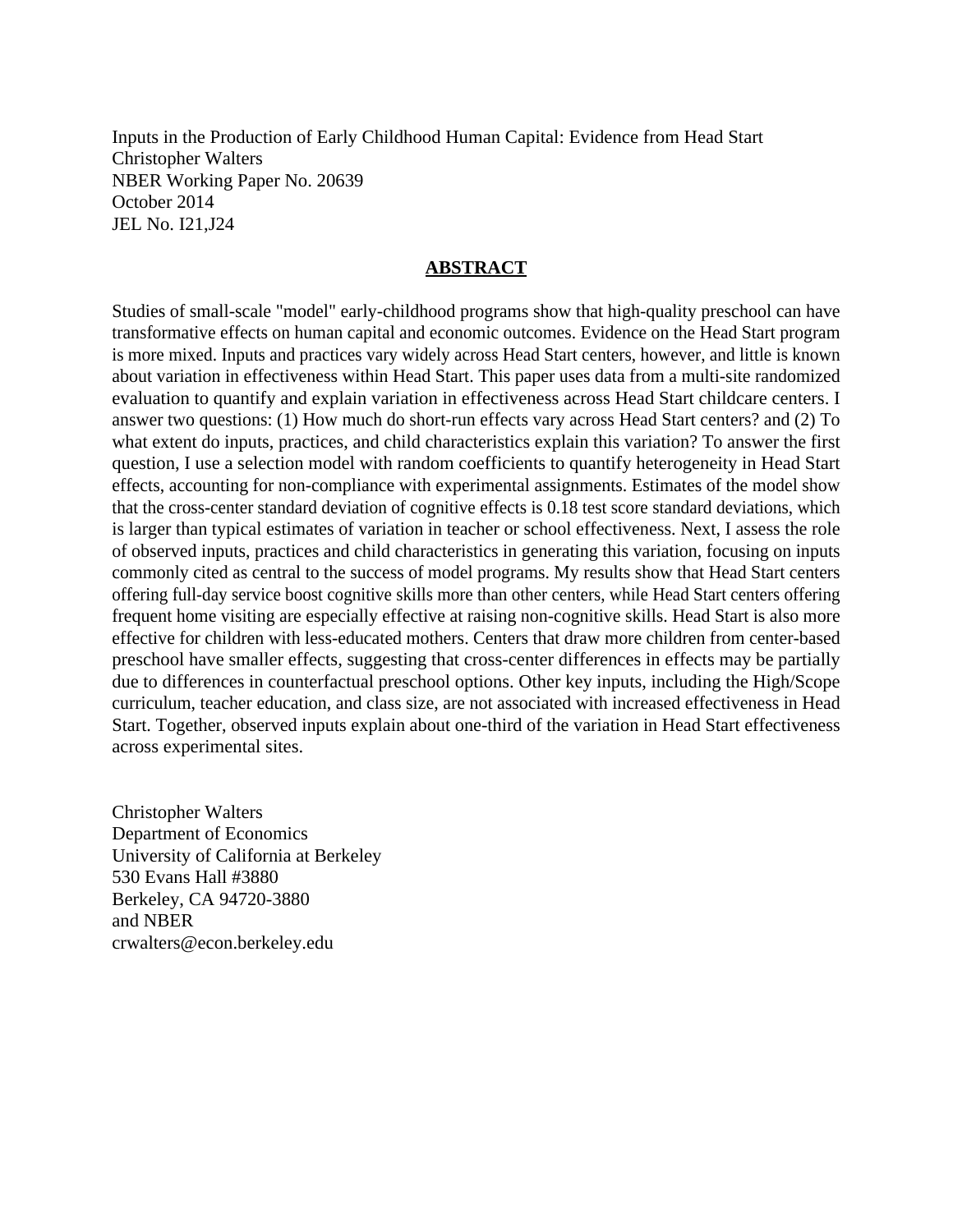Inputs in the Production of Early Childhood Human Capital: Evidence from Head Start
Christopher Walters
NBER Working Paper No. 20639
October 2014
JEL No. I21,J24

## ABSTRACT

Studies of small-scale "model" early-childhood programs show that high-quality preschool can have transformative effects on human capital and economic outcomes. Evidence on the Head Start program is more mixed. Inputs and practices vary widely across Head Start centers, however, and little is known about variation in effectiveness within Head Start. This paper uses data from a multi-site randomized evaluation to quantify and explain variation in effectiveness across Head Start childcare centers. I answer two questions: (1) How much do short-run effects vary across Head Start centers? and (2) To what extent do inputs, practices, and child characteristics explain this variation? To answer the first question, I use a selection model with random coefficients to quantify heterogeneity in Head Start effects, accounting for non-compliance with experimental assignments. Estimates of the model show that the cross-center standard deviation of cognitive effects is 0.18 test score standard deviations, which is larger than typical estimates of variation in teacher or school effectiveness. Next, I assess the role of observed inputs, practices and child characteristics in generating this variation, focusing on inputs commonly cited as central to the success of model programs. My results show that Head Start centers offering full-day service boost cognitive skills more than other centers, while Head Start centers offering frequent home visiting are especially effective at raising non-cognitive skills. Head Start is also more effective for children with less-educated mothers. Centers that draw more children from center-based preschool have smaller effects, suggesting that cross-center differences in effects may be partially due to differences in counterfactual preschool options. Other key inputs, including the High/Scope curriculum, teacher education, and class size, are not associated with increased effectiveness in Head Start. Together, observed inputs explain about one-third of the variation in Head Start effectiveness across experimental sites.

Christopher Walters
Department of Economics
University of California at Berkeley
530 Evans Hall #3880
Berkeley, CA 94720-3880
and NBER
crwalters@econ.berkeley.edu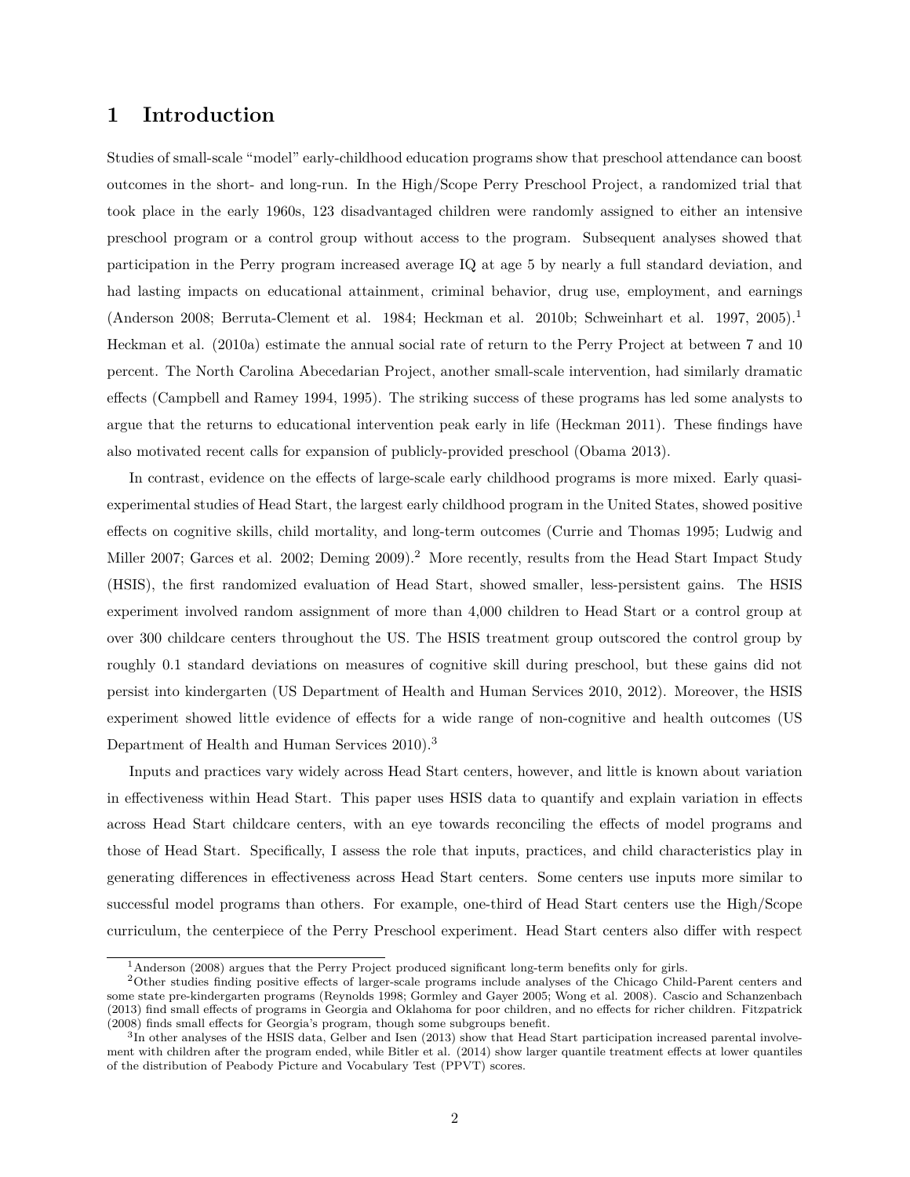# 1 Introduction

Studies of small-scale "model" early-childhood education programs show that preschool attendance can boost outcomes in the short- and long-run. In the High/Scope Perry Preschool Project, a randomized trial that took place in the early 1960s, 123 disadvantaged children were randomly assigned to either an intensive preschool program or a control group without access to the program. Subsequent analyses showed that participation in the Perry program increased average IQ at age 5 by nearly a full standard deviation, and had lasting impacts on educational attainment, criminal behavior, drug use, employment, and earnings (Anderson 2008; Berruta-Clement et al. 1984; Heckman et al. 2010b; Schweinhart et al. 1997, 2005).[1] Heckman et al. (2010a) estimate the annual social rate of return to the Perry Project at between 7 and 10 percent. The North Carolina Abecedarian Project, another small-scale intervention, had similarly dramatic effects (Campbell and Ramey 1994, 1995). The striking success of these programs has led some analysts to argue that the returns to educational intervention peak early in life (Heckman 2011). These findings have also motivated recent calls for expansion of publicly-provided preschool (Obama 2013).

In contrast, evidence on the effects of large-scale early childhood programs is more mixed. Early quasi-experimental studies of Head Start, the largest early childhood program in the United States, showed positive effects on cognitive skills, child mortality, and long-term outcomes (Currie and Thomas 1995; Ludwig and Miller 2007; Garces et al. 2002; Deming 2009).[2] More recently, results from the Head Start Impact Study (HSIS), the first randomized evaluation of Head Start, showed smaller, less-persistent gains. The HSIS experiment involved random assignment of more than 4,000 children to Head Start or a control group at over 300 childcare centers throughout the US. The HSIS treatment group outscored the control group by roughly 0.1 standard deviations on measures of cognitive skill during preschool, but these gains did not persist into kindergarten (US Department of Health and Human Services 2010, 2012). Moreover, the HSIS experiment showed little evidence of effects for a wide range of non-cognitive and health outcomes (US Department of Health and Human Services 2010).[3]

Inputs and practices vary widely across Head Start centers, however, and little is known about variation in effectiveness within Head Start. This paper uses HSIS data to quantify and explain variation in effects across Head Start childcare centers, with an eye towards reconciling the effects of model programs and those of Head Start. Specifically, I assess the role that inputs, practices, and child characteristics play in generating differences in effectiveness across Head Start centers. Some centers use inputs more similar to successful model programs than others. For example, one-third of Head Start centers use the High/Scope curriculum, the centerpiece of the Perry Preschool experiment. Head Start centers also differ with respect

[1] Anderson (2008) argues that the Perry Project produced significant long-term benefits only for girls.

[2] Other studies finding positive effects of larger-scale programs include analyses of the Chicago Child-Parent centers and some state pre-kindergarten programs (Reynolds 1998; Gormley and Gayer 2005; Wong et al. 2008). Cascio and Schanzenbach (2013) find small effects of programs in Georgia and Oklahoma for poor children, and no effects for richer children. Fitzpatrick (2008) finds small effects for Georgia's program, though some subgroups benefit.

[3] In other analyses of the HSIS data, Gelber and Isen (2013) show that Head Start participation increased parental involvement with children after the program ended, while Bitler et al. (2014) show larger quantile treatment effects at lower quantiles of the distribution of Peabody Picture and Vocabulary Test (PPVT) scores.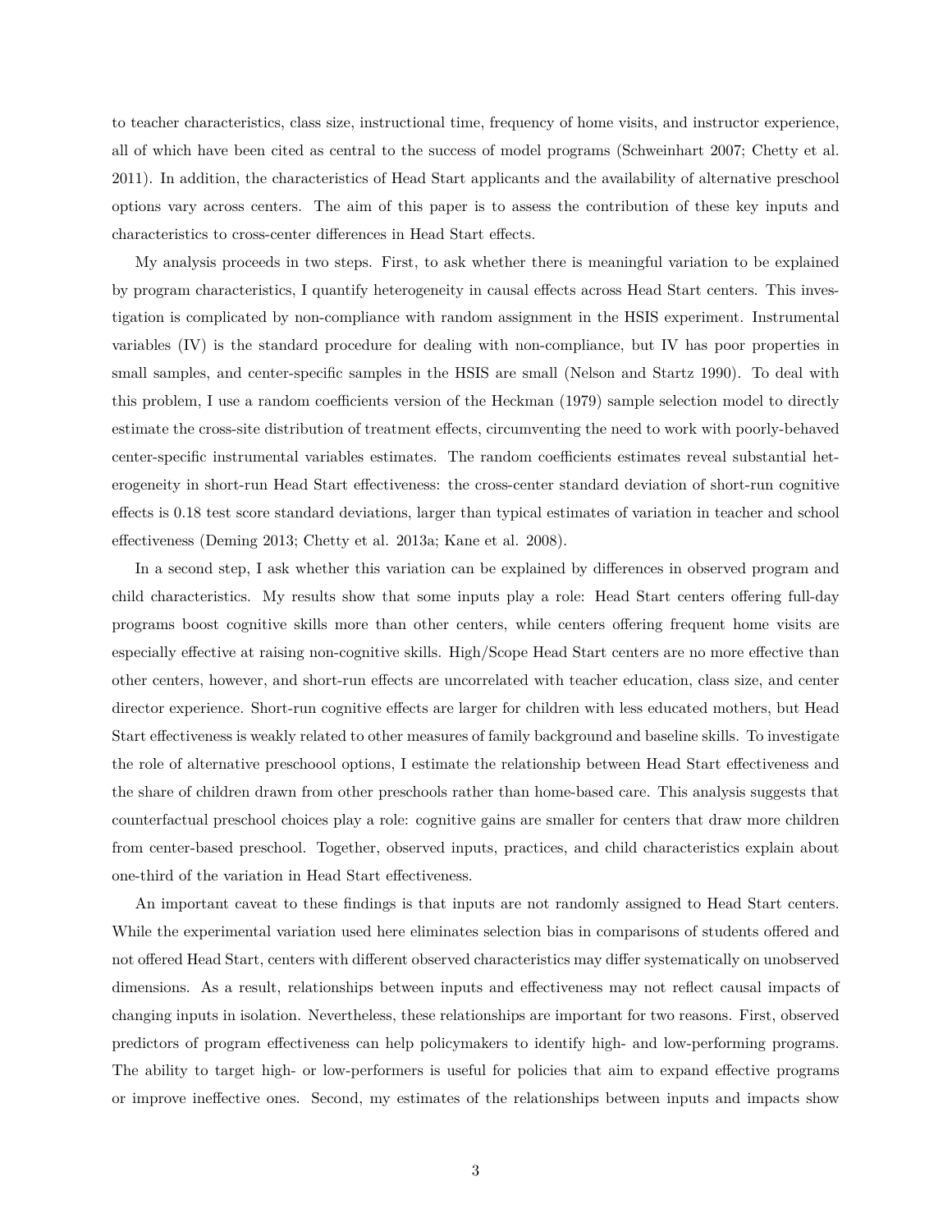to teacher characteristics, class size, instructional time, frequency of home visits, and instructor experience, all of which have been cited as central to the success of model programs (Schweinhart 2007; Chetty et al. 2011). In addition, the characteristics of Head Start applicants and the availability of alternative preschool options vary across centers. The aim of this paper is to assess the contribution of these key inputs and characteristics to cross-center differences in Head Start effects.

My analysis proceeds in two steps. First, to ask whether there is meaningful variation to be explained by program characteristics, I quantify heterogeneity in causal effects across Head Start centers. This investigation is complicated by non-compliance with random assignment in the HSIS experiment. Instrumental variables (IV) is the standard procedure for dealing with non-compliance, but IV has poor properties in small samples, and center-specific samples in the HSIS are small (Nelson and Startz 1990). To deal with this problem, I use a random coefficients version of the Heckman (1979) sample selection model to directly estimate the cross-site distribution of treatment effects, circumventing the need to work with poorly-behaved center-specific instrumental variables estimates. The random coefficients estimates reveal substantial heterogeneity in short-run Head Start effectiveness: the cross-center standard deviation of short-run cognitive effects is 0.18 test score standard deviations, larger than typical estimates of variation in teacher and school effectiveness (Deming 2013; Chetty et al. 2013a; Kane et al. 2008).

In a second step, I ask whether this variation can be explained by differences in observed program and child characteristics. My results show that some inputs play a role: Head Start centers offering full-day programs boost cognitive skills more than other centers, while centers offering frequent home visits are especially effective at raising non-cognitive skills. High/Scope Head Start centers are no more effective than other centers, however, and short-run effects are uncorrelated with teacher education, class size, and center director experience. Short-run cognitive effects are larger for children with less educated mothers, but Head Start effectiveness is weakly related to other measures of family background and baseline skills. To investigate the role of alternative preschoool options, I estimate the relationship between Head Start effectiveness and the share of children drawn from other preschools rather than home-based care. This analysis suggests that counterfactual preschool choices play a role: cognitive gains are smaller for centers that draw more children from center-based preschool. Together, observed inputs, practices, and child characteristics explain about one-third of the variation in Head Start effectiveness.

An important caveat to these findings is that inputs are not randomly assigned to Head Start centers. While the experimental variation used here eliminates selection bias in comparisons of students offered and not offered Head Start, centers with different observed characteristics may differ systematically on unobserved dimensions. As a result, relationships between inputs and effectiveness may not reflect causal impacts of changing inputs in isolation. Nevertheless, these relationships are important for two reasons. First, observed predictors of program effectiveness can help policymakers to identify high- and low-performing programs. The ability to target high- or low-performers is useful for policies that aim to expand effective programs or improve ineffective ones. Second, my estimates of the relationships between inputs and impacts show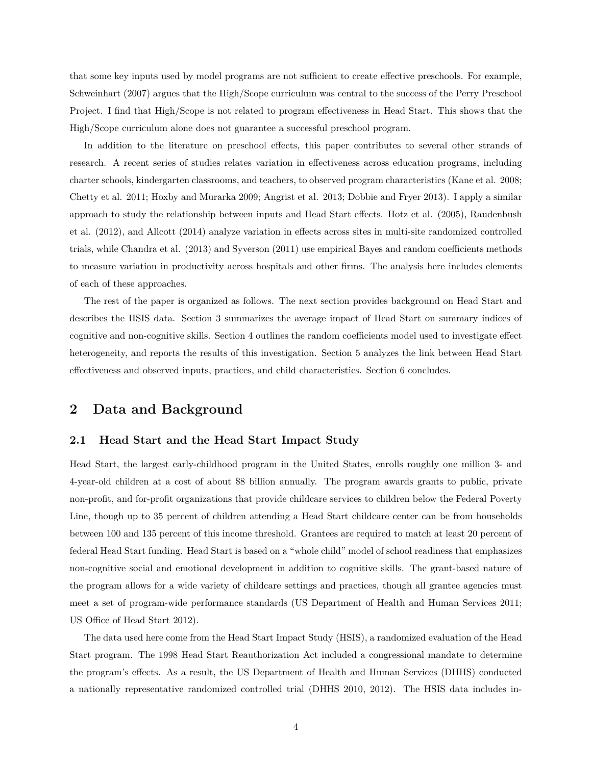that some key inputs used by model programs are not sufficient to create effective preschools. For example, Schweinhart (2007) argues that the High/Scope curriculum was central to the success of the Perry Preschool Project. I find that High/Scope is not related to program effectiveness in Head Start. This shows that the High/Scope curriculum alone does not guarantee a successful preschool program.

In addition to the literature on preschool effects, this paper contributes to several other strands of research. A recent series of studies relates variation in effectiveness across education programs, including charter schools, kindergarten classrooms, and teachers, to observed program characteristics (Kane et al. 2008; Chetty et al. 2011; Hoxby and Murarka 2009; Angrist et al. 2013; Dobbie and Fryer 2013). I apply a similar approach to study the relationship between inputs and Head Start effects. Hotz et al. (2005), Raudenbush et al. (2012), and Allcott (2014) analyze variation in effects across sites in multi-site randomized controlled trials, while Chandra et al. (2013) and Syverson (2011) use empirical Bayes and random coefficients methods to measure variation in productivity across hospitals and other firms. The analysis here includes elements of each of these approaches.

The rest of the paper is organized as follows. The next section provides background on Head Start and describes the HSIS data. Section 3 summarizes the average impact of Head Start on summary indices of cognitive and non-cognitive skills. Section 4 outlines the random coefficients model used to investigate effect heterogeneity, and reports the results of this investigation. Section 5 analyzes the link between Head Start effectiveness and observed inputs, practices, and child characteristics. Section 6 concludes.

# 2 Data and Background

## 2.1 Head Start and the Head Start Impact Study

Head Start, the largest early-childhood program in the United States, enrolls roughly one million 3- and 4-year-old children at a cost of about \$8 billion annually. The program awards grants to public, private non-profit, and for-profit organizations that provide childcare services to children below the Federal Poverty Line, though up to 35 percent of children attending a Head Start childcare center can be from households between 100 and 135 percent of this income threshold. Grantees are required to match at least 20 percent of federal Head Start funding. Head Start is based on a "whole child" model of school readiness that emphasizes non-cognitive social and emotional development in addition to cognitive skills. The grant-based nature of the program allows for a wide variety of childcare settings and practices, though all grantee agencies must meet a set of program-wide performance standards (US Department of Health and Human Services 2011; US Office of Head Start 2012).

The data used here come from the Head Start Impact Study (HSIS), a randomized evaluation of the Head Start program. The 1998 Head Start Reauthorization Act included a congressional mandate to determine the program's effects. As a result, the US Department of Health and Human Services (DHHS) conducted a nationally representative randomized controlled trial (DHHS 2010, 2012). The HSIS data includes in-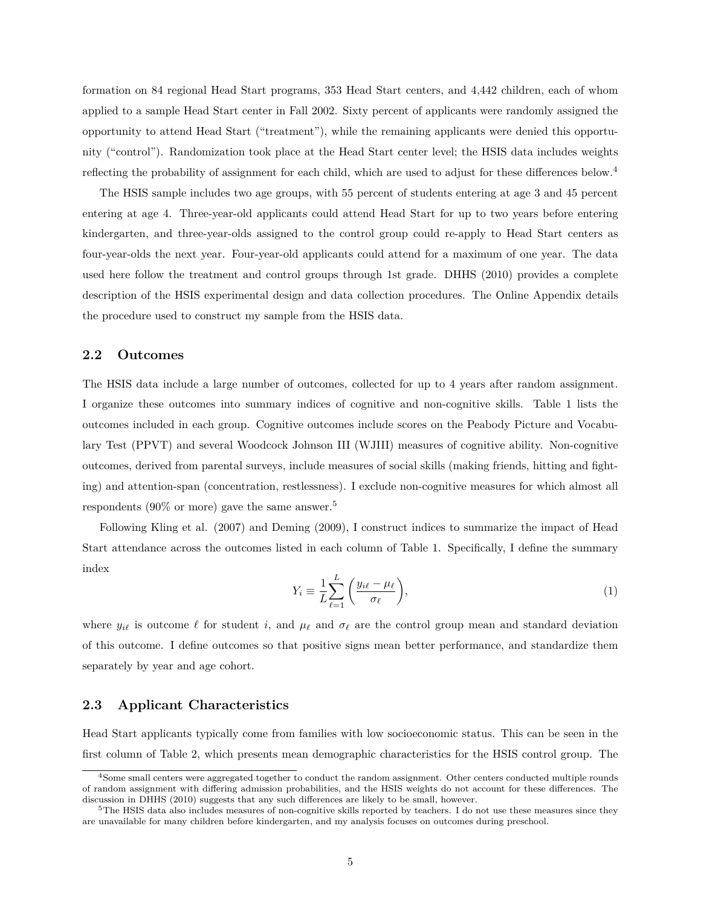formation on 84 regional Head Start programs, 353 Head Start centers, and 4,442 children, each of whom applied to a sample Head Start center in Fall 2002. Sixty percent of applicants were randomly assigned the opportunity to attend Head Start ("treatment"), while the remaining applicants were denied this opportunity ("control"). Randomization took place at the Head Start center level; the HSIS data includes weights reflecting the probability of assignment for each child, which are used to adjust for these differences below.[4]

The HSIS sample includes two age groups, with 55 percent of students entering at age 3 and 45 percent entering at age 4. Three-year-old applicants could attend Head Start for up to two years before entering kindergarten, and three-year-olds assigned to the control group could re-apply to Head Start centers as four-year-olds the next year. Four-year-old applicants could attend for a maximum of one year. The data used here follow the treatment and control groups through 1st grade. DHHS (2010) provides a complete description of the HSIS experimental design and data collection procedures. The Online Appendix details the procedure used to construct my sample from the HSIS data.

## 2.2 Outcomes

The HSIS data include a large number of outcomes, collected for up to 4 years after random assignment. I organize these outcomes into summary indices of cognitive and non-cognitive skills. Table 1 lists the outcomes included in each group. Cognitive outcomes include scores on the Peabody Picture and Vocabulary Test (PPVT) and several Woodcock Johnson III (WJIII) measures of cognitive ability. Non-cognitive outcomes, derived from parental surveys, include measures of social skills (making friends, hitting and fighting) and attention-span (concentration, restlessness). I exclude non-cognitive measures for which almost all respondents (90% or more) gave the same answer.[5]

Following Kling et al. (2007) and Deming (2009), I construct indices to summarize the impact of Head Start attendance across the outcomes listed in each column of Table 1. Specifically, I define the summary index

$$Y_i \equiv \frac{1}{L}\sum_{\ell=1}^{L}\left(\frac{y_{i\ell}-\mu_\ell}{\sigma_\ell}\right), \tag{1}$$

where $y_{i\ell}$ is outcome $\ell$ for student $i$, and $\mu_\ell$ and $\sigma_\ell$ are the control group mean and standard deviation of this outcome. I define outcomes so that positive signs mean better performance, and standardize them separately by year and age cohort.

## 2.3 Applicant Characteristics

Head Start applicants typically come from families with low socioeconomic status. This can be seen in the first column of Table 2, which presents mean demographic characteristics for the HSIS control group. The

[4] Some small centers were aggregated together to conduct the random assignment. Other centers conducted multiple rounds of random assignment with differing admission probabilities, and the HSIS weights do not account for these differences. The discussion in DHHS (2010) suggests that any such differences are likely to be small, however.

[5] The HSIS data also includes measures of non-cognitive skills reported by teachers. I do not use these measures since they are unavailable for many children before kindergarten, and my analysis focuses on outcomes during preschool.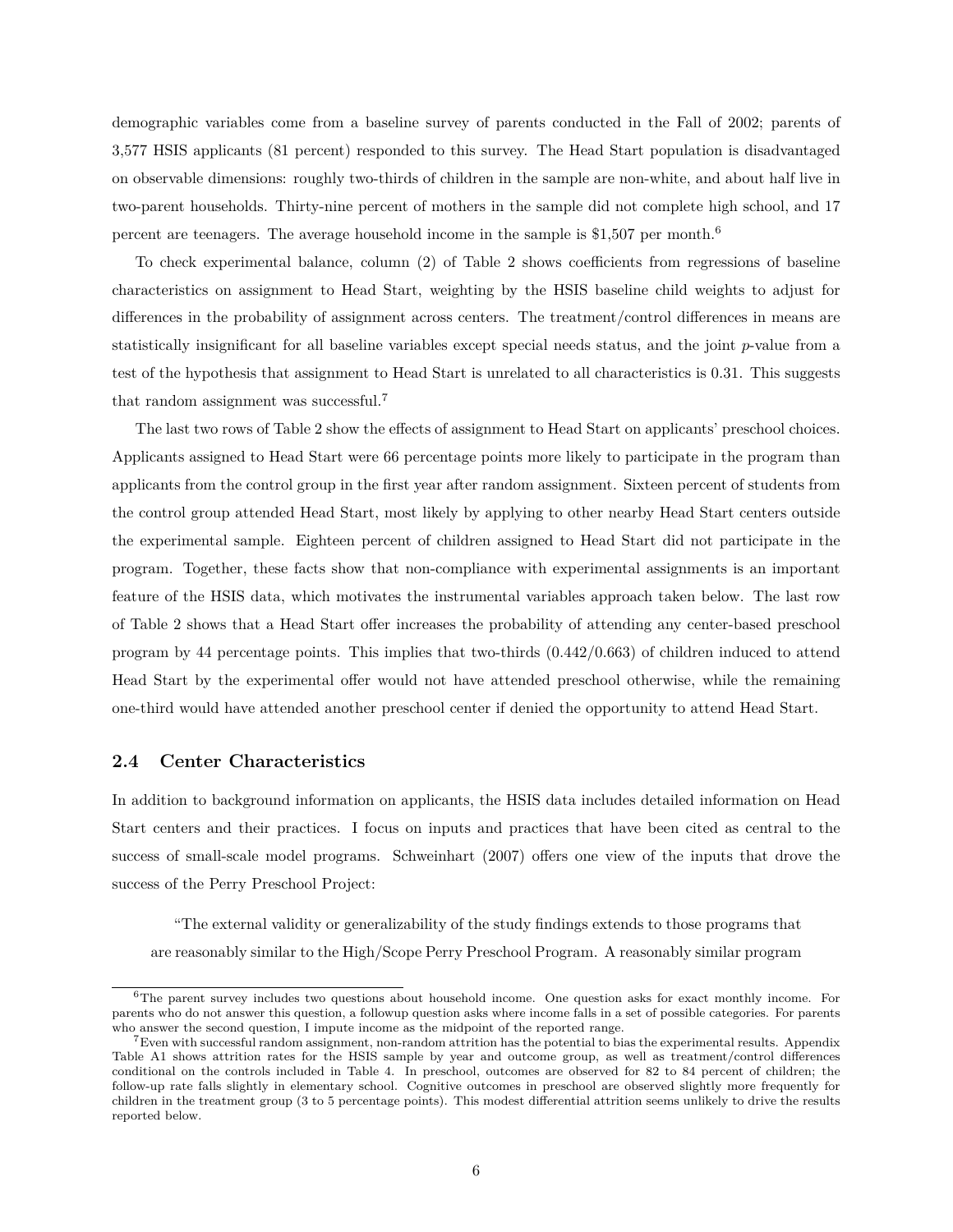demographic variables come from a baseline survey of parents conducted in the Fall of 2002; parents of 3,577 HSIS applicants (81 percent) responded to this survey. The Head Start population is disadvantaged on observable dimensions: roughly two-thirds of children in the sample are non-white, and about half live in two-parent households. Thirty-nine percent of mothers in the sample did not complete high school, and 17 percent are teenagers. The average household income in the sample is $1,507 per month.[6]

To check experimental balance, column (2) of Table 2 shows coefficients from regressions of baseline characteristics on assignment to Head Start, weighting by the HSIS baseline child weights to adjust for differences in the probability of assignment across centers. The treatment/control differences in means are statistically insignificant for all baseline variables except special needs status, and the joint *p*-value from a test of the hypothesis that assignment to Head Start is unrelated to all characteristics is 0.31. This suggests that random assignment was successful.[7]

The last two rows of Table 2 show the effects of assignment to Head Start on applicants' preschool choices. Applicants assigned to Head Start were 66 percentage points more likely to participate in the program than applicants from the control group in the first year after random assignment. Sixteen percent of students from the control group attended Head Start, most likely by applying to other nearby Head Start centers outside the experimental sample. Eighteen percent of children assigned to Head Start did not participate in the program. Together, these facts show that non-compliance with experimental assignments is an important feature of the HSIS data, which motivates the instrumental variables approach taken below. The last row of Table 2 shows that a Head Start offer increases the probability of attending any center-based preschool program by 44 percentage points. This implies that two-thirds (0.442/0.663) of children induced to attend Head Start by the experimental offer would not have attended preschool otherwise, while the remaining one-third would have attended another preschool center if denied the opportunity to attend Head Start.

## 2.4 Center Characteristics

In addition to background information on applicants, the HSIS data includes detailed information on Head Start centers and their practices. I focus on inputs and practices that have been cited as central to the success of small-scale model programs. Schweinhart (2007) offers one view of the inputs that drove the success of the Perry Preschool Project:

> "The external validity or generalizability of the study findings extends to those programs that are reasonably similar to the High/Scope Perry Preschool Program. A reasonably similar program

---

[6] The parent survey includes two questions about household income. One question asks for exact monthly income. For parents who do not answer this question, a followup question asks where income falls in a set of possible categories. For parents who answer the second question, I impute income as the midpoint of the reported range.

[7] Even with successful random assignment, non-random attrition has the potential to bias the experimental results. Appendix Table A1 shows attrition rates for the HSIS sample by year and outcome group, as well as treatment/control differences conditional on the controls included in Table 4. In preschool, outcomes are observed for 82 to 84 percent of children; the follow-up rate falls slightly in elementary school. Cognitive outcomes in preschool are observed slightly more frequently for children in the treatment group (3 to 5 percentage points). This modest differential attrition seems unlikely to drive the results reported below.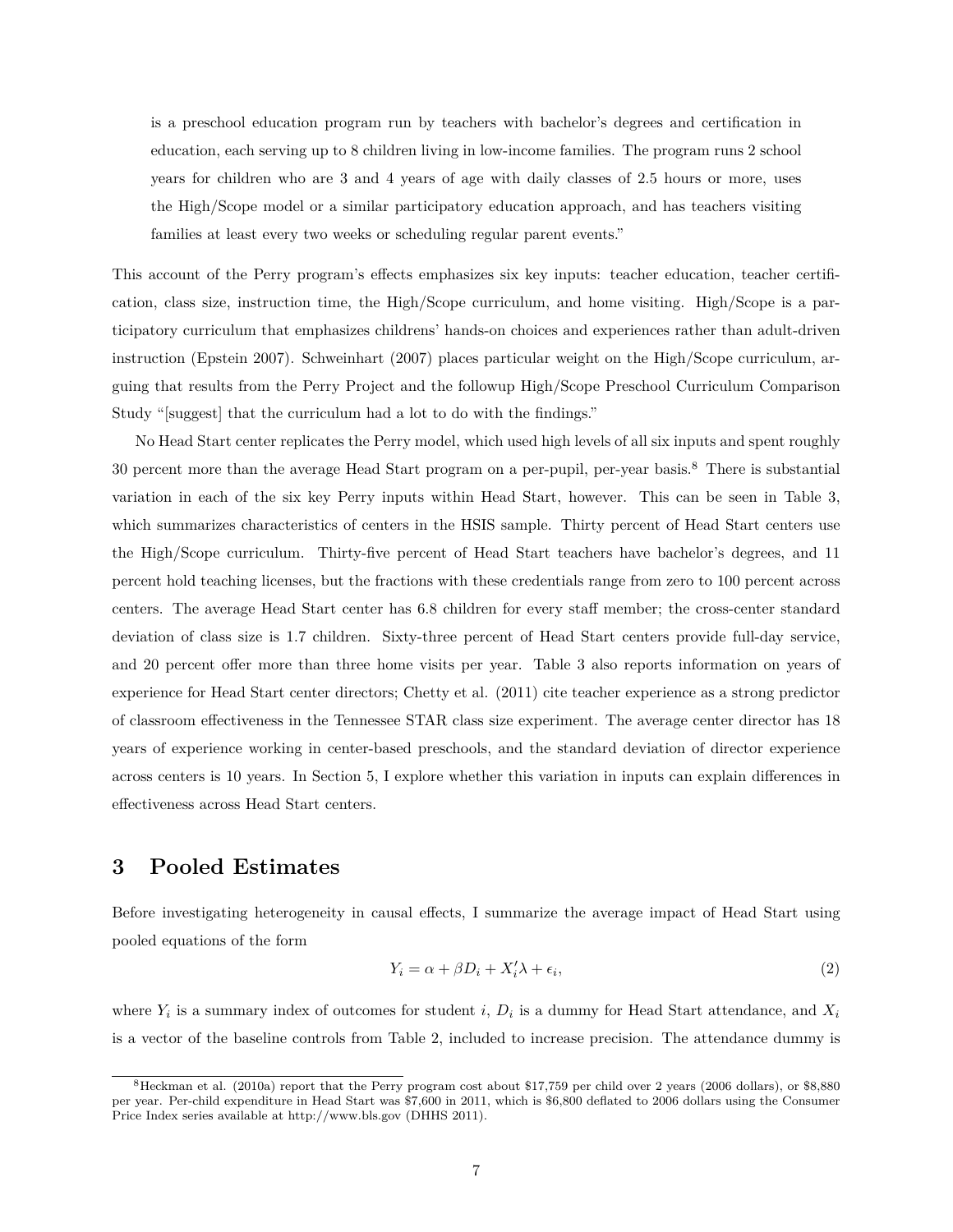> is a preschool education program run by teachers with bachelor's degrees and certification in education, each serving up to 8 children living in low-income families. The program runs 2 school years for children who are 3 and 4 years of age with daily classes of 2.5 hours or more, uses the High/Scope model or a similar participatory education approach, and has teachers visiting families at least every two weeks or scheduling regular parent events."

This account of the Perry program's effects emphasizes six key inputs: teacher education, teacher certification, class size, instruction time, the High/Scope curriculum, and home visiting. High/Scope is a participatory curriculum that emphasizes childrens' hands-on choices and experiences rather than adult-driven instruction (Epstein 2007). Schweinhart (2007) places particular weight on the High/Scope curriculum, arguing that results from the Perry Project and the followup High/Scope Preschool Curriculum Comparison Study "[suggest] that the curriculum had a lot to do with the findings."

No Head Start center replicates the Perry model, which used high levels of all six inputs and spent roughly 30 percent more than the average Head Start program on a per-pupil, per-year basis.[8] There is substantial variation in each of the six key Perry inputs within Head Start, however. This can be seen in Table 3, which summarizes characteristics of centers in the HSIS sample. Thirty percent of Head Start centers use the High/Scope curriculum. Thirty-five percent of Head Start teachers have bachelor's degrees, and 11 percent hold teaching licenses, but the fractions with these credentials range from zero to 100 percent across centers. The average Head Start center has 6.8 children for every staff member; the cross-center standard deviation of class size is 1.7 children. Sixty-three percent of Head Start centers provide full-day service, and 20 percent offer more than three home visits per year. Table 3 also reports information on years of experience for Head Start center directors; Chetty et al. (2011) cite teacher experience as a strong predictor of classroom effectiveness in the Tennessee STAR class size experiment. The average center director has 18 years of experience working in center-based preschools, and the standard deviation of director experience across centers is 10 years. In Section 5, I explore whether this variation in inputs can explain differences in effectiveness across Head Start centers.

## 3 Pooled Estimates

Before investigating heterogeneity in causal effects, I summarize the average impact of Head Start using pooled equations of the form

$$Y_i = \alpha + \beta D_i + X_i'\lambda + \epsilon_i, \tag{2}$$

where $Y_i$ is a summary index of outcomes for student $i$, $D_i$ is a dummy for Head Start attendance, and $X_i$ is a vector of the baseline controls from Table 2, included to increase precision. The attendance dummy is

[8] Heckman et al. (2010a) report that the Perry program cost about $17,759 per child over 2 years (2006 dollars), or $8,880 per year. Per-child expenditure in Head Start was $7,600 in 2011, which is $6,800 deflated to 2006 dollars using the Consumer Price Index series available at http://www.bls.gov (DHHS 2011).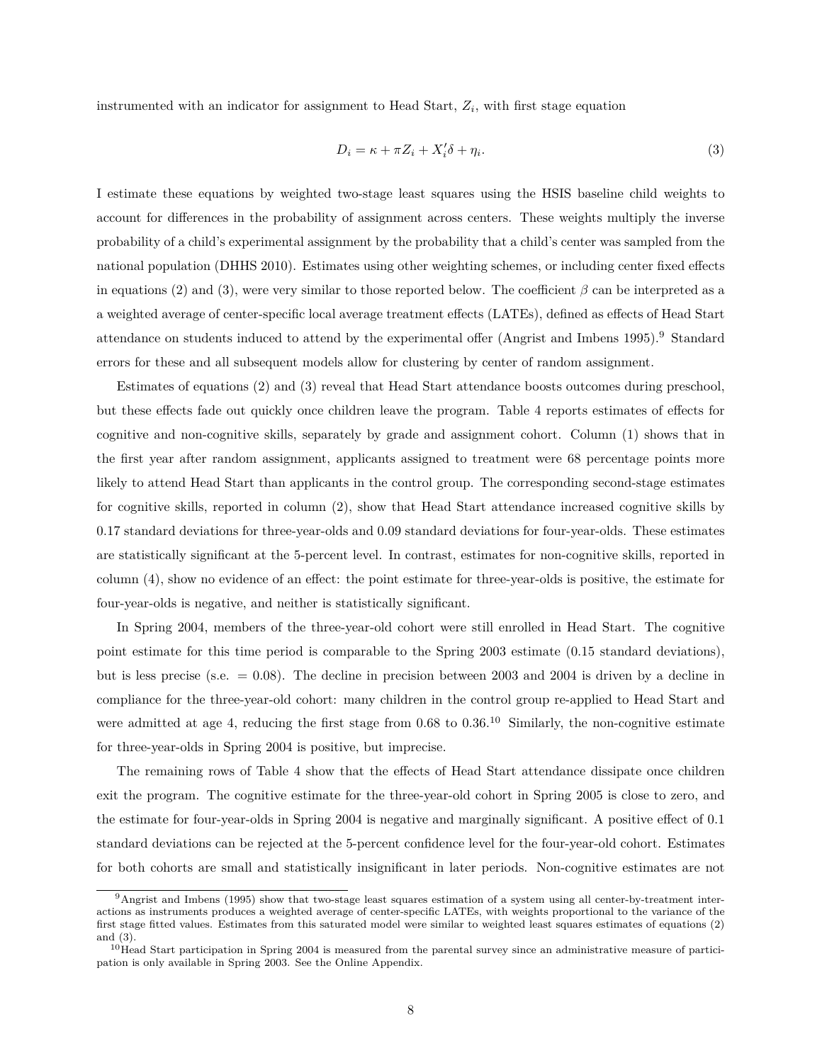instrumented with an indicator for assignment to Head Start, $Z_i$, with first stage equation

$$D_i = \kappa + \pi Z_i + X_i'\delta + \eta_i. \tag{3}$$

I estimate these equations by weighted two-stage least squares using the HSIS baseline child weights to account for differences in the probability of assignment across centers. These weights multiply the inverse probability of a child's experimental assignment by the probability that a child's center was sampled from the national population (DHHS 2010). Estimates using other weighting schemes, or including center fixed effects in equations (2) and (3), were very similar to those reported below. The coefficient $\beta$ can be interpreted as a a weighted average of center-specific local average treatment effects (LATEs), defined as effects of Head Start attendance on students induced to attend by the experimental offer (Angrist and Imbens 1995).[9] Standard errors for these and all subsequent models allow for clustering by center of random assignment.

Estimates of equations (2) and (3) reveal that Head Start attendance boosts outcomes during preschool, but these effects fade out quickly once children leave the program. Table 4 reports estimates of effects for cognitive and non-cognitive skills, separately by grade and assignment cohort. Column (1) shows that in the first year after random assignment, applicants assigned to treatment were 68 percentage points more likely to attend Head Start than applicants in the control group. The corresponding second-stage estimates for cognitive skills, reported in column (2), show that Head Start attendance increased cognitive skills by 0.17 standard deviations for three-year-olds and 0.09 standard deviations for four-year-olds. These estimates are statistically significant at the 5-percent level. In contrast, estimates for non-cognitive skills, reported in column (4), show no evidence of an effect: the point estimate for three-year-olds is positive, the estimate for four-year-olds is negative, and neither is statistically significant.

In Spring 2004, members of the three-year-old cohort were still enrolled in Head Start. The cognitive point estimate for this time period is comparable to the Spring 2003 estimate (0.15 standard deviations), but is less precise (s.e. = 0.08). The decline in precision between 2003 and 2004 is driven by a decline in compliance for the three-year-old cohort: many children in the control group re-applied to Head Start and were admitted at age 4, reducing the first stage from 0.68 to 0.36.[10] Similarly, the non-cognitive estimate for three-year-olds in Spring 2004 is positive, but imprecise.

The remaining rows of Table 4 show that the effects of Head Start attendance dissipate once children exit the program. The cognitive estimate for the three-year-old cohort in Spring 2005 is close to zero, and the estimate for four-year-olds in Spring 2004 is negative and marginally significant. A positive effect of 0.1 standard deviations can be rejected at the 5-percent confidence level for the four-year-old cohort. Estimates for both cohorts are small and statistically insignificant in later periods. Non-cognitive estimates are not

[9] Angrist and Imbens (1995) show that two-stage least squares estimation of a system using all center-by-treatment interactions as instruments produces a weighted average of center-specific LATEs, with weights proportional to the variance of the first stage fitted values. Estimates from this saturated model were similar to weighted least squares estimates of equations (2) and (3).

[10] Head Start participation in Spring 2004 is measured from the parental survey since an administrative measure of participation is only available in Spring 2003. See the Online Appendix.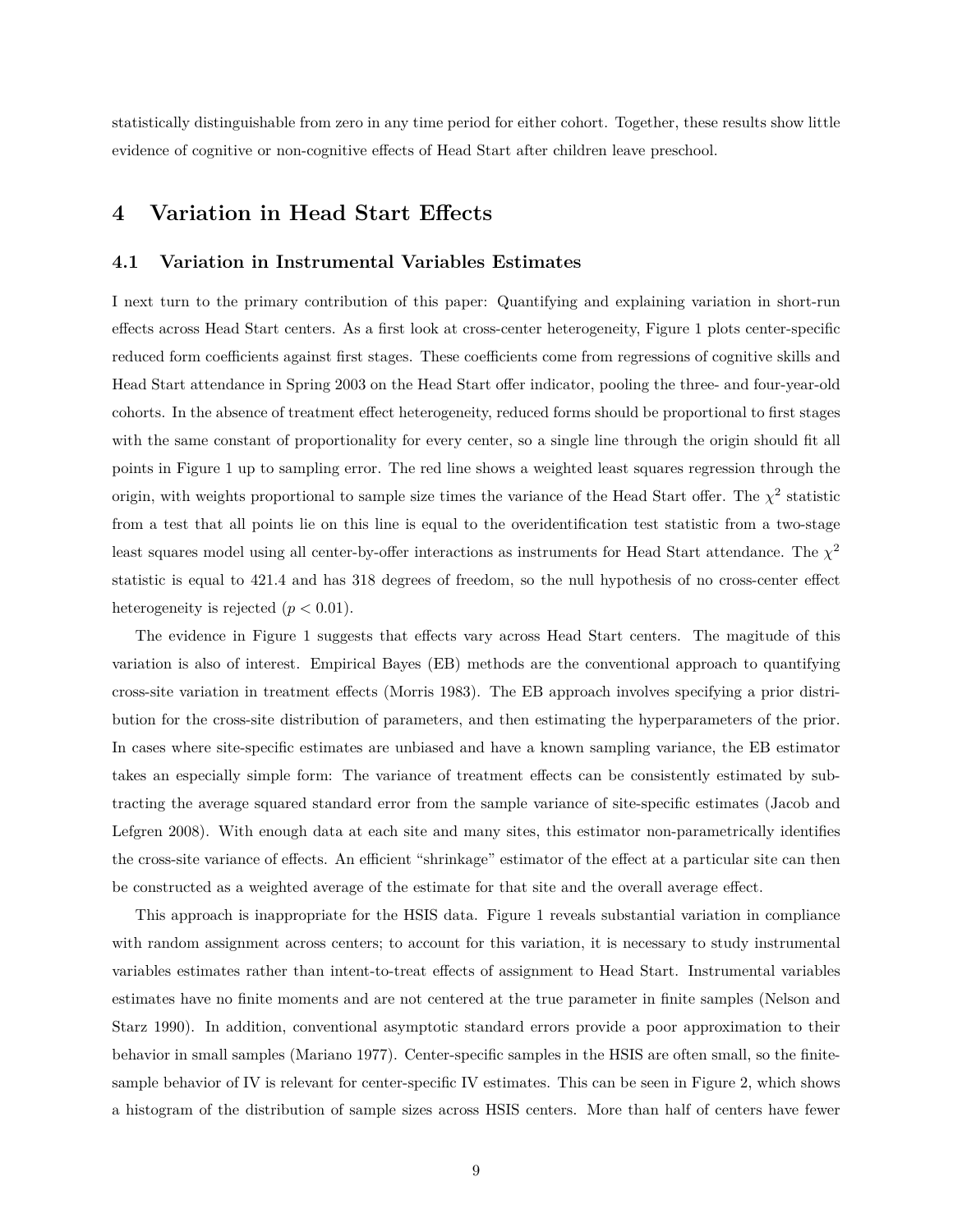statistically distinguishable from zero in any time period for either cohort. Together, these results show little evidence of cognitive or non-cognitive effects of Head Start after children leave preschool.

# 4 Variation in Head Start Effects

## 4.1 Variation in Instrumental Variables Estimates

I next turn to the primary contribution of this paper: Quantifying and explaining variation in short-run effects across Head Start centers. As a first look at cross-center heterogeneity, Figure 1 plots center-specific reduced form coefficients against first stages. These coefficients come from regressions of cognitive skills and Head Start attendance in Spring 2003 on the Head Start offer indicator, pooling the three- and four-year-old cohorts. In the absence of treatment effect heterogeneity, reduced forms should be proportional to first stages with the same constant of proportionality for every center, so a single line through the origin should fit all points in Figure 1 up to sampling error. The red line shows a weighted least squares regression through the origin, with weights proportional to sample size times the variance of the Head Start offer. The $\chi^2$ statistic from a test that all points lie on this line is equal to the overidentification test statistic from a two-stage least squares model using all center-by-offer interactions as instruments for Head Start attendance. The $\chi^2$ statistic is equal to 421.4 and has 318 degrees of freedom, so the null hypothesis of no cross-center effect heterogeneity is rejected ($p < 0.01$).

The evidence in Figure 1 suggests that effects vary across Head Start centers. The magitude of this variation is also of interest. Empirical Bayes (EB) methods are the conventional approach to quantifying cross-site variation in treatment effects (Morris 1983). The EB approach involves specifying a prior distribution for the cross-site distribution of parameters, and then estimating the hyperparameters of the prior. In cases where site-specific estimates are unbiased and have a known sampling variance, the EB estimator takes an especially simple form: The variance of treatment effects can be consistently estimated by subtracting the average squared standard error from the sample variance of site-specific estimates (Jacob and Lefgren 2008). With enough data at each site and many sites, this estimator non-parametrically identifies the cross-site variance of effects. An efficient "shrinkage" estimator of the effect at a particular site can then be constructed as a weighted average of the estimate for that site and the overall average effect.

This approach is inappropriate for the HSIS data. Figure 1 reveals substantial variation in compliance with random assignment across centers; to account for this variation, it is necessary to study instrumental variables estimates rather than intent-to-treat effects of assignment to Head Start. Instrumental variables estimates have no finite moments and are not centered at the true parameter in finite samples (Nelson and Starz 1990). In addition, conventional asymptotic standard errors provide a poor approximation to their behavior in small samples (Mariano 1977). Center-specific samples in the HSIS are often small, so the finite-sample behavior of IV is relevant for center-specific IV estimates. This can be seen in Figure 2, which shows a histogram of the distribution of sample sizes across HSIS centers. More than half of centers have fewer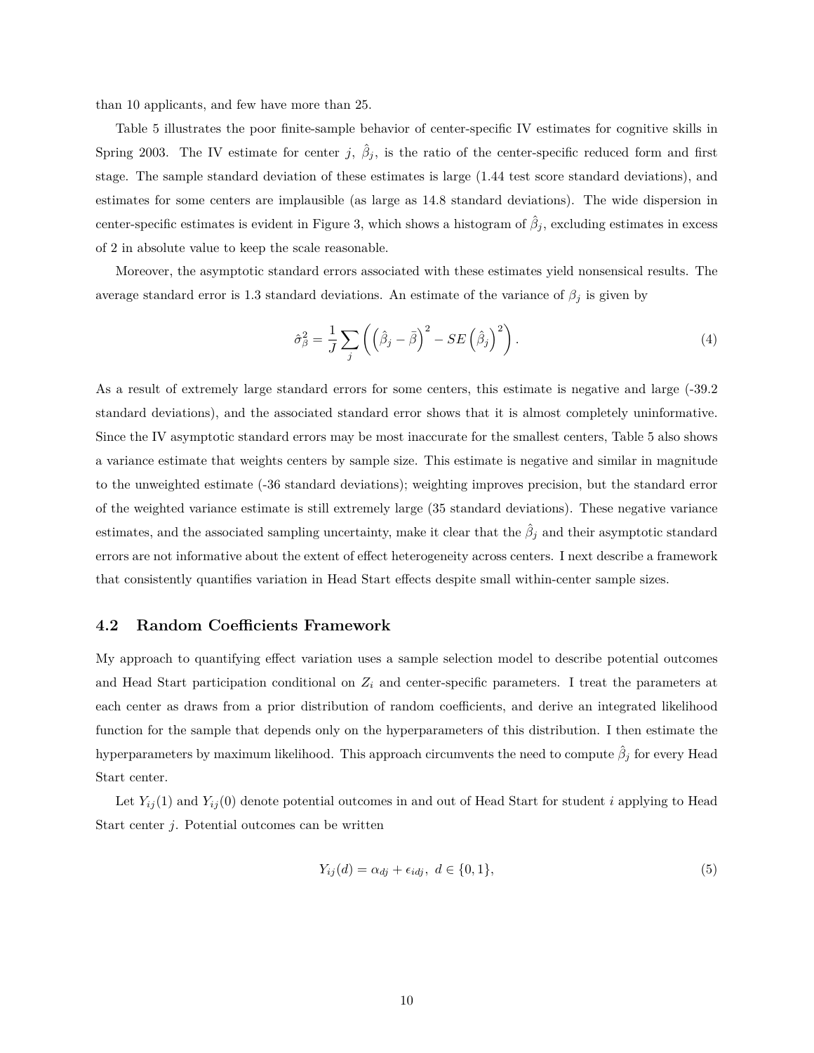than 10 applicants, and few have more than 25.

Table 5 illustrates the poor finite-sample behavior of center-specific IV estimates for cognitive skills in Spring 2003. The IV estimate for center $j$, $\hat{\beta}_j$, is the ratio of the center-specific reduced form and first stage. The sample standard deviation of these estimates is large (1.44 test score standard deviations), and estimates for some centers are implausible (as large as 14.8 standard deviations). The wide dispersion in center-specific estimates is evident in Figure 3, which shows a histogram of $\hat{\beta}_j$, excluding estimates in excess of 2 in absolute value to keep the scale reasonable.

Moreover, the asymptotic standard errors associated with these estimates yield nonsensical results. The average standard error is 1.3 standard deviations. An estimate of the variance of $\beta_j$ is given by

$$\hat{\sigma}_{\beta}^2 = \frac{1}{J} \sum_j \left( \left( \hat{\beta}_j - \bar{\beta} \right)^2 - SE \left( \hat{\beta}_j \right)^2 \right). \tag{4}$$

As a result of extremely large standard errors for some centers, this estimate is negative and large (-39.2 standard deviations), and the associated standard error shows that it is almost completely uninformative. Since the IV asymptotic standard errors may be most inaccurate for the smallest centers, Table 5 also shows a variance estimate that weights centers by sample size. This estimate is negative and similar in magnitude to the unweighted estimate (-36 standard deviations); weighting improves precision, but the standard error of the weighted variance estimate is still extremely large (35 standard deviations). These negative variance estimates, and the associated sampling uncertainty, make it clear that the $\hat{\beta}_j$ and their asymptotic standard errors are not informative about the extent of effect heterogeneity across centers. I next describe a framework that consistently quantifies variation in Head Start effects despite small within-center sample sizes.

## 4.2 Random Coefficients Framework

My approach to quantifying effect variation uses a sample selection model to describe potential outcomes and Head Start participation conditional on $Z_i$ and center-specific parameters. I treat the parameters at each center as draws from a prior distribution of random coefficients, and derive an integrated likelihood function for the sample that depends only on the hyperparameters of this distribution. I then estimate the hyperparameters by maximum likelihood. This approach circumvents the need to compute $\hat{\beta}_j$ for every Head Start center.

Let $Y_{ij}(1)$ and $Y_{ij}(0)$ denote potential outcomes in and out of Head Start for student $i$ applying to Head Start center $j$. Potential outcomes can be written

$$Y_{ij}(d) = \alpha_{dj} + \epsilon_{idj}, \; d \in \{0, 1\}, \tag{5}$$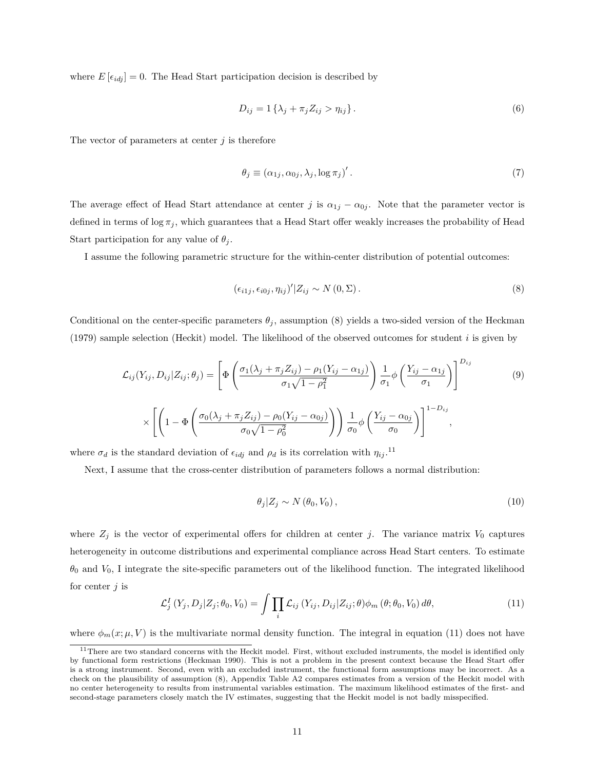where $E[\epsilon_{idj}] = 0$. The Head Start participation decision is described by

$$D_{ij} = 1\{\lambda_j + \pi_j Z_{ij} > \eta_{ij}\}. \tag{6}$$

The vector of parameters at center $j$ is therefore

$$\theta_j \equiv (\alpha_{1j}, \alpha_{0j}, \lambda_j, \log \pi_j)'. \tag{7}$$

The average effect of Head Start attendance at center $j$ is $\alpha_{1j} - \alpha_{0j}$. Note that the parameter vector is defined in terms of $\log \pi_j$, which guarantees that a Head Start offer weakly increases the probability of Head Start participation for any value of $\theta_j$.

I assume the following parametric structure for the within-center distribution of potential outcomes:

$$(\epsilon_{i1j}, \epsilon_{i0j}, \eta_{ij})'|Z_{ij} \sim N(0, \Sigma). \tag{8}$$

Conditional on the center-specific parameters $\theta_j$, assumption (8) yields a two-sided version of the Heckman (1979) sample selection (Heckit) model. The likelihood of the observed outcomes for student $i$ is given by

$$\mathcal{L}_{ij}(Y_{ij}, D_{ij}|Z_{ij};\theta_j) = \left[\Phi\left(\frac{\sigma_1(\lambda_j + \pi_j Z_{ij}) - \rho_1(Y_{ij} - \alpha_{1j})}{\sigma_1\sqrt{1-\rho_1^2}}\right)\frac{1}{\sigma_1}\phi\left(\frac{Y_{ij} - \alpha_{1j}}{\sigma_1}\right)\right]^{D_{ij}} \tag{9}$$

$$\times \left[\left(1 - \Phi\left(\frac{\sigma_0(\lambda_j + \pi_j Z_{ij}) - \rho_0(Y_{ij} - \alpha_{0j})}{\sigma_0\sqrt{1-\rho_0^2}}\right)\right)\frac{1}{\sigma_0}\phi\left(\frac{Y_{ij} - \alpha_{0j}}{\sigma_0}\right)\right]^{1-D_{ij}},$$

where $\sigma_d$ is the standard deviation of $\epsilon_{idj}$ and $\rho_d$ is its correlation with $\eta_{ij}$.[11]

Next, I assume that the cross-center distribution of parameters follows a normal distribution:

$$\theta_j|Z_j \sim N(\theta_0, V_0), \tag{10}$$

where $Z_j$ is the vector of experimental offers for children at center $j$. The variance matrix $V_0$ captures heterogeneity in outcome distributions and experimental compliance across Head Start centers. To estimate $\theta_0$ and $V_0$, I integrate the site-specific parameters out of the likelihood function. The integrated likelihood for center $j$ is

$$\mathcal{L}_j^I(Y_j, D_j|Z_j;\theta_0, V_0) = \int \prod_i \mathcal{L}_{ij}(Y_{ij}, D_{ij}|Z_{ij};\theta)\phi_m(\theta;\theta_0, V_0)\,d\theta, \tag{11}$$

where $\phi_m(x;\mu,V)$ is the multivariate normal density function. The integral in equation (11) does not have

[11] There are two standard concerns with the Heckit model. First, without excluded instruments, the model is identified only by functional form restrictions (Heckman 1990). This is not a problem in the present context because the Head Start offer is a strong instrument. Second, even with an excluded instrument, the functional form assumptions may be incorrect. As a check on the plausibility of assumption (8), Appendix Table A2 compares estimates from a version of the Heckit model with no center heterogeneity to results from instrumental variables estimation. The maximum likelihood estimates of the first- and second-stage parameters closely match the IV estimates, suggesting that the Heckit model is not badly misspecified.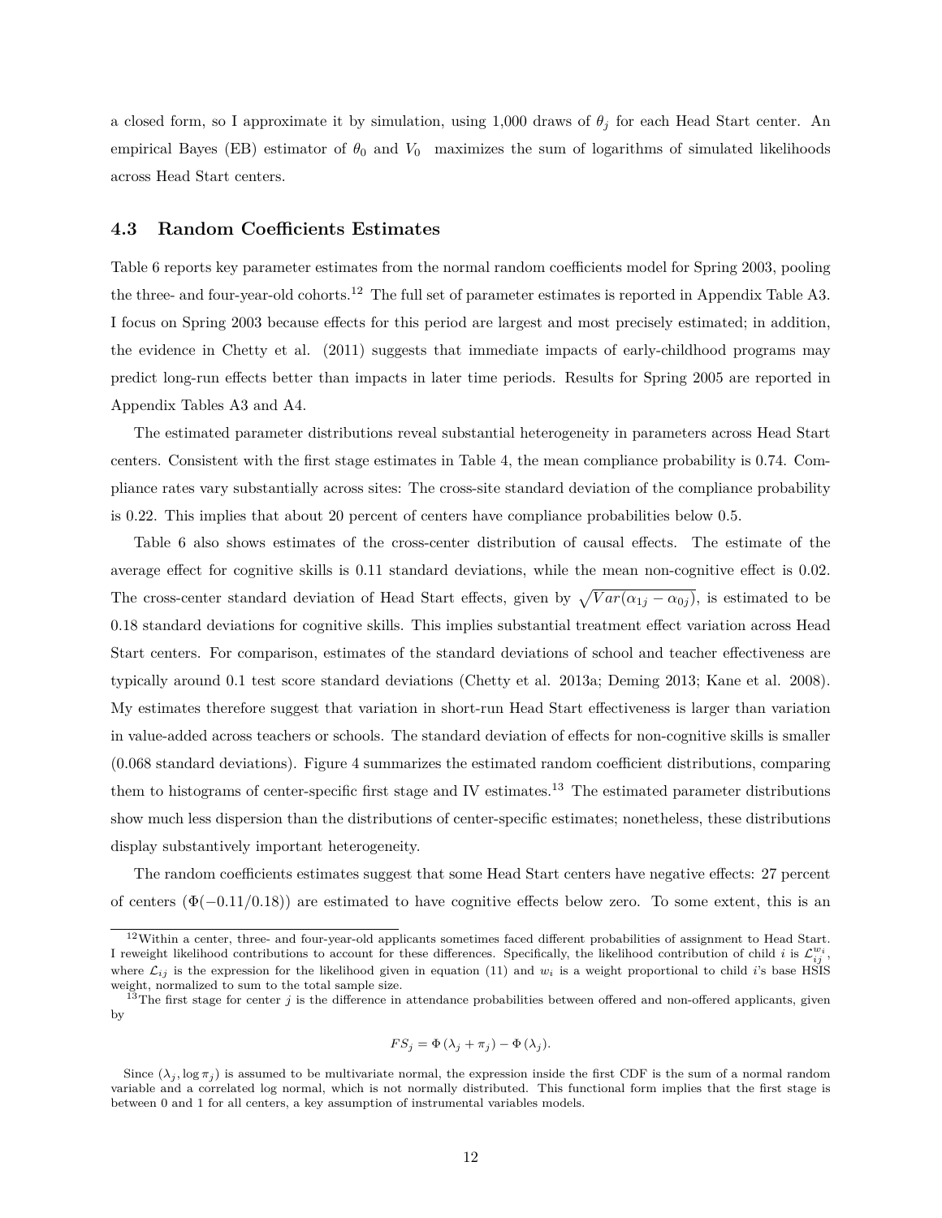a closed form, so I approximate it by simulation, using 1,000 draws of $\theta_j$ for each Head Start center. An empirical Bayes (EB) estimator of $\theta_0$ and $V_0$ maximizes the sum of logarithms of simulated likelihoods across Head Start centers.

### 4.3 Random Coefficients Estimates

Table 6 reports key parameter estimates from the normal random coefficients model for Spring 2003, pooling the three- and four-year-old cohorts.[12] The full set of parameter estimates is reported in Appendix Table A3. I focus on Spring 2003 because effects for this period are largest and most precisely estimated; in addition, the evidence in Chetty et al. (2011) suggests that immediate impacts of early-childhood programs may predict long-run effects better than impacts in later time periods. Results for Spring 2005 are reported in Appendix Tables A3 and A4.

The estimated parameter distributions reveal substantial heterogeneity in parameters across Head Start centers. Consistent with the first stage estimates in Table 4, the mean compliance probability is 0.74. Compliance rates vary substantially across sites: The cross-site standard deviation of the compliance probability is 0.22. This implies that about 20 percent of centers have compliance probabilities below 0.5.

Table 6 also shows estimates of the cross-center distribution of causal effects. The estimate of the average effect for cognitive skills is 0.11 standard deviations, while the mean non-cognitive effect is 0.02. The cross-center standard deviation of Head Start effects, given by $\sqrt{Var(\alpha_{1j} - \alpha_{0j})}$, is estimated to be 0.18 standard deviations for cognitive skills. This implies substantial treatment effect variation across Head Start centers. For comparison, estimates of the standard deviations of school and teacher effectiveness are typically around 0.1 test score standard deviations (Chetty et al. 2013a; Deming 2013; Kane et al. 2008). My estimates therefore suggest that variation in short-run Head Start effectiveness is larger than variation in value-added across teachers or schools. The standard deviation of effects for non-cognitive skills is smaller (0.068 standard deviations). Figure 4 summarizes the estimated random coefficient distributions, comparing them to histograms of center-specific first stage and IV estimates.[13] The estimated parameter distributions show much less dispersion than the distributions of center-specific estimates; nonetheless, these distributions display substantively important heterogeneity.

The random coefficients estimates suggest that some Head Start centers have negative effects: 27 percent of centers ($\Phi(-0.11/0.18)$) are estimated to have cognitive effects below zero. To some extent, this is an

---

[12] Within a center, three- and four-year-old applicants sometimes faced different probabilities of assignment to Head Start. I reweight likelihood contributions to account for these differences. Specifically, the likelihood contribution of child $i$ is $\mathcal{L}_{ij}^{w_i}$, where $\mathcal{L}_{ij}$ is the expression for the likelihood given in equation (11) and $w_i$ is a weight proportional to child $i$'s base HSIS weight, normalized to sum to the total sample size.

[13] The first stage for center $j$ is the difference in attendance probabilities between offered and non-offered applicants, given by

$$FS_j = \Phi(\lambda_j + \pi_j) - \Phi(\lambda_j).$$

Since $(\lambda_j, \log \pi_j)$ is assumed to be multivariate normal, the expression inside the first CDF is the sum of a normal random variable and a correlated log normal, which is not normally distributed. This functional form implies that the first stage is between 0 and 1 for all centers, a key assumption of instrumental variables models.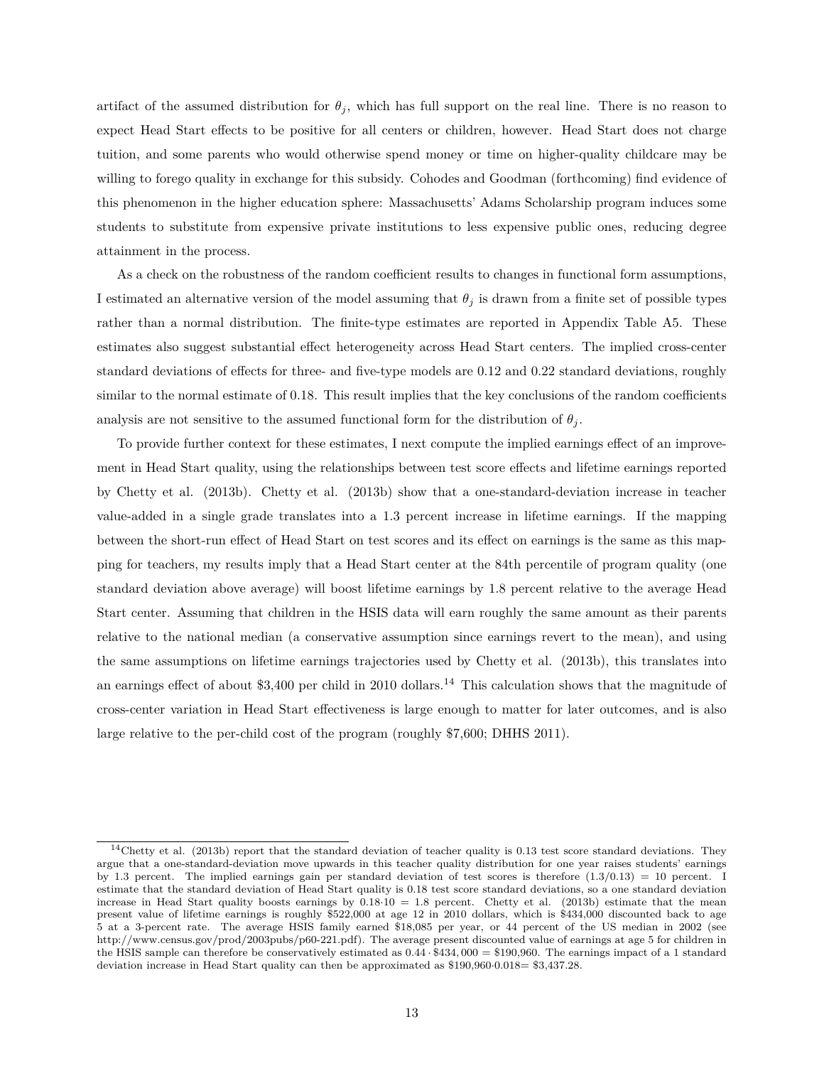artifact of the assumed distribution for $\theta_j$, which has full support on the real line. There is no reason to expect Head Start effects to be positive for all centers or children, however. Head Start does not charge tuition, and some parents who would otherwise spend money or time on higher-quality childcare may be willing to forego quality in exchange for this subsidy. Cohodes and Goodman (forthcoming) find evidence of this phenomenon in the higher education sphere: Massachusetts' Adams Scholarship program induces some students to substitute from expensive private institutions to less expensive public ones, reducing degree attainment in the process.

As a check on the robustness of the random coefficient results to changes in functional form assumptions, I estimated an alternative version of the model assuming that $\theta_j$ is drawn from a finite set of possible types rather than a normal distribution. The finite-type estimates are reported in Appendix Table A5. These estimates also suggest substantial effect heterogeneity across Head Start centers. The implied cross-center standard deviations of effects for three- and five-type models are 0.12 and 0.22 standard deviations, roughly similar to the normal estimate of 0.18. This result implies that the key conclusions of the random coefficients analysis are not sensitive to the assumed functional form for the distribution of $\theta_j$.

To provide further context for these estimates, I next compute the implied earnings effect of an improvement in Head Start quality, using the relationships between test score effects and lifetime earnings reported by Chetty et al. (2013b). Chetty et al. (2013b) show that a one-standard-deviation increase in teacher value-added in a single grade translates into a 1.3 percent increase in lifetime earnings. If the mapping between the short-run effect of Head Start on test scores and its effect on earnings is the same as this mapping for teachers, my results imply that a Head Start center at the 84th percentile of program quality (one standard deviation above average) will boost lifetime earnings by 1.8 percent relative to the average Head Start center. Assuming that children in the HSIS data will earn roughly the same amount as their parents relative to the national median (a conservative assumption since earnings revert to the mean), and using the same assumptions on lifetime earnings trajectories used by Chetty et al. (2013b), this translates into an earnings effect of about $3,400 per child in 2010 dollars.[14] This calculation shows that the magnitude of cross-center variation in Head Start effectiveness is large enough to matter for later outcomes, and is also large relative to the per-child cost of the program (roughly $7,600; DHHS 2011).

[14] Chetty et al. (2013b) report that the standard deviation of teacher quality is 0.13 test score standard deviations. They argue that a one-standard-deviation move upwards in this teacher quality distribution for one year raises students' earnings by 1.3 percent. The implied earnings gain per standard deviation of test scores is therefore $(1.3/0.13) = 10$ percent. I estimate that the standard deviation of Head Start quality is 0.18 test score standard deviations, so a one standard deviation increase in Head Start quality boosts earnings by $0.18 \cdot 10 = 1.8$ percent. Chetty et al. (2013b) estimate that the mean present value of lifetime earnings is roughly $522,000 at age 12 in 2010 dollars, which is $434,000 discounted back to age 5 at a 3-percent rate. The average HSIS family earned $18,085 per year, or 44 percent of the US median in 2002 (see http://www.census.gov/prod/2003pubs/p60-221.pdf). The average present discounted value of earnings at age 5 for children in the HSIS sample can therefore be conservatively estimated as $0.44 \cdot \$434,000 = \$190,960$. The earnings impact of a 1 standard deviation increase in Head Start quality can then be approximated as $\$190,960 \cdot 0.018 = \$3,437.28$.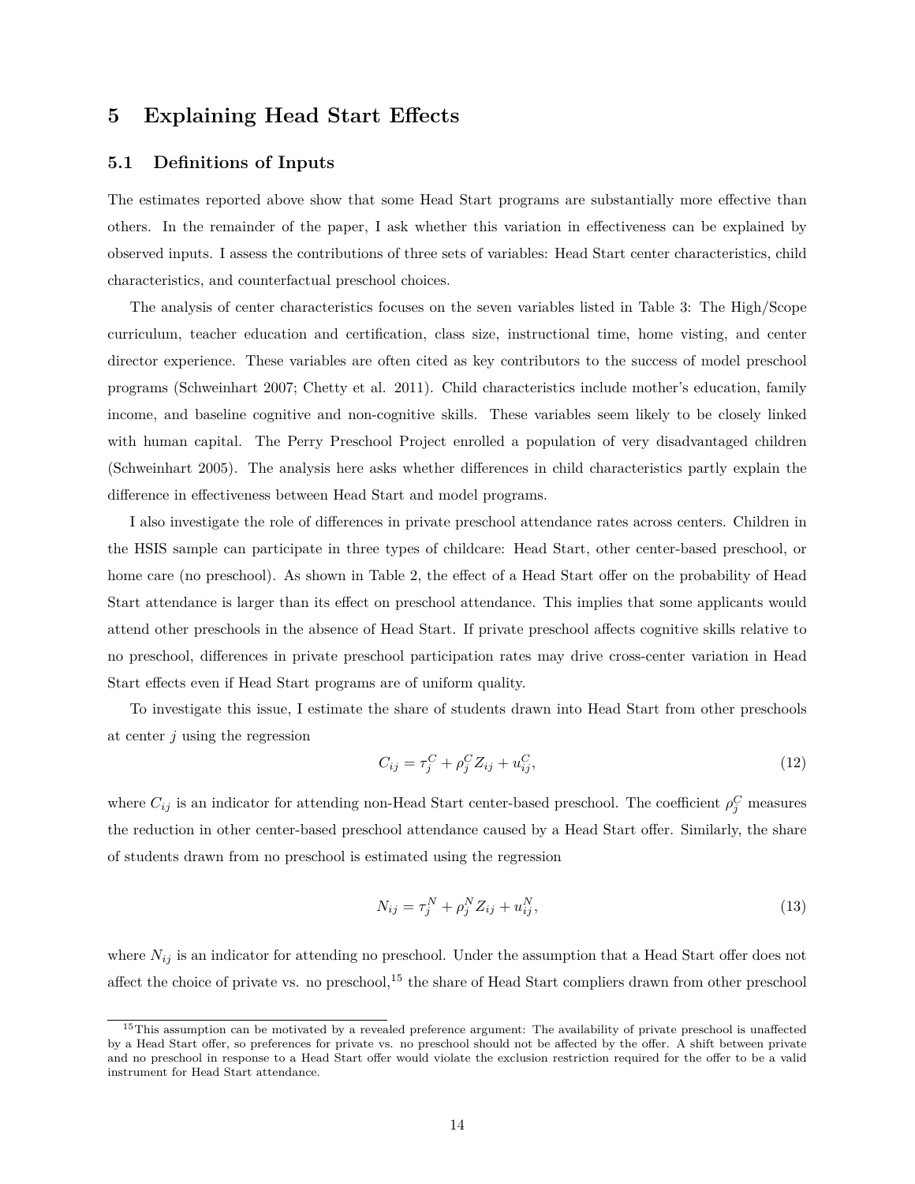## 5 Explaining Head Start Effects

### 5.1 Definitions of Inputs

The estimates reported above show that some Head Start programs are substantially more effective than others. In the remainder of the paper, I ask whether this variation in effectiveness can be explained by observed inputs. I assess the contributions of three sets of variables: Head Start center characteristics, child characteristics, and counterfactual preschool choices.

The analysis of center characteristics focuses on the seven variables listed in Table 3: The High/Scope curriculum, teacher education and certification, class size, instructional time, home visting, and center director experience. These variables are often cited as key contributors to the success of model preschool programs (Schweinhart 2007; Chetty et al. 2011). Child characteristics include mother's education, family income, and baseline cognitive and non-cognitive skills. These variables seem likely to be closely linked with human capital. The Perry Preschool Project enrolled a population of very disadvantaged children (Schweinhart 2005). The analysis here asks whether differences in child characteristics partly explain the difference in effectiveness between Head Start and model programs.

I also investigate the role of differences in private preschool attendance rates across centers. Children in the HSIS sample can participate in three types of childcare: Head Start, other center-based preschool, or home care (no preschool). As shown in Table 2, the effect of a Head Start offer on the probability of Head Start attendance is larger than its effect on preschool attendance. This implies that some applicants would attend other preschools in the absence of Head Start. If private preschool affects cognitive skills relative to no preschool, differences in private preschool participation rates may drive cross-center variation in Head Start effects even if Head Start programs are of uniform quality.

To investigate this issue, I estimate the share of students drawn into Head Start from other preschools at center $j$ using the regression

$$C_{ij} = \tau_j^C + \rho_j^C Z_{ij} + u_{ij}^C, \tag{12}$$

where $C_{ij}$ is an indicator for attending non-Head Start center-based preschool. The coefficient $\rho_j^C$ measures the reduction in other center-based preschool attendance caused by a Head Start offer. Similarly, the share of students drawn from no preschool is estimated using the regression

$$N_{ij} = \tau_j^N + \rho_j^N Z_{ij} + u_{ij}^N, \tag{13}$$

where $N_{ij}$ is an indicator for attending no preschool. Under the assumption that a Head Start offer does not affect the choice of private vs. no preschool,[15] the share of Head Start compliers drawn from other preschool

[15] This assumption can be motivated by a revealed preference argument: The availability of private preschool is unaffected by a Head Start offer, so preferences for private vs. no preschool should not be affected by the offer. A shift between private and no preschool in response to a Head Start offer would violate the exclusion restriction required for the offer to be a valid instrument for Head Start attendance.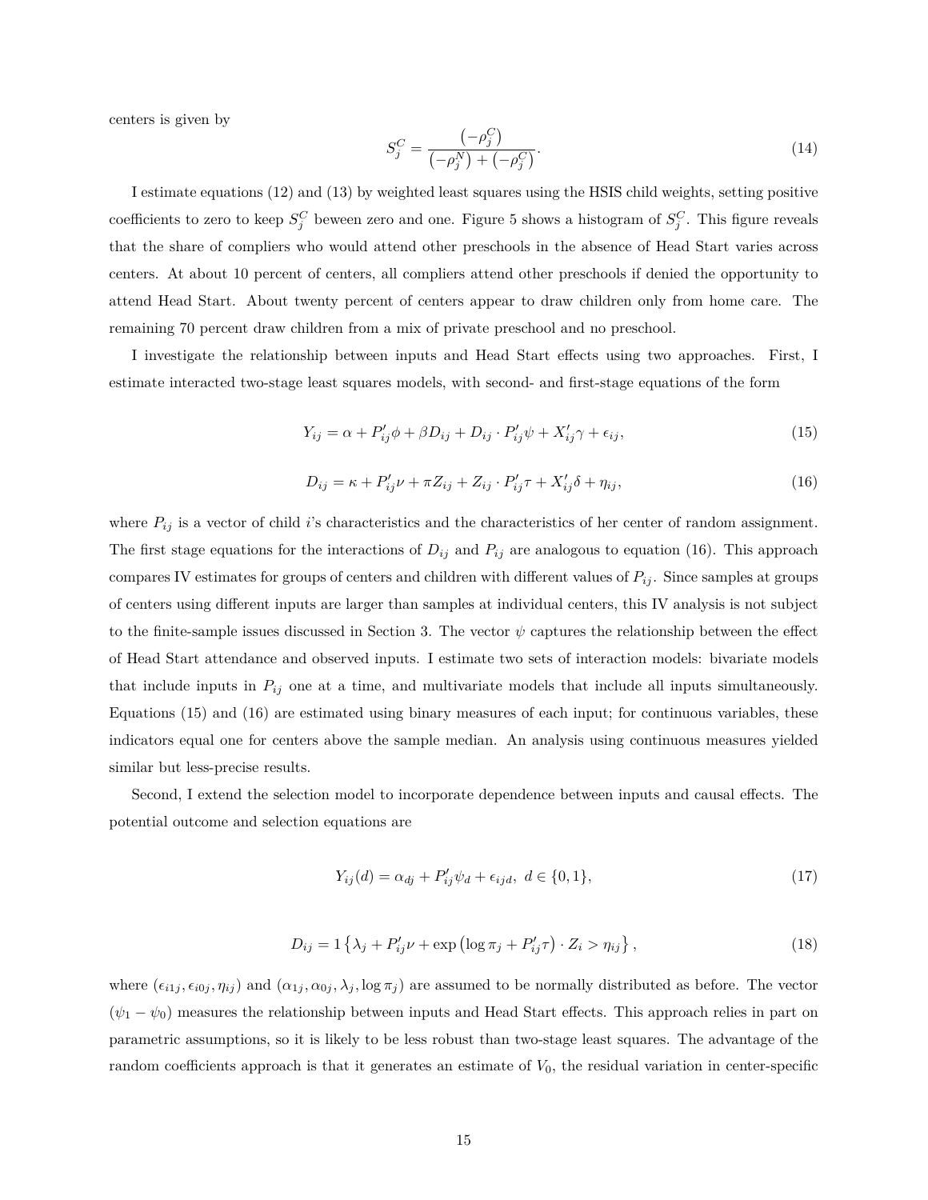centers is given by

$$S_j^C = \frac{\left(-\rho_j^C\right)}{\left(-\rho_j^N\right) + \left(-\rho_j^C\right)}. \tag{14}$$

I estimate equations (12) and (13) by weighted least squares using the HSIS child weights, setting positive coefficients to zero to keep $S_j^C$ beween zero and one. Figure 5 shows a histogram of $S_j^C$. This figure reveals that the share of compliers who would attend other preschools in the absence of Head Start varies across centers. At about 10 percent of centers, all compliers attend other preschools if denied the opportunity to attend Head Start. About twenty percent of centers appear to draw children only from home care. The remaining 70 percent draw children from a mix of private preschool and no preschool.

I investigate the relationship between inputs and Head Start effects using two approaches. First, I estimate interacted two-stage least squares models, with second- and first-stage equations of the form

$$Y_{ij} = \alpha + P_{ij}'\phi + \beta D_{ij} + D_{ij} \cdot P_{ij}'\psi + X_{ij}'\gamma + \epsilon_{ij}, \tag{15}$$

$$D_{ij} = \kappa + P_{ij}'\nu + \pi Z_{ij} + Z_{ij} \cdot P_{ij}'\tau + X_{ij}'\delta + \eta_{ij}, \tag{16}$$

where $P_{ij}$ is a vector of child $i$'s characteristics and the characteristics of her center of random assignment. The first stage equations for the interactions of $D_{ij}$ and $P_{ij}$ are analogous to equation (16). This approach compares IV estimates for groups of centers and children with different values of $P_{ij}$. Since samples at groups of centers using different inputs are larger than samples at individual centers, this IV analysis is not subject to the finite-sample issues discussed in Section 3. The vector $\psi$ captures the relationship between the effect of Head Start attendance and observed inputs. I estimate two sets of interaction models: bivariate models that include inputs in $P_{ij}$ one at a time, and multivariate models that include all inputs simultaneously. Equations (15) and (16) are estimated using binary measures of each input; for continuous variables, these indicators equal one for centers above the sample median. An analysis using continuous measures yielded similar but less-precise results.

Second, I extend the selection model to incorporate dependence between inputs and causal effects. The potential outcome and selection equations are

$$Y_{ij}(d) = \alpha_{dj} + P_{ij}'\psi_d + \epsilon_{ijd}, \ d \in \{0,1\}, \tag{17}$$

$$D_{ij} = 1\left\{\lambda_j + P_{ij}'\nu + \exp\left(\log \pi_j + P_{ij}'\tau\right) \cdot Z_i > \eta_{ij}\right\}, \tag{18}$$

where $(\epsilon_{i1j}, \epsilon_{i0j}, \eta_{ij})$ and $(\alpha_{1j}, \alpha_{0j}, \lambda_j, \log \pi_j)$ are assumed to be normally distributed as before. The vector $(\psi_1 - \psi_0)$ measures the relationship between inputs and Head Start effects. This approach relies in part on parametric assumptions, so it is likely to be less robust than two-stage least squares. The advantage of the random coefficients approach is that it generates an estimate of $V_0$, the residual variation in center-specific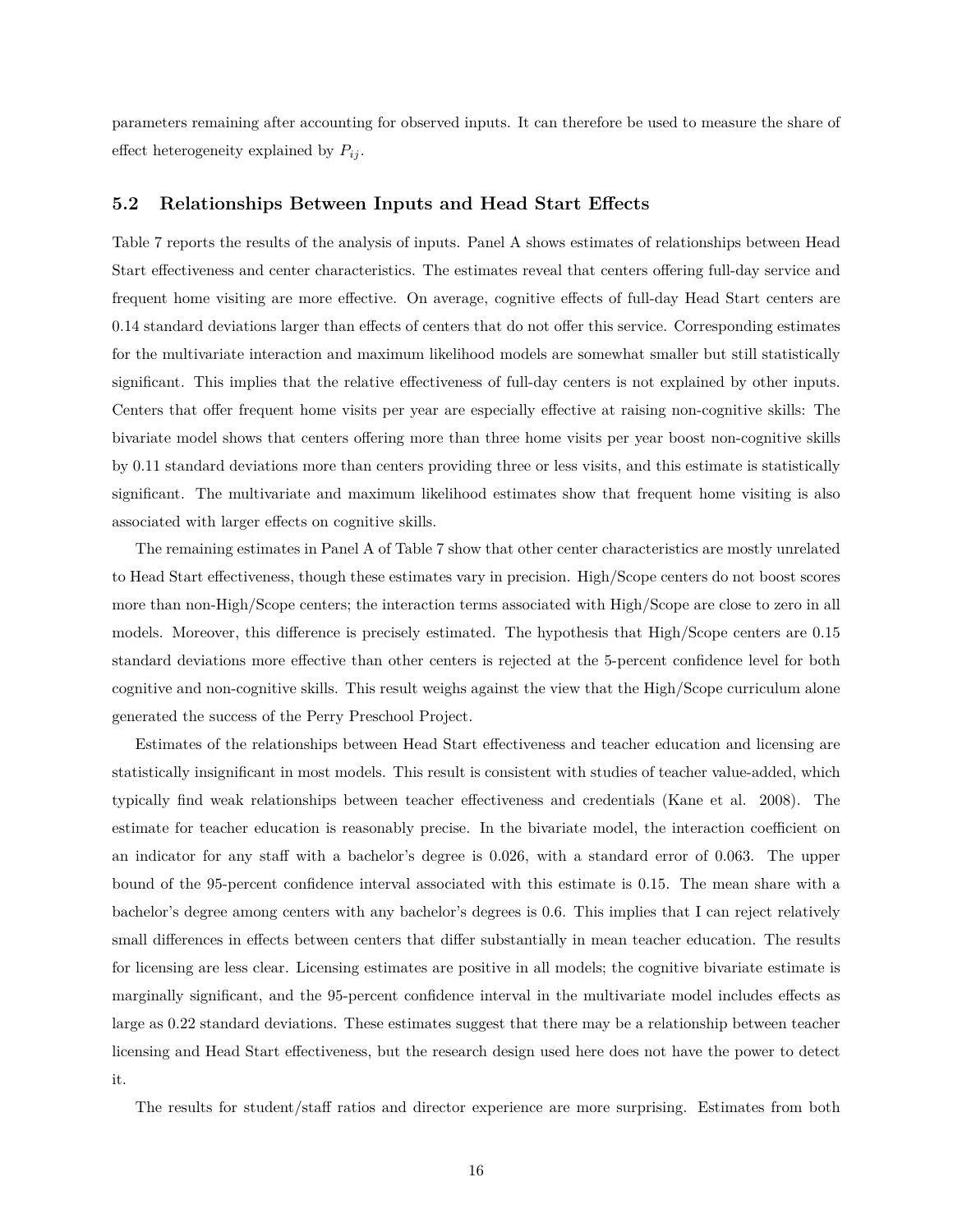parameters remaining after accounting for observed inputs. It can therefore be used to measure the share of effect heterogeneity explained by $P_{ij}$.

## 5.2 Relationships Between Inputs and Head Start Effects

Table 7 reports the results of the analysis of inputs. Panel A shows estimates of relationships between Head Start effectiveness and center characteristics. The estimates reveal that centers offering full-day service and frequent home visiting are more effective. On average, cognitive effects of full-day Head Start centers are 0.14 standard deviations larger than effects of centers that do not offer this service. Corresponding estimates for the multivariate interaction and maximum likelihood models are somewhat smaller but still statistically significant. This implies that the relative effectiveness of full-day centers is not explained by other inputs. Centers that offer frequent home visits per year are especially effective at raising non-cognitive skills: The bivariate model shows that centers offering more than three home visits per year boost non-cognitive skills by 0.11 standard deviations more than centers providing three or less visits, and this estimate is statistically significant. The multivariate and maximum likelihood estimates show that frequent home visiting is also associated with larger effects on cognitive skills.

The remaining estimates in Panel A of Table 7 show that other center characteristics are mostly unrelated to Head Start effectiveness, though these estimates vary in precision. High/Scope centers do not boost scores more than non-High/Scope centers; the interaction terms associated with High/Scope are close to zero in all models. Moreover, this difference is precisely estimated. The hypothesis that High/Scope centers are 0.15 standard deviations more effective than other centers is rejected at the 5-percent confidence level for both cognitive and non-cognitive skills. This result weighs against the view that the High/Scope curriculum alone generated the success of the Perry Preschool Project.

Estimates of the relationships between Head Start effectiveness and teacher education and licensing are statistically insignificant in most models. This result is consistent with studies of teacher value-added, which typically find weak relationships between teacher effectiveness and credentials (Kane et al. 2008). The estimate for teacher education is reasonably precise. In the bivariate model, the interaction coefficient on an indicator for any staff with a bachelor's degree is 0.026, with a standard error of 0.063. The upper bound of the 95-percent confidence interval associated with this estimate is 0.15. The mean share with a bachelor's degree among centers with any bachelor's degrees is 0.6. This implies that I can reject relatively small differences in effects between centers that differ substantially in mean teacher education. The results for licensing are less clear. Licensing estimates are positive in all models; the cognitive bivariate estimate is marginally significant, and the 95-percent confidence interval in the multivariate model includes effects as large as 0.22 standard deviations. These estimates suggest that there may be a relationship between teacher licensing and Head Start effectiveness, but the research design used here does not have the power to detect it.

The results for student/staff ratios and director experience are more surprising. Estimates from both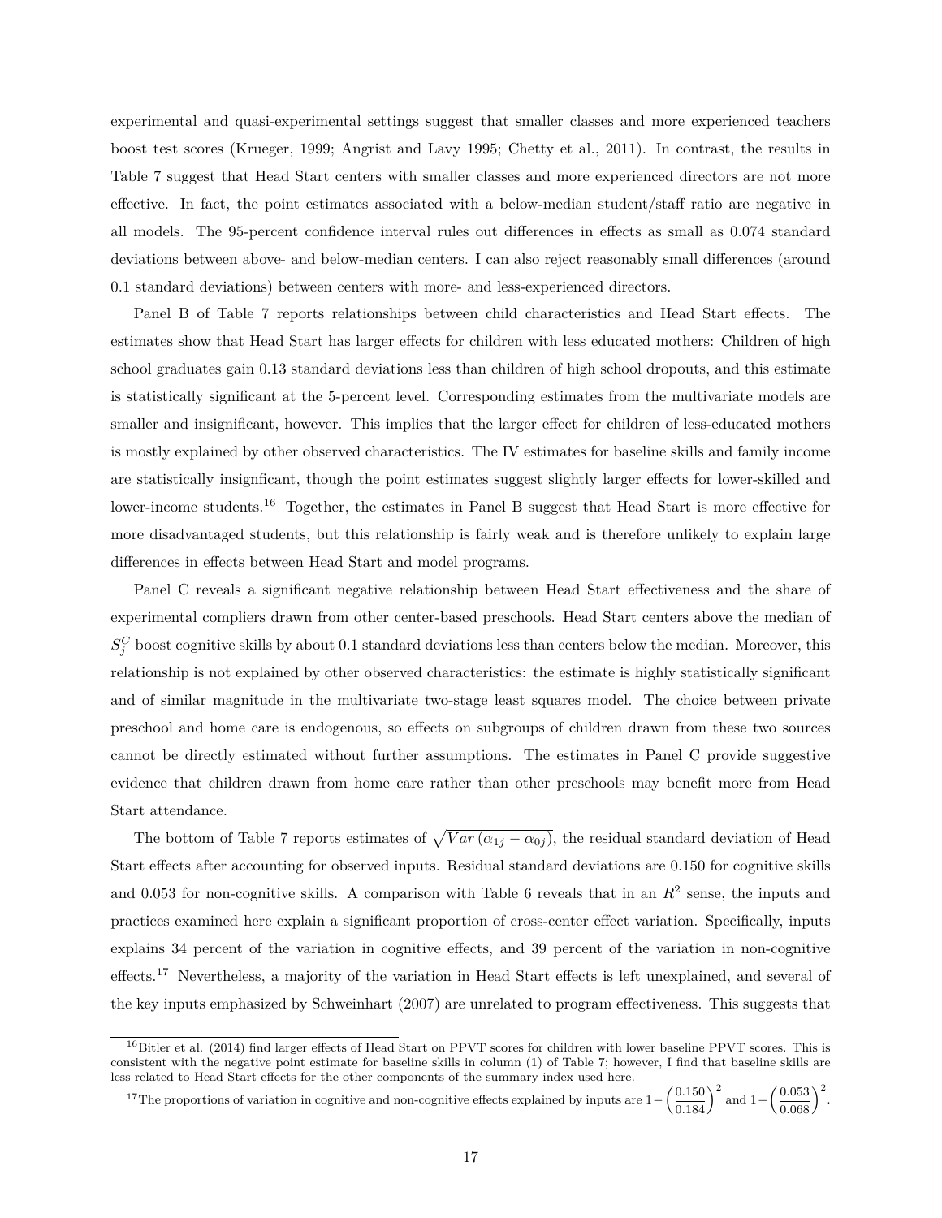experimental and quasi-experimental settings suggest that smaller classes and more experienced teachers boost test scores (Krueger, 1999; Angrist and Lavy 1995; Chetty et al., 2011). In contrast, the results in Table 7 suggest that Head Start centers with smaller classes and more experienced directors are not more effective. In fact, the point estimates associated with a below-median student/staff ratio are negative in all models. The 95-percent confidence interval rules out differences in effects as small as 0.074 standard deviations between above- and below-median centers. I can also reject reasonably small differences (around 0.1 standard deviations) between centers with more- and less-experienced directors.

Panel B of Table 7 reports relationships between child characteristics and Head Start effects. The estimates show that Head Start has larger effects for children with less educated mothers: Children of high school graduates gain 0.13 standard deviations less than children of high school dropouts, and this estimate is statistically significant at the 5-percent level. Corresponding estimates from the multivariate models are smaller and insignificant, however. This implies that the larger effect for children of less-educated mothers is mostly explained by other observed characteristics. The IV estimates for baseline skills and family income are statistically insignficant, though the point estimates suggest slightly larger effects for lower-skilled and lower-income students.[16] Together, the estimates in Panel B suggest that Head Start is more effective for more disadvantaged students, but this relationship is fairly weak and is therefore unlikely to explain large differences in effects between Head Start and model programs.

Panel C reveals a significant negative relationship between Head Start effectiveness and the share of experimental compliers drawn from other center-based preschools. Head Start centers above the median of $S_j^C$ boost cognitive skills by about 0.1 standard deviations less than centers below the median. Moreover, this relationship is not explained by other observed characteristics: the estimate is highly statistically significant and of similar magnitude in the multivariate two-stage least squares model. The choice between private preschool and home care is endogenous, so effects on subgroups of children drawn from these two sources cannot be directly estimated without further assumptions. The estimates in Panel C provide suggestive evidence that children drawn from home care rather than other preschools may benefit more from Head Start attendance.

The bottom of Table 7 reports estimates of $\sqrt{Var\left(\alpha_{1j} - \alpha_{0j}\right)}$, the residual standard deviation of Head Start effects after accounting for observed inputs. Residual standard deviations are 0.150 for cognitive skills and 0.053 for non-cognitive skills. A comparison with Table 6 reveals that in an $R^2$ sense, the inputs and practices examined here explain a significant proportion of cross-center effect variation. Specifically, inputs explains 34 percent of the variation in cognitive effects, and 39 percent of the variation in non-cognitive effects.[17] Nevertheless, a majority of the variation in Head Start effects is left unexplained, and several of the key inputs emphasized by Schweinhart (2007) are unrelated to program effectiveness. This suggests that

[16] Bitler et al. (2014) find larger effects of Head Start on PPVT scores for children with lower baseline PPVT scores. This is consistent with the negative point estimate for baseline skills in column (1) of Table 7; however, I find that baseline skills are less related to Head Start effects for the other components of the summary index used here.

[17] The proportions of variation in cognitive and non-cognitive effects explained by inputs are $1 - \left(\frac{0.150}{0.184}\right)^2$ and $1 - \left(\frac{0.053}{0.068}\right)^2$.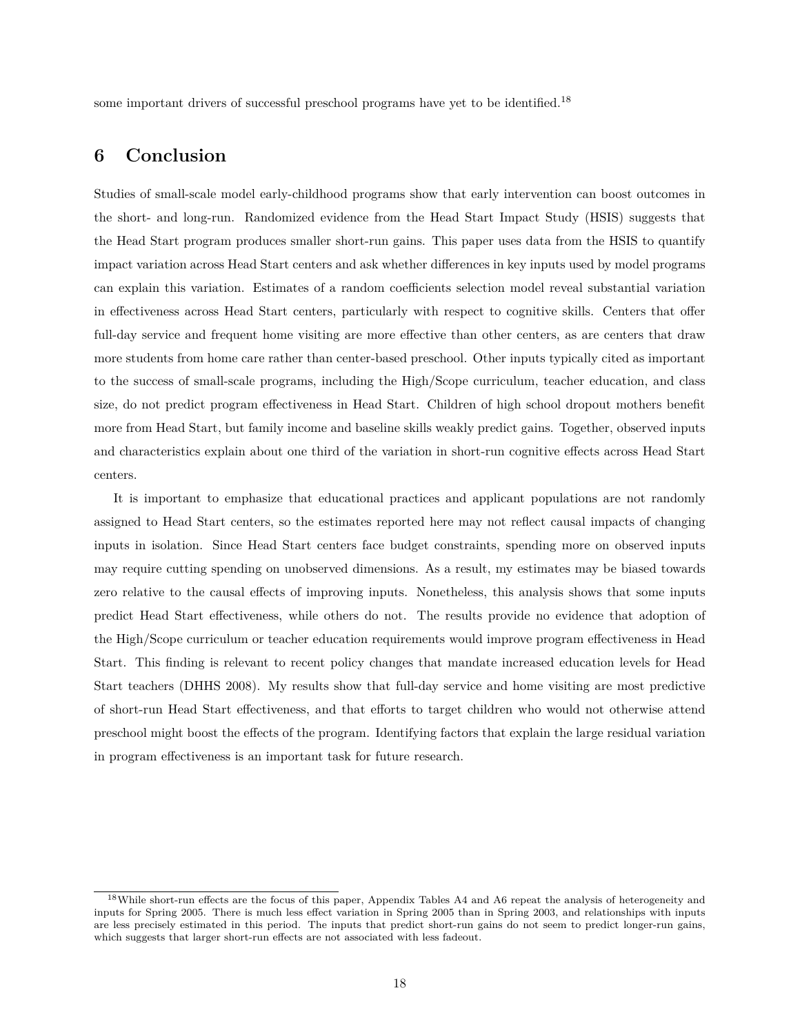some important drivers of successful preschool programs have yet to be identified.[18]

## 6 Conclusion

Studies of small-scale model early-childhood programs show that early intervention can boost outcomes in the short- and long-run. Randomized evidence from the Head Start Impact Study (HSIS) suggests that the Head Start program produces smaller short-run gains. This paper uses data from the HSIS to quantify impact variation across Head Start centers and ask whether differences in key inputs used by model programs can explain this variation. Estimates of a random coefficients selection model reveal substantial variation in effectiveness across Head Start centers, particularly with respect to cognitive skills. Centers that offer full-day service and frequent home visiting are more effective than other centers, as are centers that draw more students from home care rather than center-based preschool. Other inputs typically cited as important to the success of small-scale programs, including the High/Scope curriculum, teacher education, and class size, do not predict program effectiveness in Head Start. Children of high school dropout mothers benefit more from Head Start, but family income and baseline skills weakly predict gains. Together, observed inputs and characteristics explain about one third of the variation in short-run cognitive effects across Head Start centers.

It is important to emphasize that educational practices and applicant populations are not randomly assigned to Head Start centers, so the estimates reported here may not reflect causal impacts of changing inputs in isolation. Since Head Start centers face budget constraints, spending more on observed inputs may require cutting spending on unobserved dimensions. As a result, my estimates may be biased towards zero relative to the causal effects of improving inputs. Nonetheless, this analysis shows that some inputs predict Head Start effectiveness, while others do not. The results provide no evidence that adoption of the High/Scope curriculum or teacher education requirements would improve program effectiveness in Head Start. This finding is relevant to recent policy changes that mandate increased education levels for Head Start teachers (DHHS 2008). My results show that full-day service and home visiting are most predictive of short-run Head Start effectiveness, and that efforts to target children who would not otherwise attend preschool might boost the effects of the program. Identifying factors that explain the large residual variation in program effectiveness is an important task for future research.

[18] While short-run effects are the focus of this paper, Appendix Tables A4 and A6 repeat the analysis of heterogeneity and inputs for Spring 2005. There is much less effect variation in Spring 2005 than in Spring 2003, and relationships with inputs are less precisely estimated in this period. The inputs that predict short-run gains do not seem to predict longer-run gains, which suggests that larger short-run effects are not associated with less fadeout.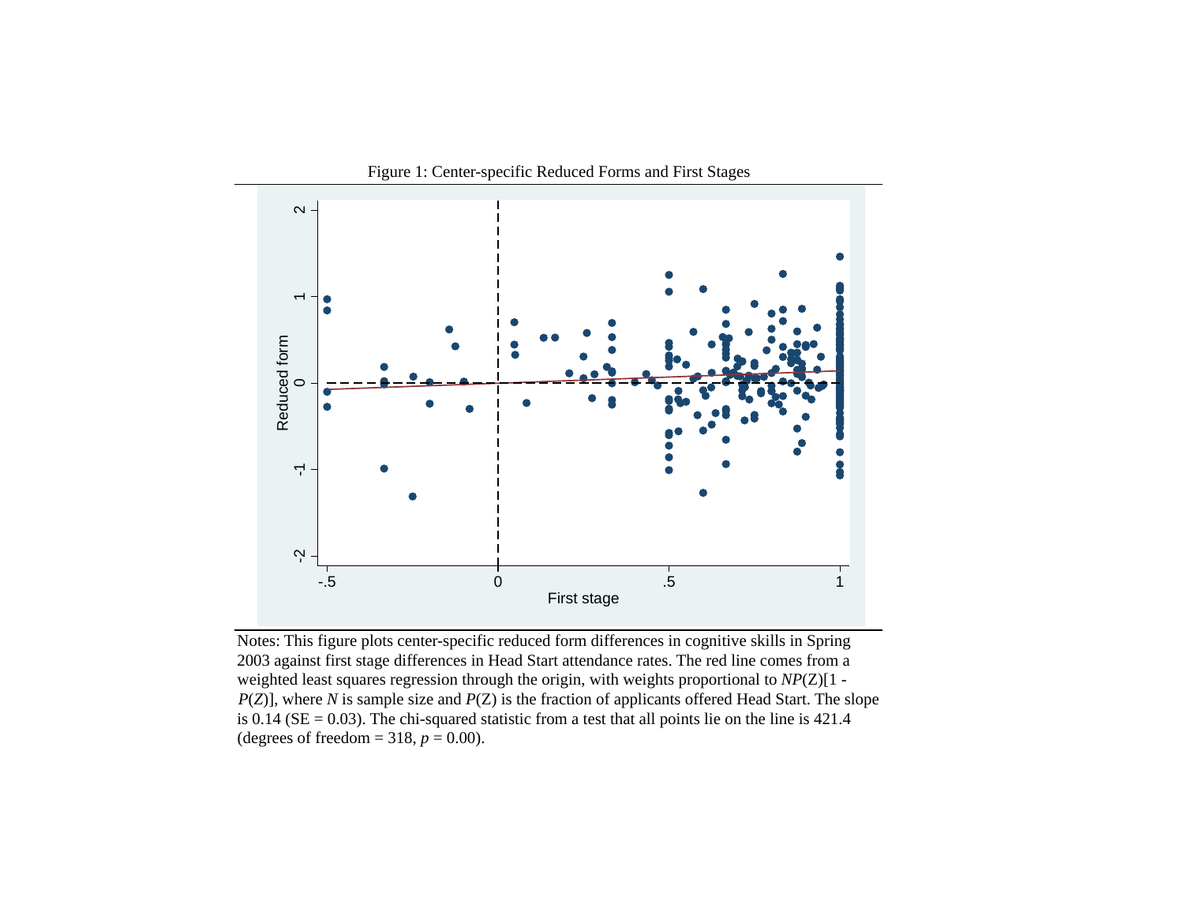Figure 1: Center-specific Reduced Forms and First Stages

Notes: This figure plots center-specific reduced form differences in cognitive skills in Spring 2003 against first stage differences in Head Start attendance rates. The red line comes from a weighted least squares regression through the origin, with weights proportional to $NP(Z)[1 - P(Z)]$, where $N$ is sample size and $P(Z)$ is the fraction of applicants offered Head Start. The slope is 0.14 (SE = 0.03). The chi-squared statistic from a test that all points lie on the line is 421.4 (degrees of freedom = 318, $p = 0.00$).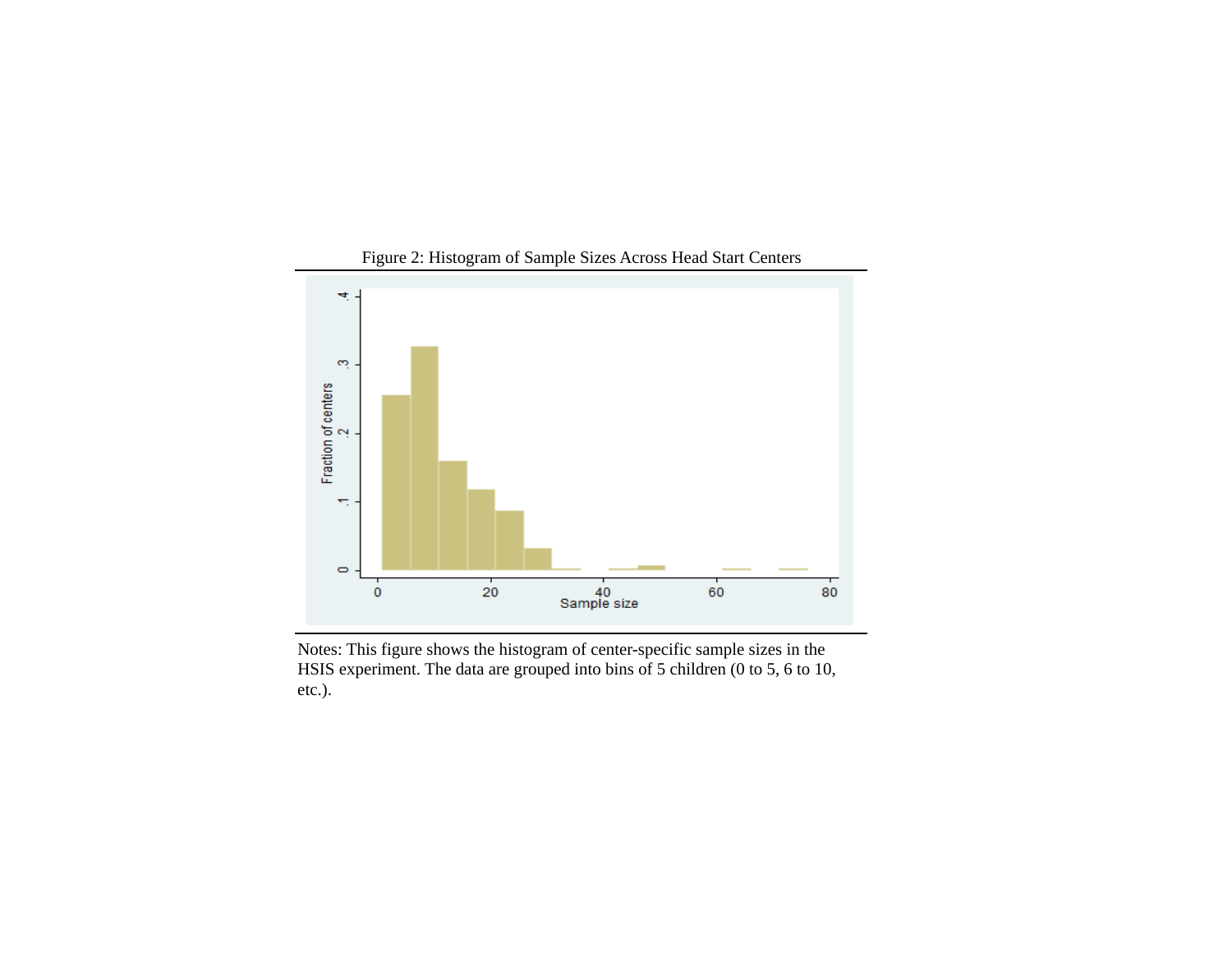Figure 2: Histogram of Sample Sizes Across Head Start Centers

Notes: This figure shows the histogram of center-specific sample sizes in the HSIS experiment. The data are grouped into bins of 5 children (0 to 5, 6 to 10, etc.).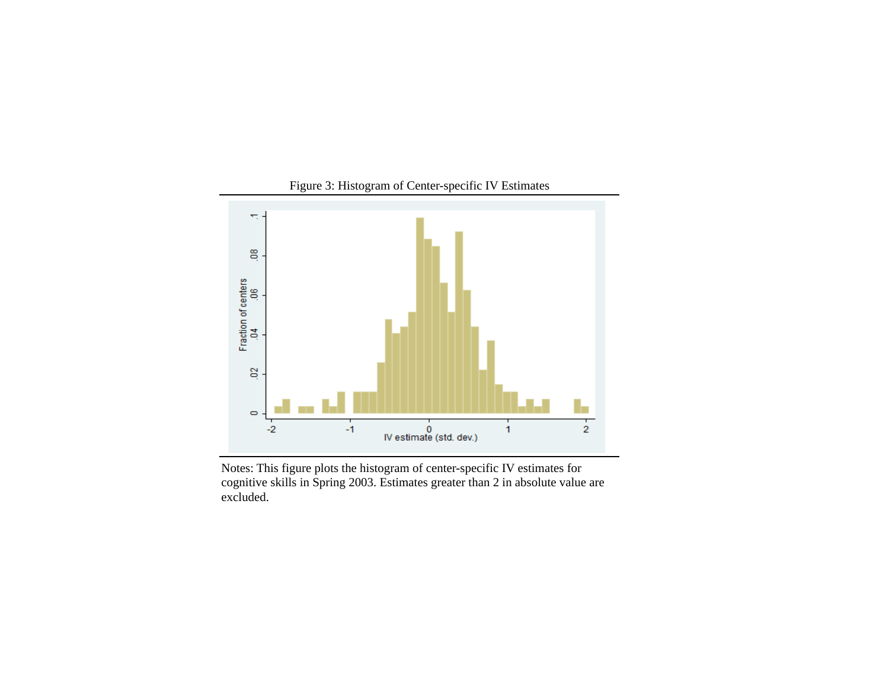Figure 3: Histogram of Center-specific IV Estimates

Notes: This figure plots the histogram of center-specific IV estimates for cognitive skills in Spring 2003. Estimates greater than 2 in absolute value are excluded.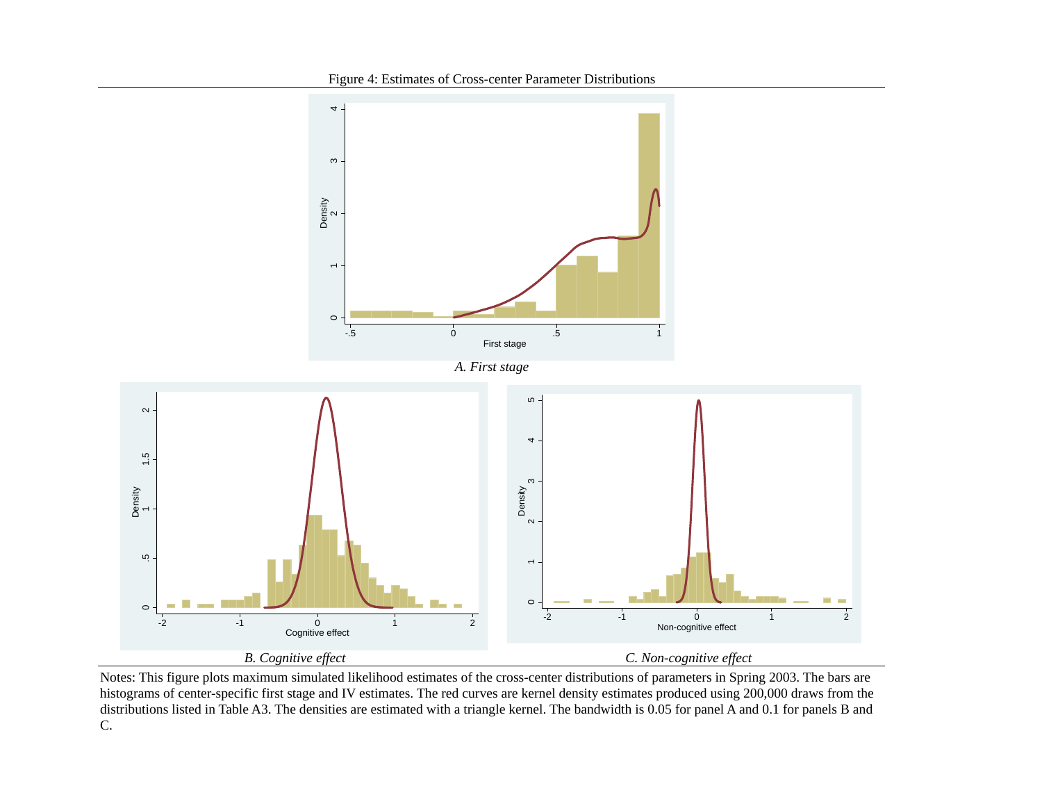Figure 4: Estimates of Cross-center Parameter Distributions

*A. First stage*

*B. Cognitive effect*

*C. Non-cognitive effect*

Notes: This figure plots maximum simulated likelihood estimates of the cross-center distributions of parameters in Spring 2003. The bars are histograms of center-specific first stage and IV estimates. The red curves are kernel density estimates produced using 200,000 draws from the distributions listed in Table A3. The densities are estimated with a triangle kernel. The bandwidth is 0.05 for panel A and 0.1 for panels B and C.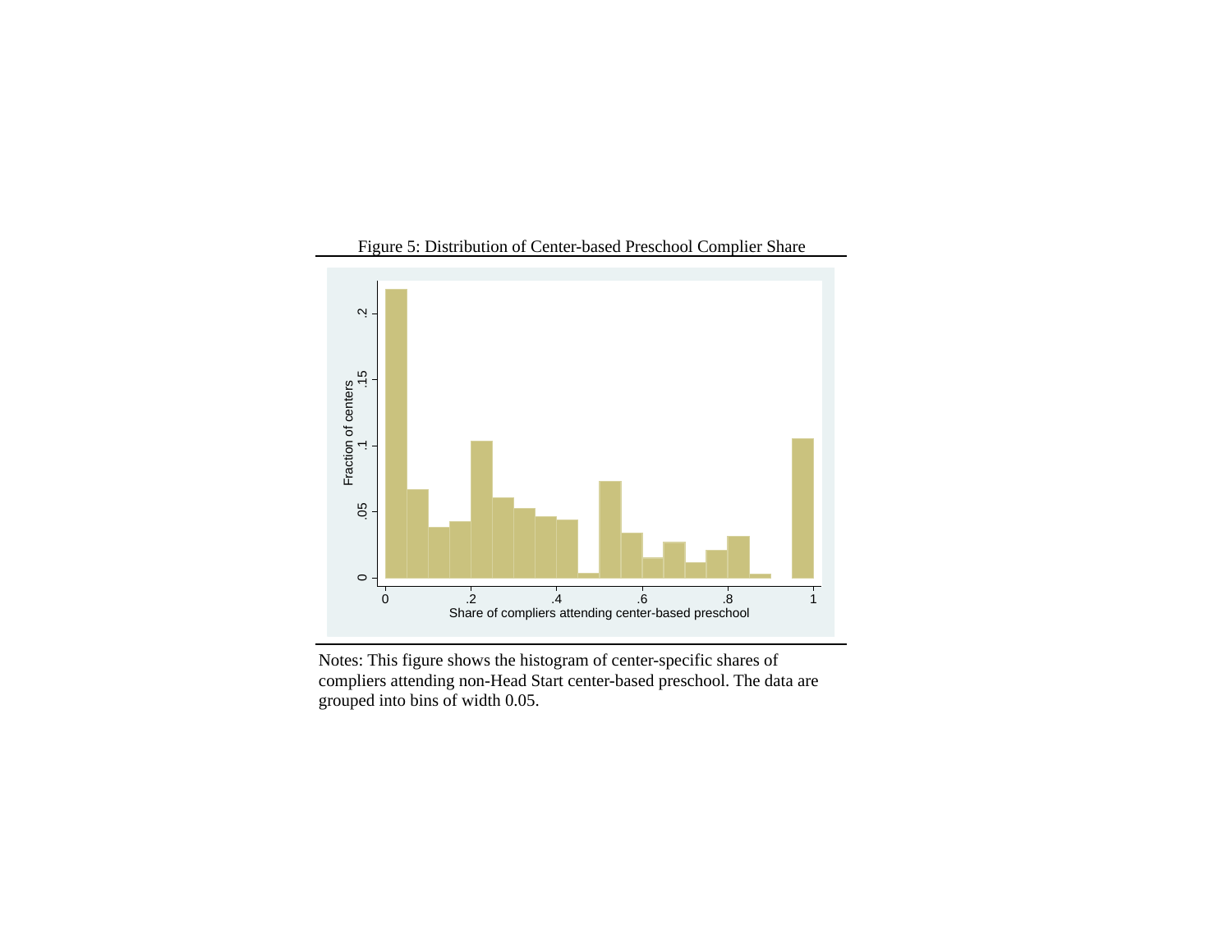Figure 5: Distribution of Center-based Preschool Complier Share

Notes: This figure shows the histogram of center-specific shares of compliers attending non-Head Start center-based preschool. The data are grouped into bins of width 0.05.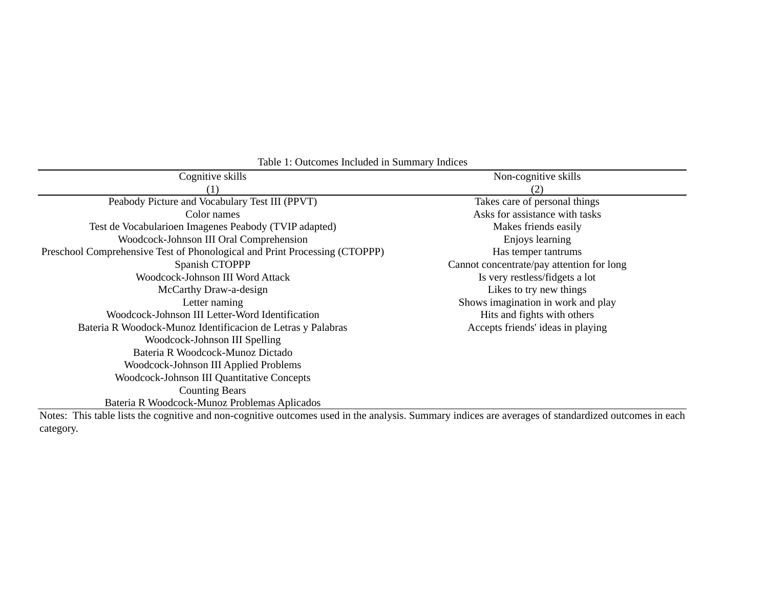Table 1: Outcomes Included in Summary Indices

| Cognitive skills<br>(1) | Non-cognitive skills<br>(2) |
|---|---|
| Peabody Picture and Vocabulary Test III (PPVT) | Takes care of personal things |
| Color names | Asks for assistance with tasks |
| Test de Vocabularioen Imagenes Peabody (TVIP adapted) | Makes friends easily |
| Woodcock-Johnson III Oral Comprehension | Enjoys learning |
| Preschool Comprehensive Test of Phonological and Print Processing (CTOPPP) | Has temper tantrums |
| Spanish CTOPPP | Cannot concentrate/pay attention for long |
| Woodcock-Johnson III Word Attack | Is very restless/fidgets a lot |
| McCarthy Draw-a-design | Likes to try new things |
| Letter naming | Shows imagination in work and play |
| Woodcock-Johnson III Letter-Word Identification | Hits and fights with others |
| Bateria R Woodock-Munoz Identificacion de Letras y Palabras | Accepts friends' ideas in playing |
| Woodcock-Johnson III Spelling | |
| Bateria R Woodcock-Munoz Dictado | |
| Woodcock-Johnson III Applied Problems | |
| Woodcock-Johnson III Quantitative Concepts | |
| Counting Bears | |
| Bateria R Woodcock-Munoz Problemas Aplicados | |

Notes: This table lists the cognitive and non-cognitive outcomes used in the analysis. Summary indices are averages of standardized outcomes in each category.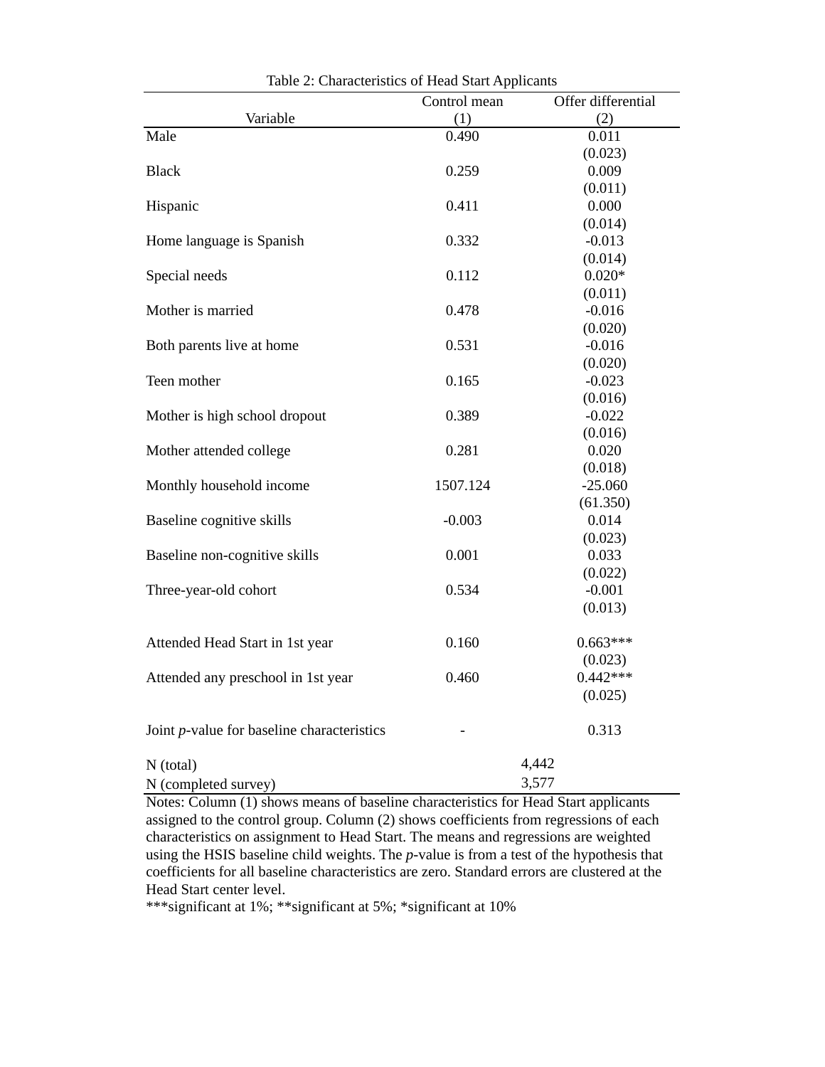Table 2: Characteristics of Head Start Applicants

| Variable | Control mean (1) | Offer differential (2) |
|---|---|---|
| Male | 0.490 | 0.011 |
| | | (0.023) |
| Black | 0.259 | 0.009 |
| | | (0.011) |
| Hispanic | 0.411 | 0.000 |
| | | (0.014) |
| Home language is Spanish | 0.332 | -0.013 |
| | | (0.014) |
| Special needs | 0.112 | 0.020* |
| | | (0.011) |
| Mother is married | 0.478 | -0.016 |
| | | (0.020) |
| Both parents live at home | 0.531 | -0.016 |
| | | (0.020) |
| Teen mother | 0.165 | -0.023 |
| | | (0.016) |
| Mother is high school dropout | 0.389 | -0.022 |
| | | (0.016) |
| Mother attended college | 0.281 | 0.020 |
| | | (0.018) |
| Monthly household income | 1507.124 | -25.060 |
| | | (61.350) |
| Baseline cognitive skills | -0.003 | 0.014 |
| | | (0.023) |
| Baseline non-cognitive skills | 0.001 | 0.033 |
| | | (0.022) |
| Three-year-old cohort | 0.534 | -0.001 |
| | | (0.013) |
| Attended Head Start in 1st year | 0.160 | 0.663*** |
| | | (0.023) |
| Attended any preschool in 1st year | 0.460 | 0.442*** |
| | | (0.025) |
| Joint *p*-value for baseline characteristics | - | 0.313 |
| N (total) | 4,442 | |
| N (completed survey) | 3,577 | |

Notes: Column (1) shows means of baseline characteristics for Head Start applicants assigned to the control group. Column (2) shows coefficients from regressions of each characteristics on assignment to Head Start. The means and regressions are weighted using the HSIS baseline child weights. The *p*-value is from a test of the hypothesis that coefficients for all baseline characteristics are zero. Standard errors are clustered at the Head Start center level.
***significant at 1%; **significant at 5%; *significant at 10%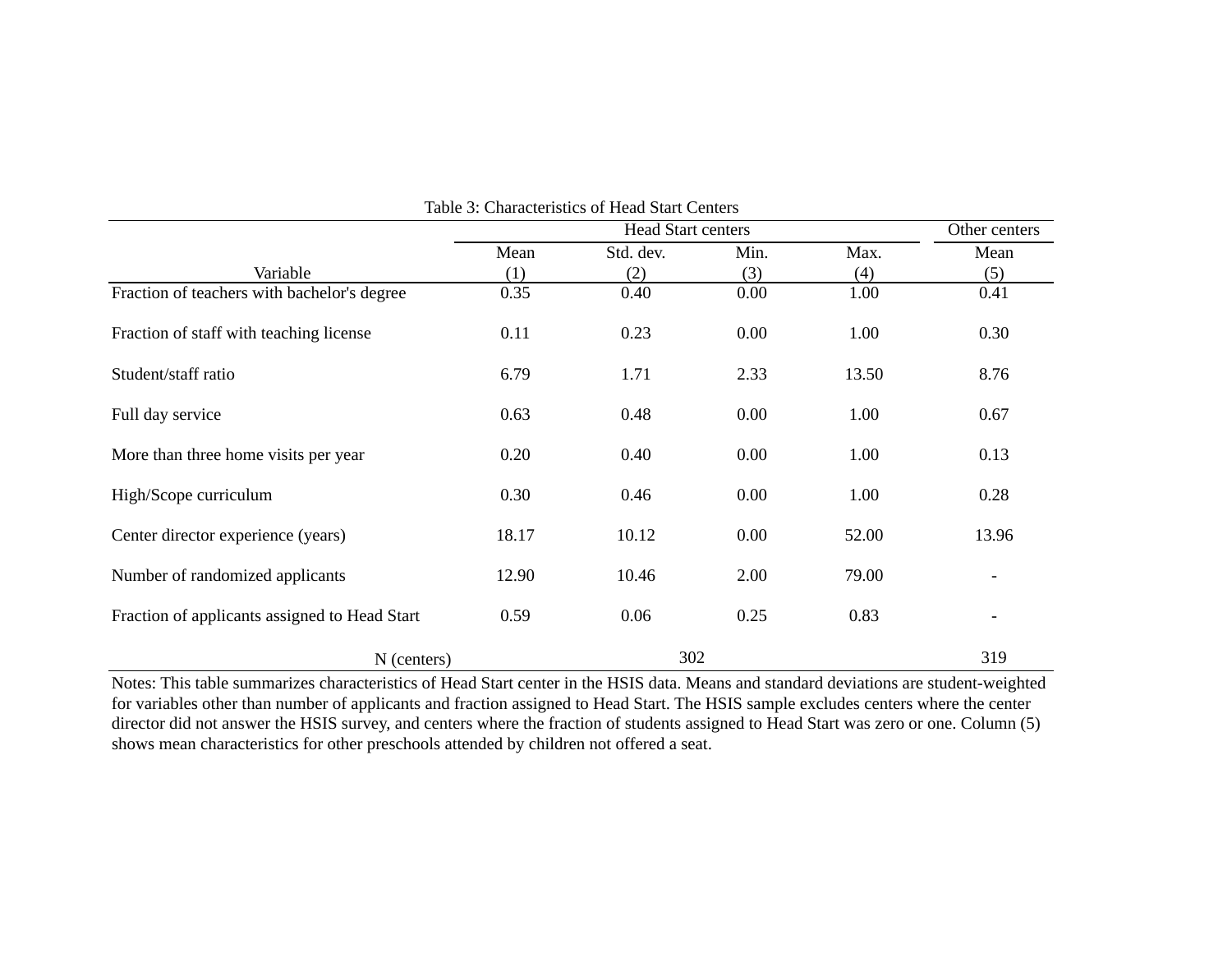Table 3: Characteristics of Head Start Centers

| | Head Start centers | | | | Other centers |
|---|---|---|---|---|---|
| Variable | Mean<br>(1) | Std. dev.<br>(2) | Min.<br>(3) | Max.<br>(4) | Mean<br>(5) |
| Fraction of teachers with bachelor's degree | 0.35 | 0.40 | 0.00 | 1.00 | 0.41 |
| Fraction of staff with teaching license | 0.11 | 0.23 | 0.00 | 1.00 | 0.30 |
| Student/staff ratio | 6.79 | 1.71 | 2.33 | 13.50 | 8.76 |
| Full day service | 0.63 | 0.48 | 0.00 | 1.00 | 0.67 |
| More than three home visits per year | 0.20 | 0.40 | 0.00 | 1.00 | 0.13 |
| High/Scope curriculum | 0.30 | 0.46 | 0.00 | 1.00 | 0.28 |
| Center director experience (years) | 18.17 | 10.12 | 0.00 | 52.00 | 13.96 |
| Number of randomized applicants | 12.90 | 10.46 | 2.00 | 79.00 | - |
| Fraction of applicants assigned to Head Start | 0.59 | 0.06 | 0.25 | 0.83 | - |
| N (centers) | 302 | | | | 319 |

Notes: This table summarizes characteristics of Head Start center in the HSIS data. Means and standard deviations are student-weighted for variables other than number of applicants and fraction assigned to Head Start. The HSIS sample excludes centers where the center director did not answer the HSIS survey, and centers where the fraction of students assigned to Head Start was zero or one. Column (5) shows mean characteristics for other preschools attended by children not offered a seat.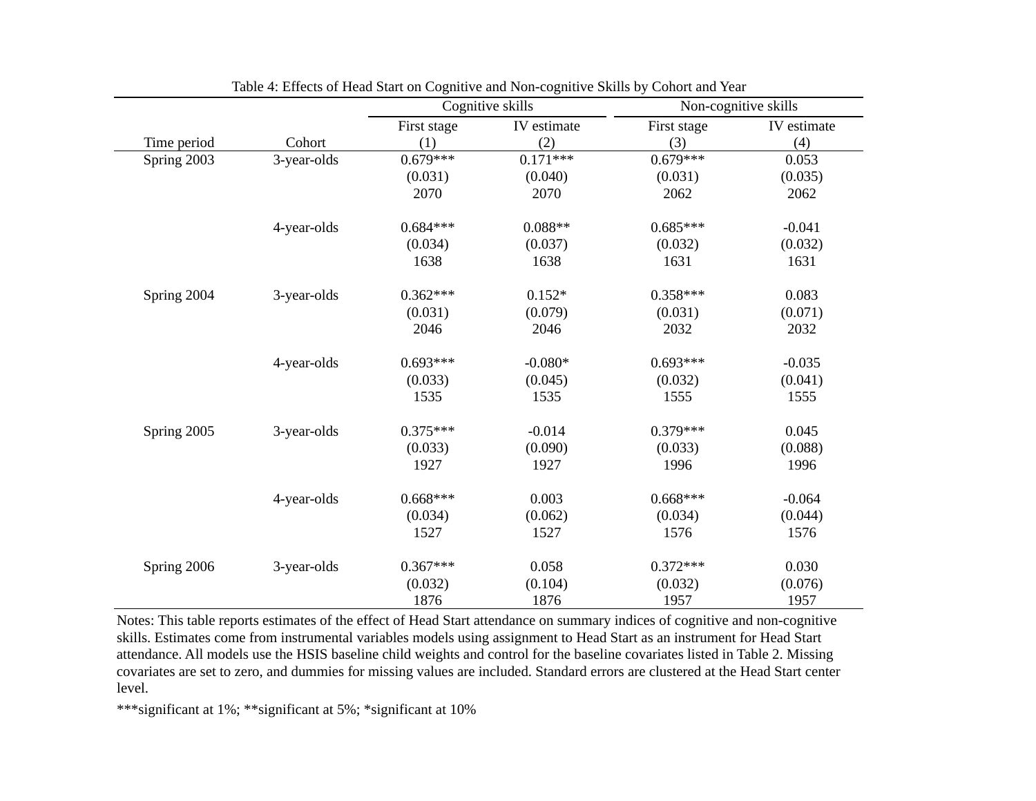Table 4: Effects of Head Start on Cognitive and Non-cognitive Skills by Cohort and Year

| | | Cognitive skills | | Non-cognitive skills | |
|---|---|---|---|---|---|
| | | First stage | IV estimate | First stage | IV estimate |
| Time period | Cohort | (1) | (2) | (3) | (4) |
| Spring 2003 | 3-year-olds | 0.679*** | 0.171*** | 0.679*** | 0.053 |
| | | (0.031) | (0.040) | (0.031) | (0.035) |
| | | 2070 | 2070 | 2062 | 2062 |
| | 4-year-olds | 0.684*** | 0.088** | 0.685*** | -0.041 |
| | | (0.034) | (0.037) | (0.032) | (0.032) |
| | | 1638 | 1638 | 1631 | 1631 |
| Spring 2004 | 3-year-olds | 0.362*** | 0.152* | 0.358*** | 0.083 |
| | | (0.031) | (0.079) | (0.031) | (0.071) |
| | | 2046 | 2046 | 2032 | 2032 |
| | 4-year-olds | 0.693*** | -0.080* | 0.693*** | -0.035 |
| | | (0.033) | (0.045) | (0.032) | (0.041) |
| | | 1535 | 1535 | 1555 | 1555 |
| Spring 2005 | 3-year-olds | 0.375*** | -0.014 | 0.379*** | 0.045 |
| | | (0.033) | (0.090) | (0.033) | (0.088) |
| | | 1927 | 1927 | 1996 | 1996 |
| | 4-year-olds | 0.668*** | 0.003 | 0.668*** | -0.064 |
| | | (0.034) | (0.062) | (0.034) | (0.044) |
| | | 1527 | 1527 | 1576 | 1576 |
| Spring 2006 | 3-year-olds | 0.367*** | 0.058 | 0.372*** | 0.030 |
| | | (0.032) | (0.104) | (0.032) | (0.076) |
| | | 1876 | 1876 | 1957 | 1957 |

Notes: This table reports estimates of the effect of Head Start attendance on summary indices of cognitive and non-cognitive skills. Estimates come from instrumental variables models using assignment to Head Start as an instrument for Head Start attendance. All models use the HSIS baseline child weights and control for the baseline covariates listed in Table 2. Missing covariates are set to zero, and dummies for missing values are included. Standard errors are clustered at the Head Start center level.

***significant at 1%; **significant at 5%; *significant at 10%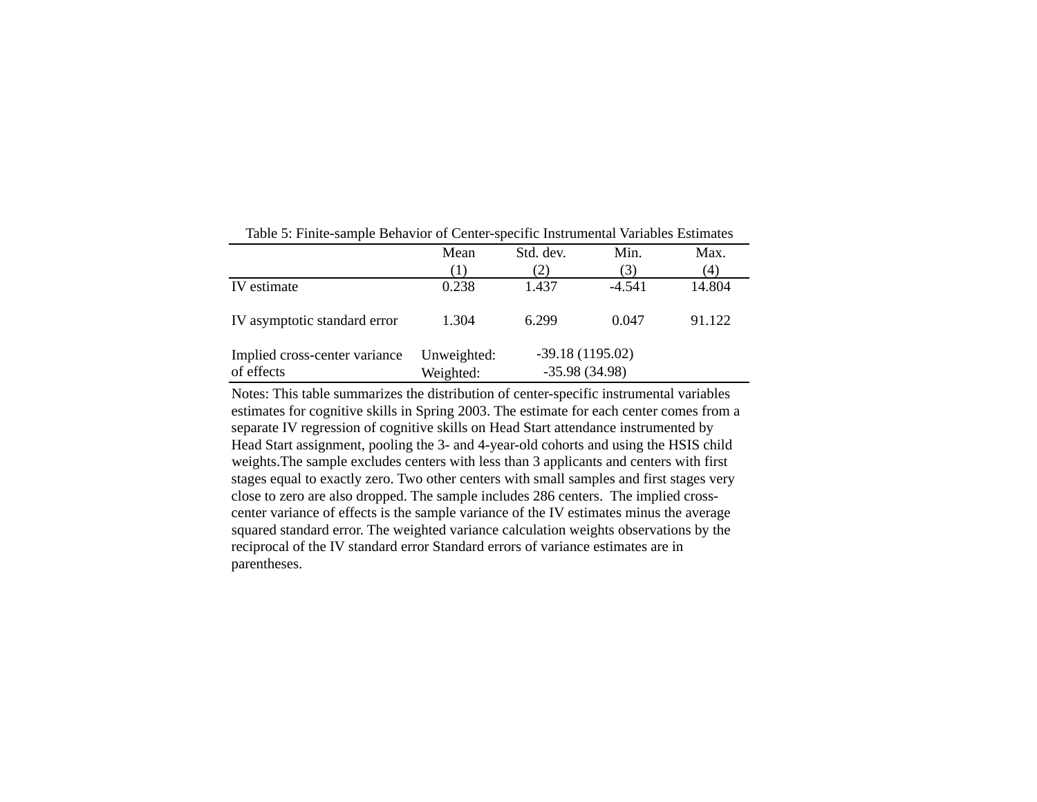Table 5: Finite-sample Behavior of Center-specific Instrumental Variables Estimates

| | Mean (1) | Std. dev. (2) | Min. (3) | Max. (4) |
|---|---|---|---|---|
| IV estimate | 0.238 | 1.437 | -4.541 | 14.804 |
| IV asymptotic standard error | 1.304 | 6.299 | 0.047 | 91.122 |
| Implied cross-center variance of effects | Unweighted: | -39.18 (1195.02) | | |
| | Weighted: | -35.98 (34.98) | | |

Notes: This table summarizes the distribution of center-specific instrumental variables estimates for cognitive skills in Spring 2003. The estimate for each center comes from a separate IV regression of cognitive skills on Head Start attendance instrumented by Head Start assignment, pooling the 3- and 4-year-old cohorts and using the HSIS child weights.The sample excludes centers with less than 3 applicants and centers with first stages equal to exactly zero. Two other centers with small samples and first stages very close to zero are also dropped. The sample includes 286 centers. The implied cross-center variance of effects is the sample variance of the IV estimates minus the average squared standard error. The weighted variance calculation weights observations by the reciprocal of the IV standard error Standard errors of variance estimates are in parentheses.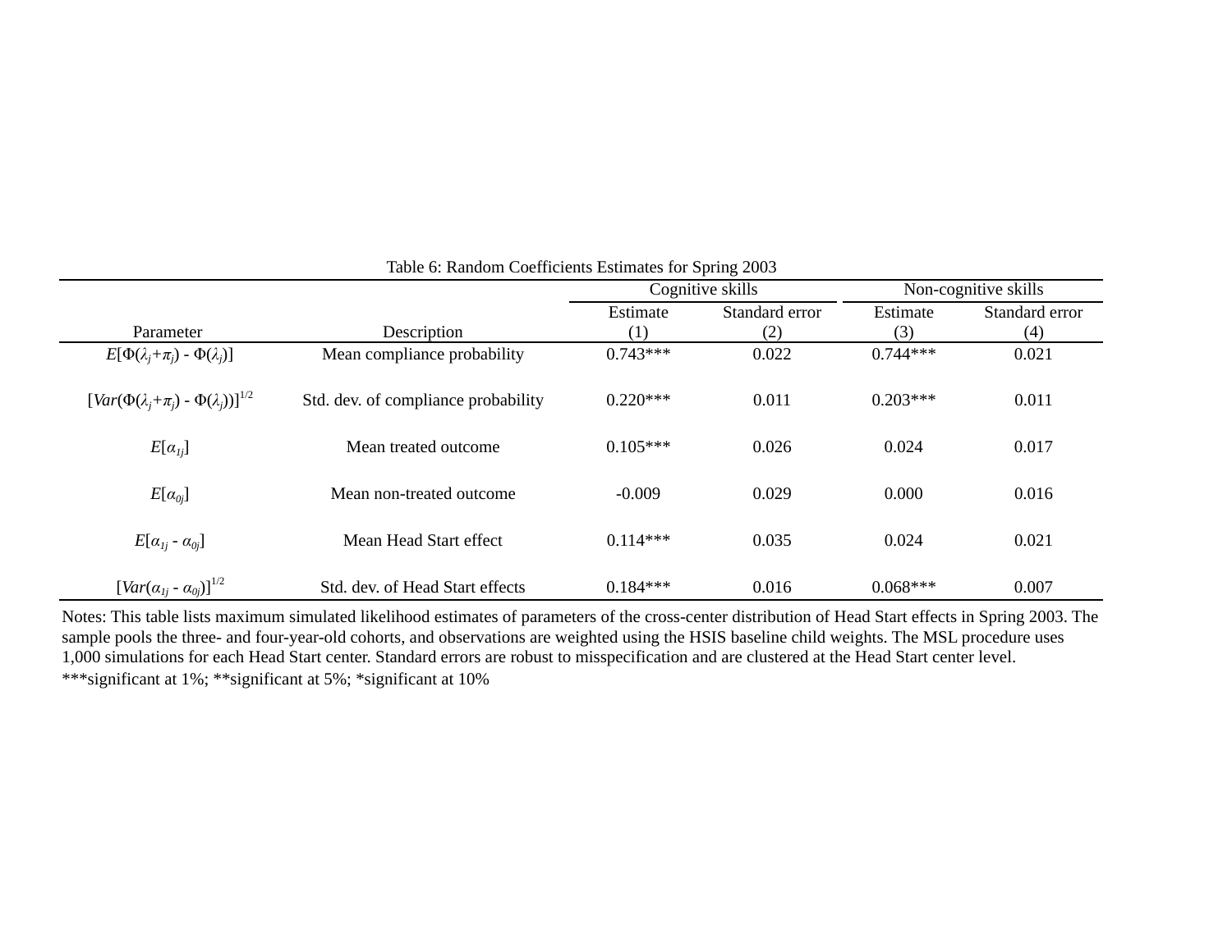Table 6: Random Coefficients Estimates for Spring 2003

| Parameter | Description | Cognitive skills | | Non-cognitive skills | |
|---|---|---|---|---|---|
| | | Estimate (1) | Standard error (2) | Estimate (3) | Standard error (4) |
| $E[\Phi(\lambda_j+\pi_j) - \Phi(\lambda_j)]$ | Mean compliance probability | 0.743*** | 0.022 | 0.744*** | 0.021 |
| $[Var(\Phi(\lambda_j+\pi_j) - \Phi(\lambda_j))]^{1/2}$ | Std. dev. of compliance probability | 0.220*** | 0.011 | 0.203*** | 0.011 |
| $E[\alpha_{1j}]$ | Mean treated outcome | 0.105*** | 0.026 | 0.024 | 0.017 |
| $E[\alpha_{0j}]$ | Mean non-treated outcome | -0.009 | 0.029 | 0.000 | 0.016 |
| $E[\alpha_{1j} - \alpha_{0j}]$ | Mean Head Start effect | 0.114*** | 0.035 | 0.024 | 0.021 |
| $[Var(\alpha_{1j} - \alpha_{0j})]^{1/2}$ | Std. dev. of Head Start effects | 0.184*** | 0.016 | 0.068*** | 0.007 |

Notes: This table lists maximum simulated likelihood estimates of parameters of the cross-center distribution of Head Start effects in Spring 2003. The sample pools the three- and four-year-old cohorts, and observations are weighted using the HSIS baseline child weights. The MSL procedure uses 1,000 simulations for each Head Start center. Standard errors are robust to misspecification and are clustered at the Head Start center level.
***significant at 1%; **significant at 5%; *significant at 10%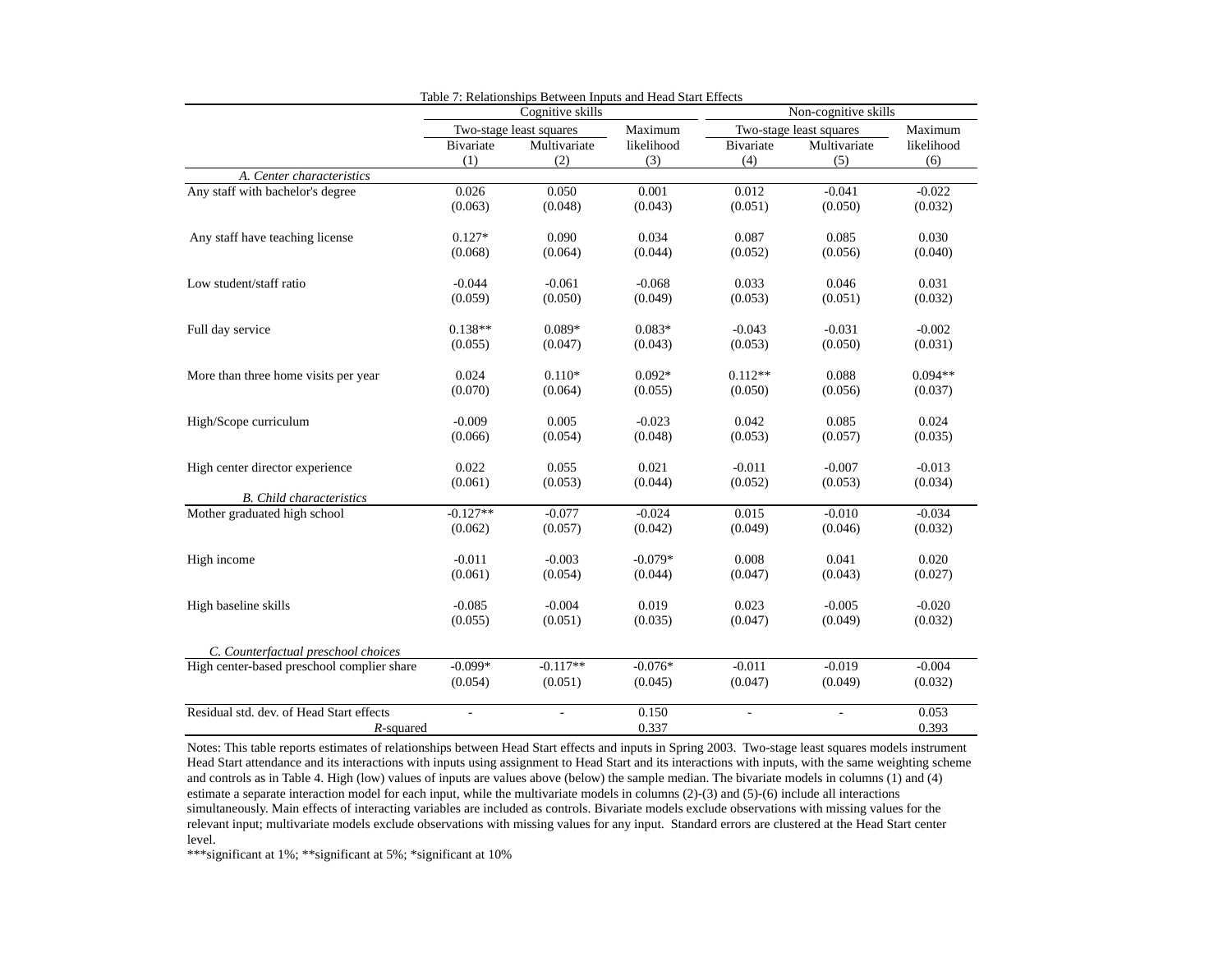Table 7: Relationships Between Inputs and Head Start Effects

| | Cognitive skills | | | Non-cognitive skills | | |
|---|---|---|---|---|---|---|
| | Two-stage least squares | | Maximum likelihood | Two-stage least squares | | Maximum likelihood |
| | Bivariate | Multivariate | | Bivariate | Multivariate | |
| | (1) | (2) | (3) | (4) | (5) | (6) |
| *A. Center characteristics* | | | | | | |
| Any staff with bachelor's degree | 0.026 | 0.050 | 0.001 | 0.012 | -0.041 | -0.022 |
| | (0.063) | (0.048) | (0.043) | (0.051) | (0.050) | (0.032) |
| Any staff have teaching license | 0.127* | 0.090 | 0.034 | 0.087 | 0.085 | 0.030 |
| | (0.068) | (0.064) | (0.044) | (0.052) | (0.056) | (0.040) |
| Low student/staff ratio | -0.044 | -0.061 | -0.068 | 0.033 | 0.046 | 0.031 |
| | (0.059) | (0.050) | (0.049) | (0.053) | (0.051) | (0.032) |
| Full day service | 0.138** | 0.089* | 0.083* | -0.043 | -0.031 | -0.002 |
| | (0.055) | (0.047) | (0.043) | (0.053) | (0.050) | (0.031) |
| More than three home visits per year | 0.024 | 0.110* | 0.092* | 0.112** | 0.088 | 0.094** |
| | (0.070) | (0.064) | (0.055) | (0.050) | (0.056) | (0.037) |
| High/Scope curriculum | -0.009 | 0.005 | -0.023 | 0.042 | 0.085 | 0.024 |
| | (0.066) | (0.054) | (0.048) | (0.053) | (0.057) | (0.035) |
| High center director experience | 0.022 | 0.055 | 0.021 | -0.011 | -0.007 | -0.013 |
| | (0.061) | (0.053) | (0.044) | (0.052) | (0.053) | (0.034) |
| *B. Child characteristics* | | | | | | |
| Mother graduated high school | -0.127** | -0.077 | -0.024 | 0.015 | -0.010 | -0.034 |
| | (0.062) | (0.057) | (0.042) | (0.049) | (0.046) | (0.032) |
| High income | -0.011 | -0.003 | -0.079* | 0.008 | 0.041 | 0.020 |
| | (0.061) | (0.054) | (0.044) | (0.047) | (0.043) | (0.027) |
| High baseline skills | -0.085 | -0.004 | 0.019 | 0.023 | -0.005 | -0.020 |
| | (0.055) | (0.051) | (0.035) | (0.047) | (0.049) | (0.032) |
| *C. Counterfactual preschool choices* | | | | | | |
| High center-based preschool complier share | -0.099* | -0.117** | -0.076* | -0.011 | -0.019 | -0.004 |
| | (0.054) | (0.051) | (0.045) | (0.047) | (0.049) | (0.032) |
| Residual std. dev. of Head Start effects | - | - | 0.150 | - | - | 0.053 |
| *R*-squared | | | 0.337 | | | 0.393 |

Notes: This table reports estimates of relationships between Head Start effects and inputs in Spring 2003. Two-stage least squares models instrument Head Start attendance and its interactions with inputs using assignment to Head Start and its interactions with inputs, with the same weighting scheme and controls as in Table 4. High (low) values of inputs are values above (below) the sample median. The bivariate models in columns (1) and (4) estimate a separate interaction model for each input, while the multivariate models in columns (2)-(3) and (5)-(6) include all interactions simultaneously. Main effects of interacting variables are included as controls. Bivariate models exclude observations with missing values for the relevant input; multivariate models exclude observations with missing values for any input. Standard errors are clustered at the Head Start center level.

***significant at 1%; **significant at 5%; *significant at 10%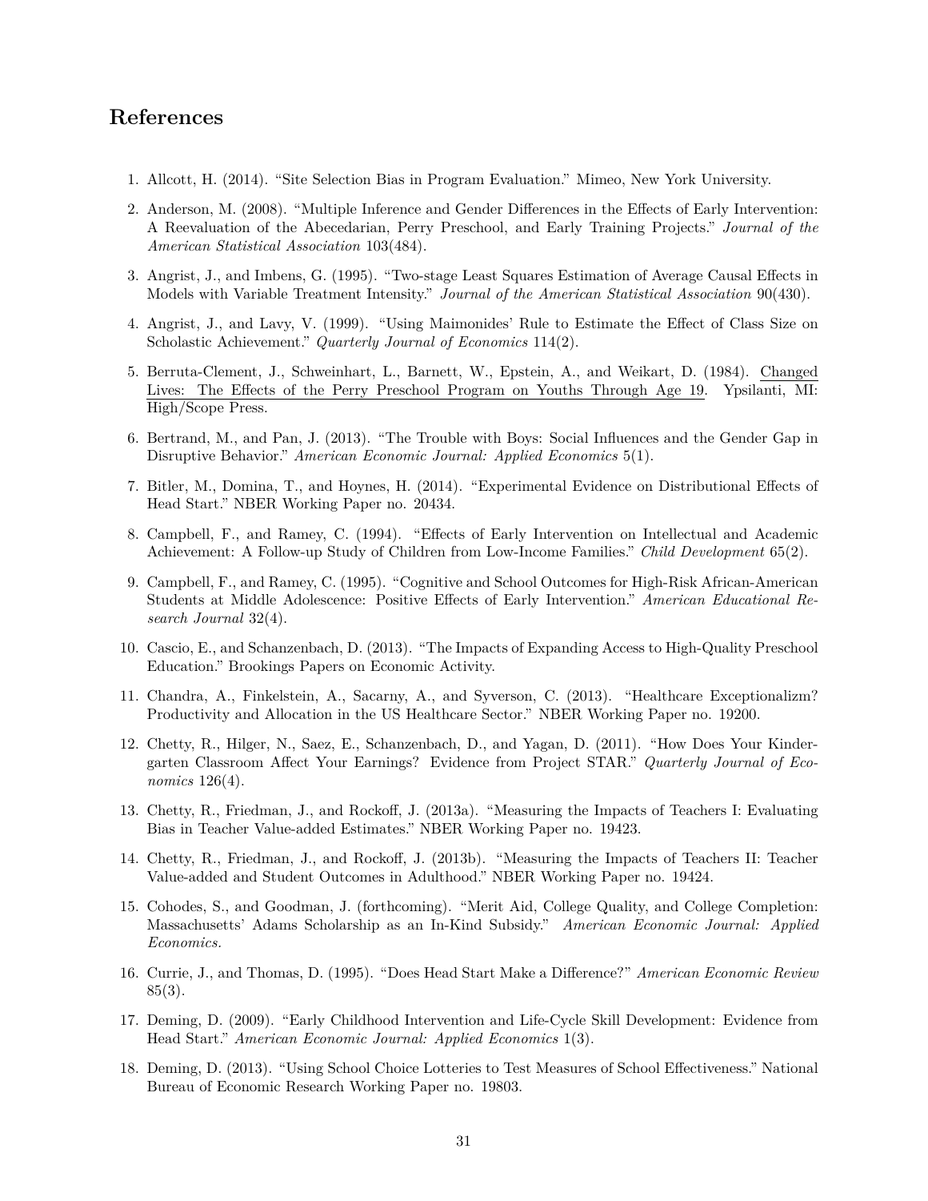# References

1. Allcott, H. (2014). "Site Selection Bias in Program Evaluation." Mimeo, New York University.

2. Anderson, M. (2008). "Multiple Inference and Gender Differences in the Effects of Early Intervention: A Reevaluation of the Abecedarian, Perry Preschool, and Early Training Projects." *Journal of the American Statistical Association* 103(484).

3. Angrist, J., and Imbens, G. (1995). "Two-stage Least Squares Estimation of Average Causal Effects in Models with Variable Treatment Intensity." *Journal of the American Statistical Association* 90(430).

4. Angrist, J., and Lavy, V. (1999). "Using Maimonides' Rule to Estimate the Effect of Class Size on Scholastic Achievement." *Quarterly Journal of Economics* 114(2).

5. Berruta-Clement, J., Schweinhart, L., Barnett, W., Epstein, A., and Weikart, D. (1984). Changed Lives: The Effects of the Perry Preschool Program on Youths Through Age 19. Ypsilanti, MI: High/Scope Press.

6. Bertrand, M., and Pan, J. (2013). "The Trouble with Boys: Social Influences and the Gender Gap in Disruptive Behavior." *American Economic Journal: Applied Economics* 5(1).

7. Bitler, M., Domina, T., and Hoynes, H. (2014). "Experimental Evidence on Distributional Effects of Head Start." NBER Working Paper no. 20434.

8. Campbell, F., and Ramey, C. (1994). "Effects of Early Intervention on Intellectual and Academic Achievement: A Follow-up Study of Children from Low-Income Families." *Child Development* 65(2).

9. Campbell, F., and Ramey, C. (1995). "Cognitive and School Outcomes for High-Risk African-American Students at Middle Adolescence: Positive Effects of Early Intervention." *American Educational Research Journal* 32(4).

10. Cascio, E., and Schanzenbach, D. (2013). "The Impacts of Expanding Access to High-Quality Preschool Education." Brookings Papers on Economic Activity.

11. Chandra, A., Finkelstein, A., Sacarny, A., and Syverson, C. (2013). "Healthcare Exceptionalizm? Productivity and Allocation in the US Healthcare Sector." NBER Working Paper no. 19200.

12. Chetty, R., Hilger, N., Saez, E., Schanzenbach, D., and Yagan, D. (2011). "How Does Your Kindergarten Classroom Affect Your Earnings? Evidence from Project STAR." *Quarterly Journal of Economics* 126(4).

13. Chetty, R., Friedman, J., and Rockoff, J. (2013a). "Measuring the Impacts of Teachers I: Evaluating Bias in Teacher Value-added Estimates." NBER Working Paper no. 19423.

14. Chetty, R., Friedman, J., and Rockoff, J. (2013b). "Measuring the Impacts of Teachers II: Teacher Value-added and Student Outcomes in Adulthood." NBER Working Paper no. 19424.

15. Cohodes, S., and Goodman, J. (forthcoming). "Merit Aid, College Quality, and College Completion: Massachusetts' Adams Scholarship as an In-Kind Subsidy." *American Economic Journal: Applied Economics.*

16. Currie, J., and Thomas, D. (1995). "Does Head Start Make a Difference?" *American Economic Review* 85(3).

17. Deming, D. (2009). "Early Childhood Intervention and Life-Cycle Skill Development: Evidence from Head Start." *American Economic Journal: Applied Economics* 1(3).

18. Deming, D. (2013). "Using School Choice Lotteries to Test Measures of School Effectiveness." National Bureau of Economic Research Working Paper no. 19803.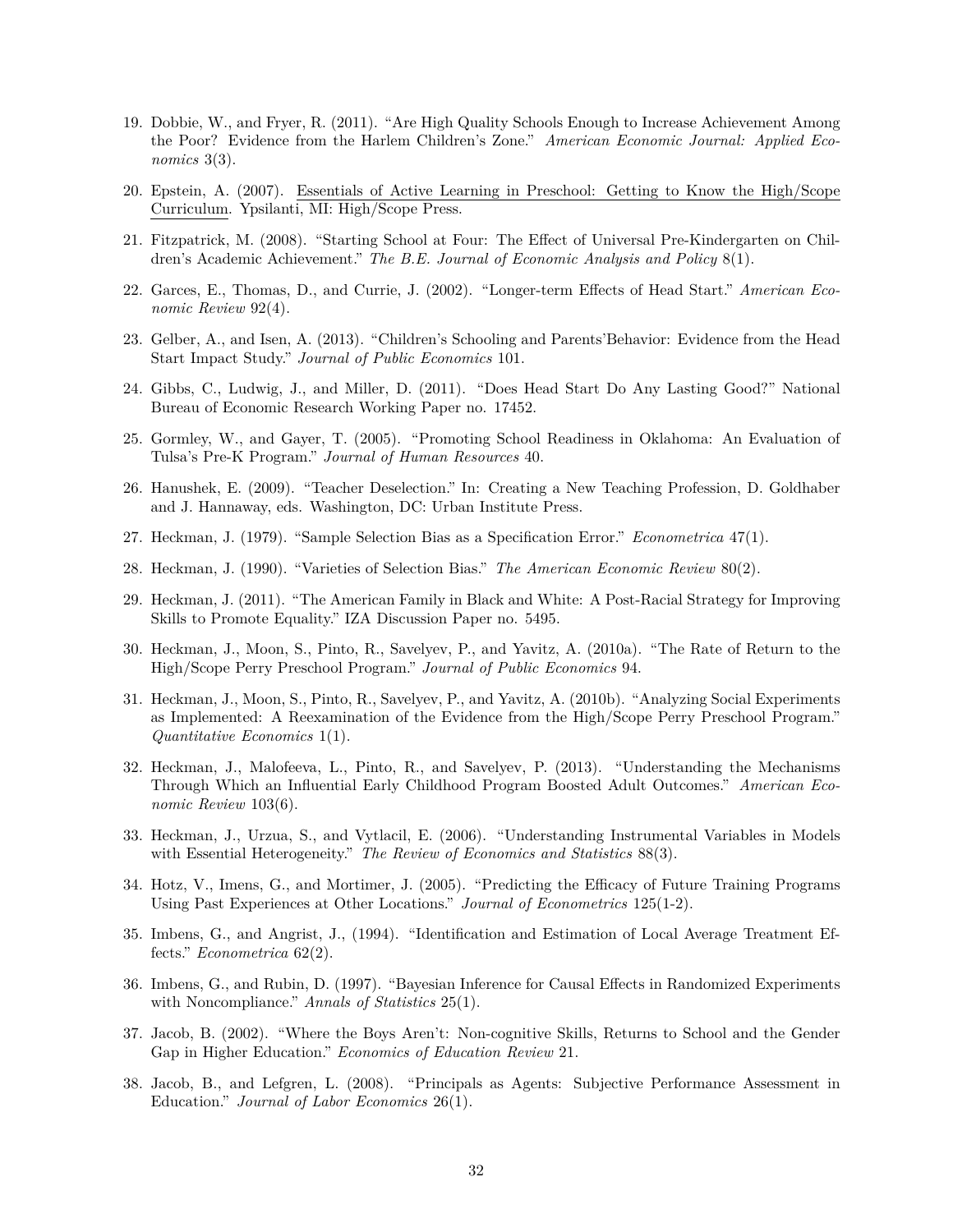19. Dobbie, W., and Fryer, R. (2011). "Are High Quality Schools Enough to Increase Achievement Among the Poor? Evidence from the Harlem Children's Zone." *American Economic Journal: Applied Economics* 3(3).

20. Epstein, A. (2007). Essentials of Active Learning in Preschool: Getting to Know the High/Scope Curriculum. Ypsilanti, MI: High/Scope Press.

21. Fitzpatrick, M. (2008). "Starting School at Four: The Effect of Universal Pre-Kindergarten on Children's Academic Achievement." *The B.E. Journal of Economic Analysis and Policy* 8(1).

22. Garces, E., Thomas, D., and Currie, J. (2002). "Longer-term Effects of Head Start." *American Economic Review* 92(4).

23. Gelber, A., and Isen, A. (2013). "Children's Schooling and Parents'Behavior: Evidence from the Head Start Impact Study." *Journal of Public Economics* 101.

24. Gibbs, C., Ludwig, J., and Miller, D. (2011). "Does Head Start Do Any Lasting Good?" National Bureau of Economic Research Working Paper no. 17452.

25. Gormley, W., and Gayer, T. (2005). "Promoting School Readiness in Oklahoma: An Evaluation of Tulsa's Pre-K Program." *Journal of Human Resources* 40.

26. Hanushek, E. (2009). "Teacher Deselection." In: Creating a New Teaching Profession, D. Goldhaber and J. Hannaway, eds. Washington, DC: Urban Institute Press.

27. Heckman, J. (1979). "Sample Selection Bias as a Specification Error." *Econometrica* 47(1).

28. Heckman, J. (1990). "Varieties of Selection Bias." *The American Economic Review* 80(2).

29. Heckman, J. (2011). "The American Family in Black and White: A Post-Racial Strategy for Improving Skills to Promote Equality." IZA Discussion Paper no. 5495.

30. Heckman, J., Moon, S., Pinto, R., Savelyev, P., and Yavitz, A. (2010a). "The Rate of Return to the High/Scope Perry Preschool Program." *Journal of Public Economics* 94.

31. Heckman, J., Moon, S., Pinto, R., Savelyev, P., and Yavitz, A. (2010b). "Analyzing Social Experiments as Implemented: A Reexamination of the Evidence from the High/Scope Perry Preschool Program." *Quantitative Economics* 1(1).

32. Heckman, J., Malofeeva, L., Pinto, R., and Savelyev, P. (2013). "Understanding the Mechanisms Through Which an Influential Early Childhood Program Boosted Adult Outcomes." *American Economic Review* 103(6).

33. Heckman, J., Urzua, S., and Vytlacil, E. (2006). "Understanding Instrumental Variables in Models with Essential Heterogeneity." *The Review of Economics and Statistics* 88(3).

34. Hotz, V., Imens, G., and Mortimer, J. (2005). "Predicting the Efficacy of Future Training Programs Using Past Experiences at Other Locations." *Journal of Econometrics* 125(1-2).

35. Imbens, G., and Angrist, J., (1994). "Identification and Estimation of Local Average Treatment Effects." *Econometrica* 62(2).

36. Imbens, G., and Rubin, D. (1997). "Bayesian Inference for Causal Effects in Randomized Experiments with Noncompliance." *Annals of Statistics* 25(1).

37. Jacob, B. (2002). "Where the Boys Aren't: Non-cognitive Skills, Returns to School and the Gender Gap in Higher Education." *Economics of Education Review* 21.

38. Jacob, B., and Lefgren, L. (2008). "Principals as Agents: Subjective Performance Assessment in Education." *Journal of Labor Economics* 26(1).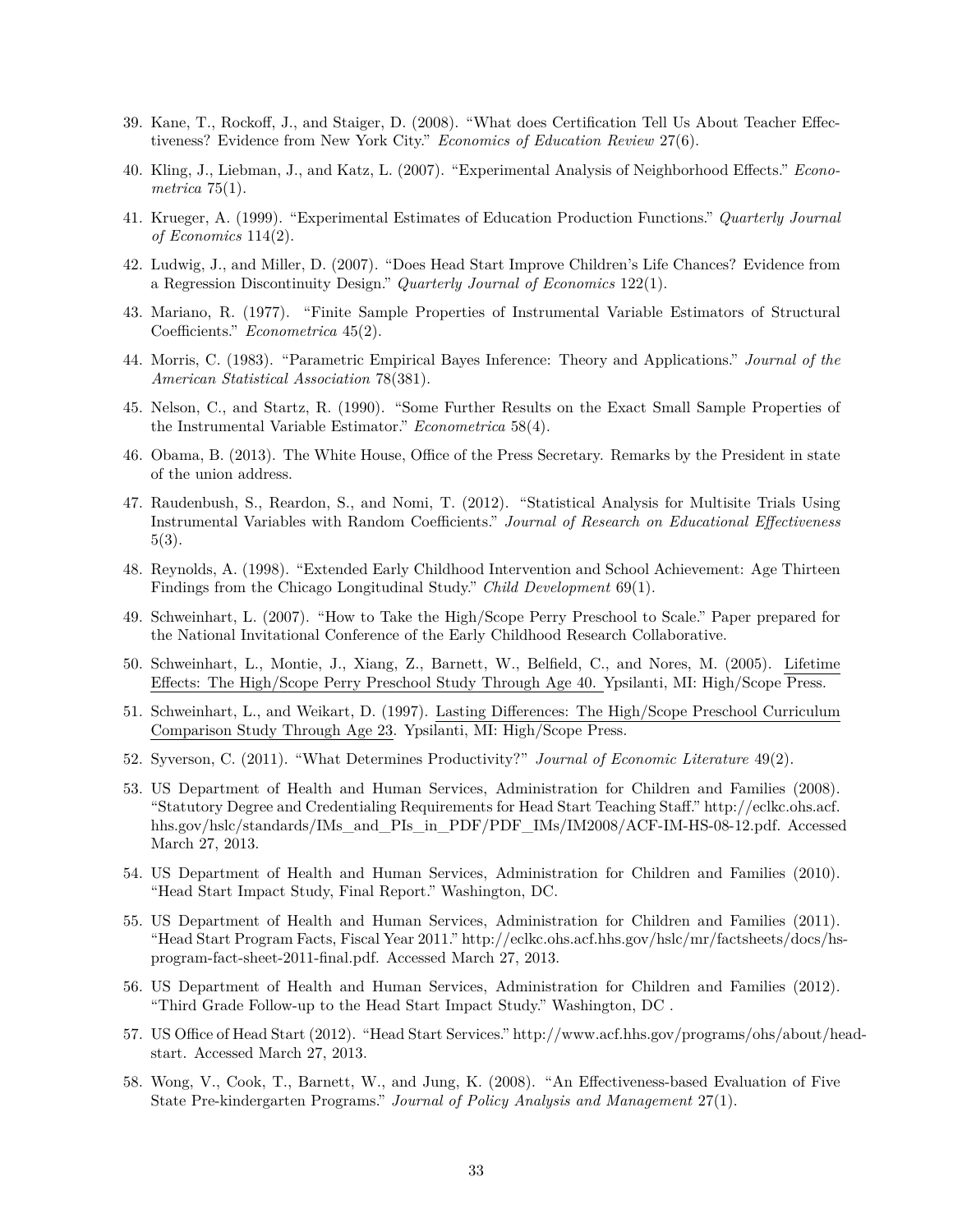39. Kane, T., Rockoff, J., and Staiger, D. (2008). "What does Certification Tell Us About Teacher Effectiveness? Evidence from New York City." *Economics of Education Review* 27(6).

40. Kling, J., Liebman, J., and Katz, L. (2007). "Experimental Analysis of Neighborhood Effects." *Econometrica* 75(1).

41. Krueger, A. (1999). "Experimental Estimates of Education Production Functions." *Quarterly Journal of Economics* 114(2).

42. Ludwig, J., and Miller, D. (2007). "Does Head Start Improve Children's Life Chances? Evidence from a Regression Discontinuity Design." *Quarterly Journal of Economics* 122(1).

43. Mariano, R. (1977). "Finite Sample Properties of Instrumental Variable Estimators of Structural Coefficients." *Econometrica* 45(2).

44. Morris, C. (1983). "Parametric Empirical Bayes Inference: Theory and Applications." *Journal of the American Statistical Association* 78(381).

45. Nelson, C., and Startz, R. (1990). "Some Further Results on the Exact Small Sample Properties of the Instrumental Variable Estimator." *Econometrica* 58(4).

46. Obama, B. (2013). The White House, Office of the Press Secretary. Remarks by the President in state of the union address.

47. Raudenbush, S., Reardon, S., and Nomi, T. (2012). "Statistical Analysis for Multisite Trials Using Instrumental Variables with Random Coefficients." *Journal of Research on Educational Effectiveness* 5(3).

48. Reynolds, A. (1998). "Extended Early Childhood Intervention and School Achievement: Age Thirteen Findings from the Chicago Longitudinal Study." *Child Development* 69(1).

49. Schweinhart, L. (2007). "How to Take the High/Scope Perry Preschool to Scale." Paper prepared for the National Invitational Conference of the Early Childhood Research Collaborative.

50. Schweinhart, L., Montie, J., Xiang, Z., Barnett, W., Belfield, C., and Nores, M. (2005). Lifetime Effects: The High/Scope Perry Preschool Study Through Age 40. Ypsilanti, MI: High/Scope Press.

51. Schweinhart, L., and Weikart, D. (1997). Lasting Differences: The High/Scope Preschool Curriculum Comparison Study Through Age 23. Ypsilanti, MI: High/Scope Press.

52. Syverson, C. (2011). "What Determines Productivity?" *Journal of Economic Literature* 49(2).

53. US Department of Health and Human Services, Administration for Children and Families (2008). "Statutory Degree and Credentialing Requirements for Head Start Teaching Staff." http://eclkc.ohs.acf.hhs.gov/hslc/standards/IMs_and_PIs_in_PDF/PDF_IMs/IM2008/ACF-IM-HS-08-12.pdf. Accessed March 27, 2013.

54. US Department of Health and Human Services, Administration for Children and Families (2010). "Head Start Impact Study, Final Report." Washington, DC.

55. US Department of Health and Human Services, Administration for Children and Families (2011). "Head Start Program Facts, Fiscal Year 2011." http://eclkc.ohs.acf.hhs.gov/hslc/mr/factsheets/docs/hs-program-fact-sheet-2011-final.pdf. Accessed March 27, 2013.

56. US Department of Health and Human Services, Administration for Children and Families (2012). "Third Grade Follow-up to the Head Start Impact Study." Washington, DC .

57. US Office of Head Start (2012). "Head Start Services." http://www.acf.hhs.gov/programs/ohs/about/head-start. Accessed March 27, 2013.

58. Wong, V., Cook, T., Barnett, W., and Jung, K. (2008). "An Effectiveness-based Evaluation of Five State Pre-kindergarten Programs." *Journal of Policy Analysis and Management* 27(1).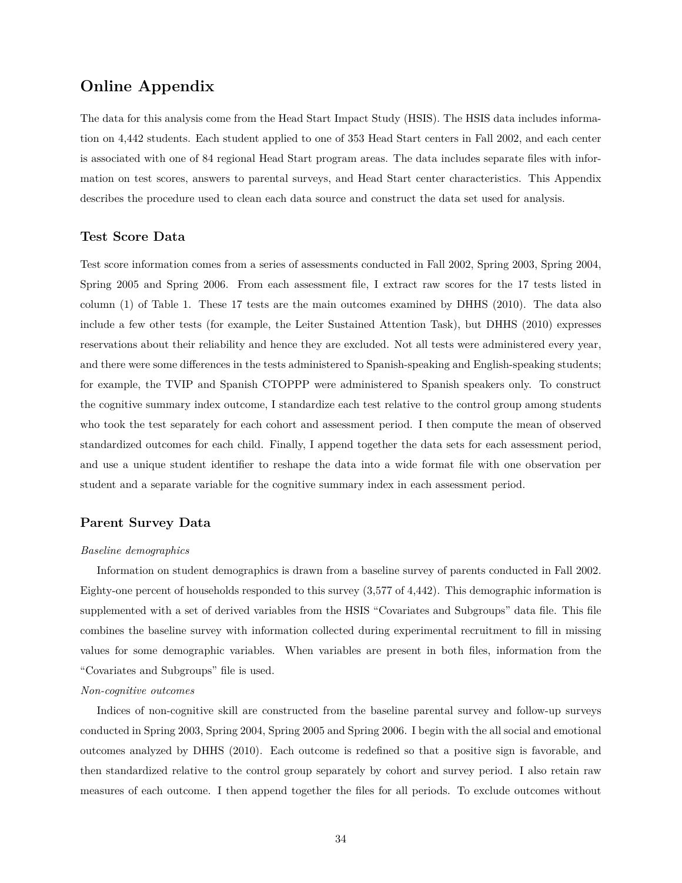# Online Appendix

The data for this analysis come from the Head Start Impact Study (HSIS). The HSIS data includes information on 4,442 students. Each student applied to one of 353 Head Start centers in Fall 2002, and each center is associated with one of 84 regional Head Start program areas. The data includes separate files with information on test scores, answers to parental surveys, and Head Start center characteristics. This Appendix describes the procedure used to clean each data source and construct the data set used for analysis.

## Test Score Data

Test score information comes from a series of assessments conducted in Fall 2002, Spring 2003, Spring 2004, Spring 2005 and Spring 2006. From each assessment file, I extract raw scores for the 17 tests listed in column (1) of Table 1. These 17 tests are the main outcomes examined by DHHS (2010). The data also include a few other tests (for example, the Leiter Sustained Attention Task), but DHHS (2010) expresses reservations about their reliability and hence they are excluded. Not all tests were administered every year, and there were some differences in the tests administered to Spanish-speaking and English-speaking students; for example, the TVIP and Spanish CTOPPP were administered to Spanish speakers only. To construct the cognitive summary index outcome, I standardize each test relative to the control group among students who took the test separately for each cohort and assessment period. I then compute the mean of observed standardized outcomes for each child. Finally, I append together the data sets for each assessment period, and use a unique student identifier to reshape the data into a wide format file with one observation per student and a separate variable for the cognitive summary index in each assessment period.

## Parent Survey Data

*Baseline demographics*

Information on student demographics is drawn from a baseline survey of parents conducted in Fall 2002. Eighty-one percent of households responded to this survey (3,577 of 4,442). This demographic information is supplemented with a set of derived variables from the HSIS "Covariates and Subgroups" data file. This file combines the baseline survey with information collected during experimental recruitment to fill in missing values for some demographic variables. When variables are present in both files, information from the "Covariates and Subgroups" file is used.

*Non-cognitive outcomes*

Indices of non-cognitive skill are constructed from the baseline parental survey and follow-up surveys conducted in Spring 2003, Spring 2004, Spring 2005 and Spring 2006. I begin with the all social and emotional outcomes analyzed by DHHS (2010). Each outcome is redefined so that a positive sign is favorable, and then standardized relative to the control group separately by cohort and survey period. I also retain raw measures of each outcome. I then append together the files for all periods. To exclude outcomes without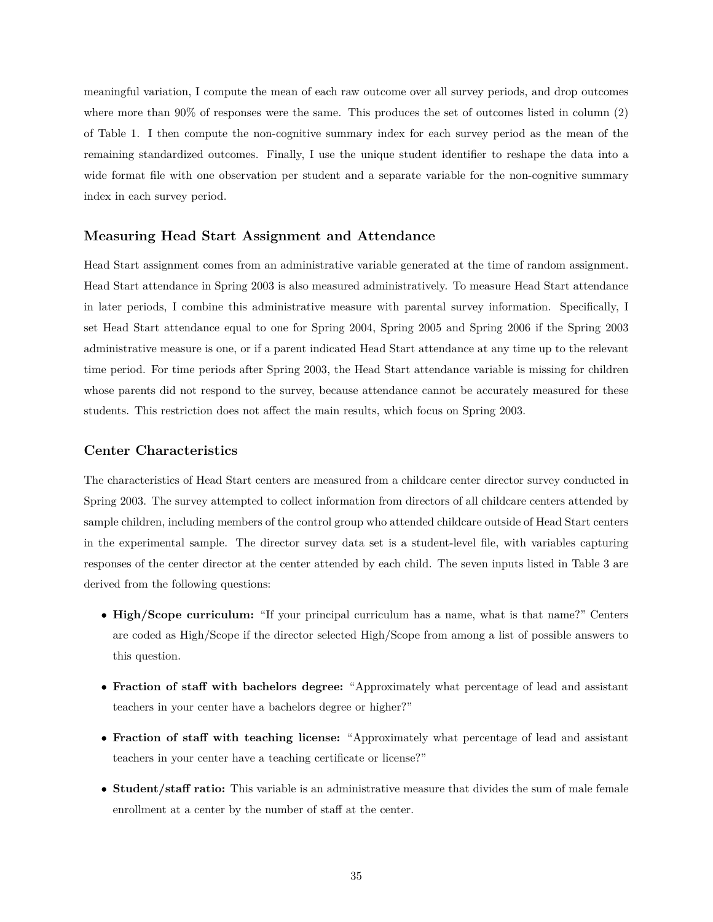meaningful variation, I compute the mean of each raw outcome over all survey periods, and drop outcomes where more than 90% of responses were the same. This produces the set of outcomes listed in column (2) of Table 1. I then compute the non-cognitive summary index for each survey period as the mean of the remaining standardized outcomes. Finally, I use the unique student identifier to reshape the data into a wide format file with one observation per student and a separate variable for the non-cognitive summary index in each survey period.

### Measuring Head Start Assignment and Attendance

Head Start assignment comes from an administrative variable generated at the time of random assignment. Head Start attendance in Spring 2003 is also measured administratively. To measure Head Start attendance in later periods, I combine this administrative measure with parental survey information. Specifically, I set Head Start attendance equal to one for Spring 2004, Spring 2005 and Spring 2006 if the Spring 2003 administrative measure is one, or if a parent indicated Head Start attendance at any time up to the relevant time period. For time periods after Spring 2003, the Head Start attendance variable is missing for children whose parents did not respond to the survey, because attendance cannot be accurately measured for these students. This restriction does not affect the main results, which focus on Spring 2003.

### Center Characteristics

The characteristics of Head Start centers are measured from a childcare center director survey conducted in Spring 2003. The survey attempted to collect information from directors of all childcare centers attended by sample children, including members of the control group who attended childcare outside of Head Start centers in the experimental sample. The director survey data set is a student-level file, with variables capturing responses of the center director at the center attended by each child. The seven inputs listed in Table 3 are derived from the following questions:

- **High/Scope curriculum:** "If your principal curriculum has a name, what is that name?" Centers are coded as High/Scope if the director selected High/Scope from among a list of possible answers to this question.
- **Fraction of staff with bachelors degree:** "Approximately what percentage of lead and assistant teachers in your center have a bachelors degree or higher?"
- **Fraction of staff with teaching license:** "Approximately what percentage of lead and assistant teachers in your center have a teaching certificate or license?"
- **Student/staff ratio:** This variable is an administrative measure that divides the sum of male female enrollment at a center by the number of staff at the center.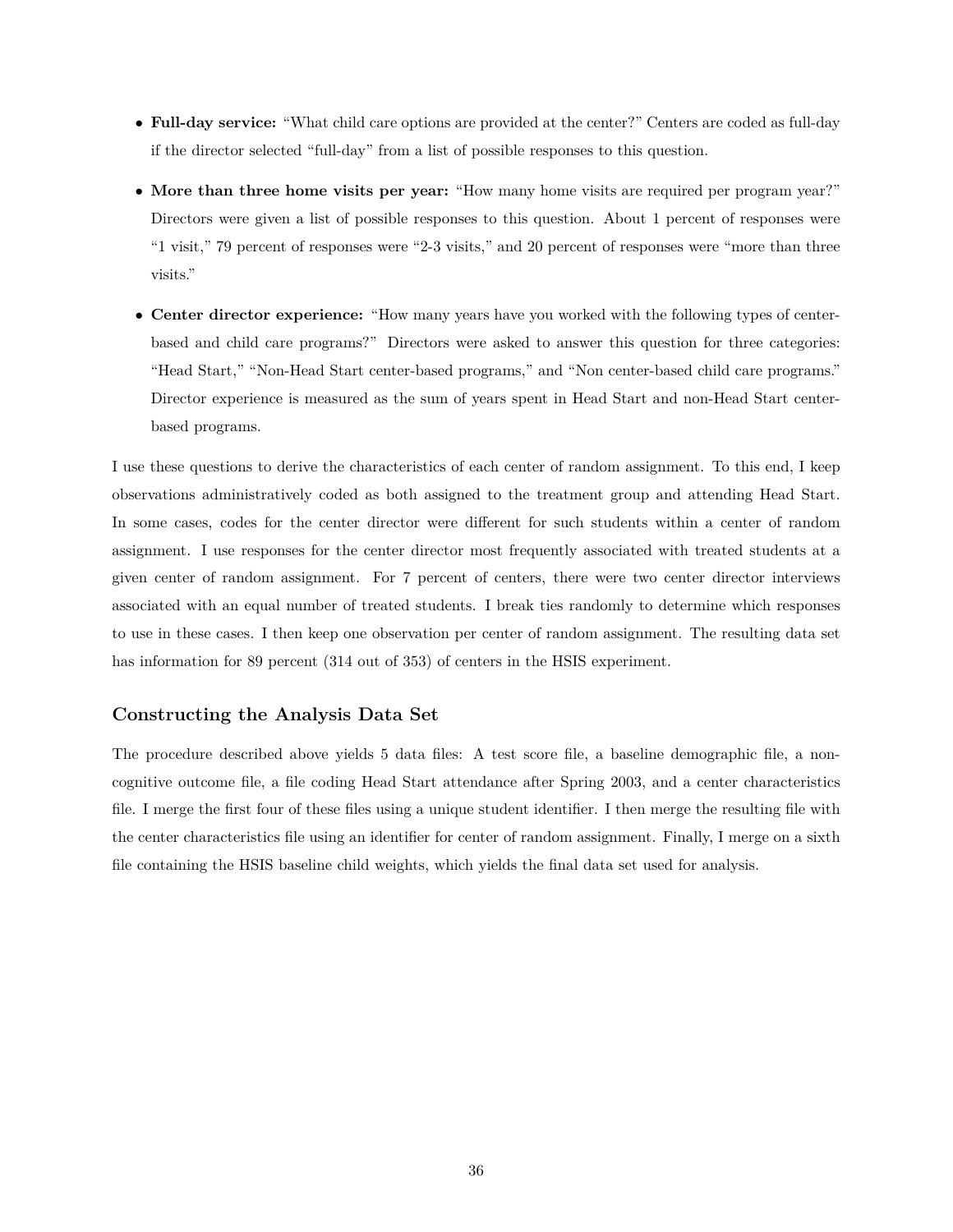- **Full-day service:** "What child care options are provided at the center?" Centers are coded as full-day if the director selected "full-day" from a list of possible responses to this question.

- **More than three home visits per year:** "How many home visits are required per program year?" Directors were given a list of possible responses to this question. About 1 percent of responses were "1 visit," 79 percent of responses were "2-3 visits," and 20 percent of responses were "more than three visits."

- **Center director experience:** "How many years have you worked with the following types of center-based and child care programs?" Directors were asked to answer this question for three categories: "Head Start," "Non-Head Start center-based programs," and "Non center-based child care programs." Director experience is measured as the sum of years spent in Head Start and non-Head Start center-based programs.

I use these questions to derive the characteristics of each center of random assignment. To this end, I keep observations administratively coded as both assigned to the treatment group and attending Head Start. In some cases, codes for the center director were different for such students within a center of random assignment. I use responses for the center director most frequently associated with treated students at a given center of random assignment. For 7 percent of centers, there were two center director interviews associated with an equal number of treated students. I break ties randomly to determine which responses to use in these cases. I then keep one observation per center of random assignment. The resulting data set has information for 89 percent (314 out of 353) of centers in the HSIS experiment.

### Constructing the Analysis Data Set

The procedure described above yields 5 data files: A test score file, a baseline demographic file, a non-cognitive outcome file, a file coding Head Start attendance after Spring 2003, and a center characteristics file. I merge the first four of these files using a unique student identifier. I then merge the resulting file with the center characteristics file using an identifier for center of random assignment. Finally, I merge on a sixth file containing the HSIS baseline child weights, which yields the final data set used for analysis.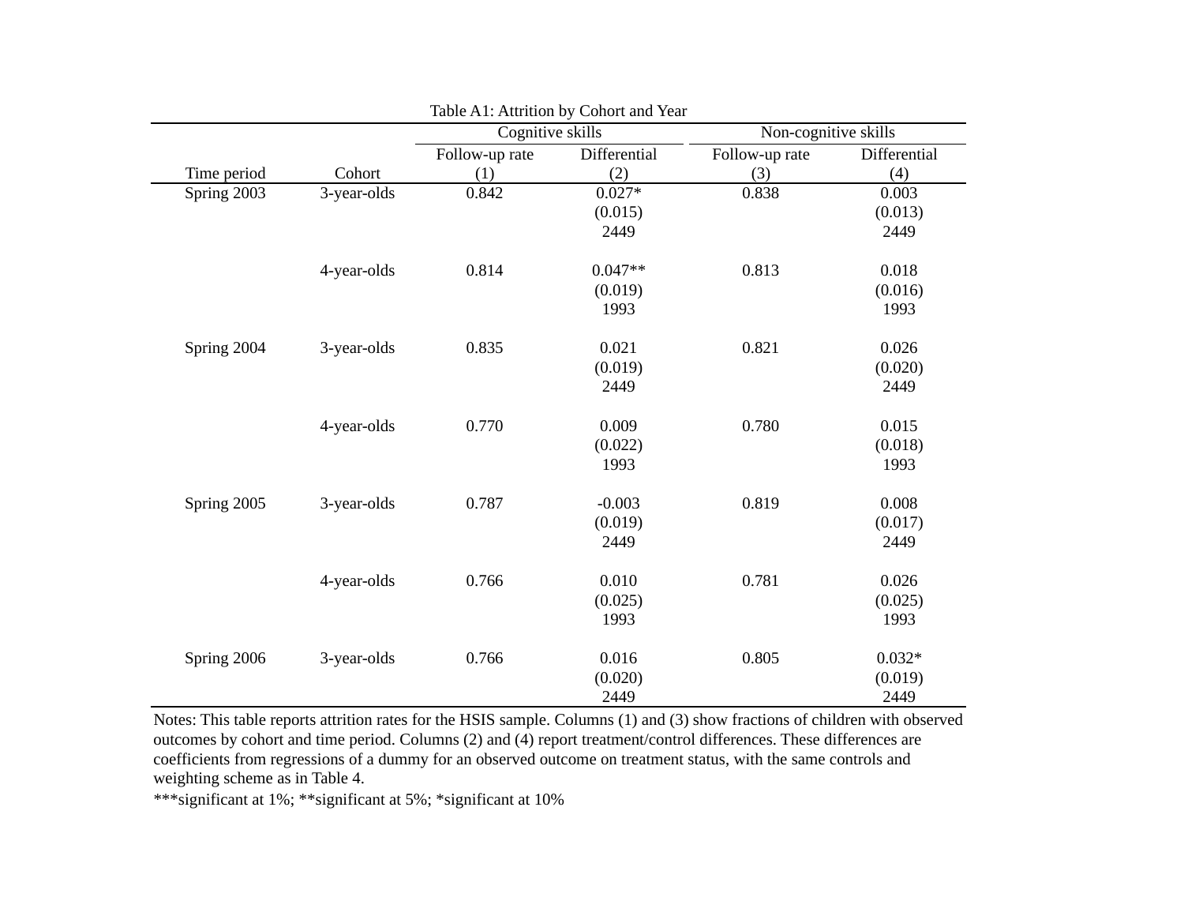Table A1: Attrition by Cohort and Year

| | | Cognitive skills | | Non-cognitive skills | |
|---|---|---|---|---|---|
| | | Follow-up rate | Differential | Follow-up rate | Differential |
| Time period | Cohort | (1) | (2) | (3) | (4) |
| Spring 2003 | 3-year-olds | 0.842 | 0.027* | 0.838 | 0.003 |
| | | | (0.015) | | (0.013) |
| | | | 2449 | | 2449 |
| | 4-year-olds | 0.814 | 0.047** | 0.813 | 0.018 |
| | | | (0.019) | | (0.016) |
| | | | 1993 | | 1993 |
| Spring 2004 | 3-year-olds | 0.835 | 0.021 | 0.821 | 0.026 |
| | | | (0.019) | | (0.020) |
| | | | 2449 | | 2449 |
| | 4-year-olds | 0.770 | 0.009 | 0.780 | 0.015 |
| | | | (0.022) | | (0.018) |
| | | | 1993 | | 1993 |
| Spring 2005 | 3-year-olds | 0.787 | -0.003 | 0.819 | 0.008 |
| | | | (0.019) | | (0.017) |
| | | | 2449 | | 2449 |
| | 4-year-olds | 0.766 | 0.010 | 0.781 | 0.026 |
| | | | (0.025) | | (0.025) |
| | | | 1993 | | 1993 |
| Spring 2006 | 3-year-olds | 0.766 | 0.016 | 0.805 | 0.032* |
| | | | (0.020) | | (0.019) |
| | | | 2449 | | 2449 |

Notes: This table reports attrition rates for the HSIS sample. Columns (1) and (3) show fractions of children with observed outcomes by cohort and time period. Columns (2) and (4) report treatment/control differences. These differences are coefficients from regressions of a dummy for an observed outcome on treatment status, with the same controls and weighting scheme as in Table 4.

***significant at 1%; **significant at 5%; *significant at 10%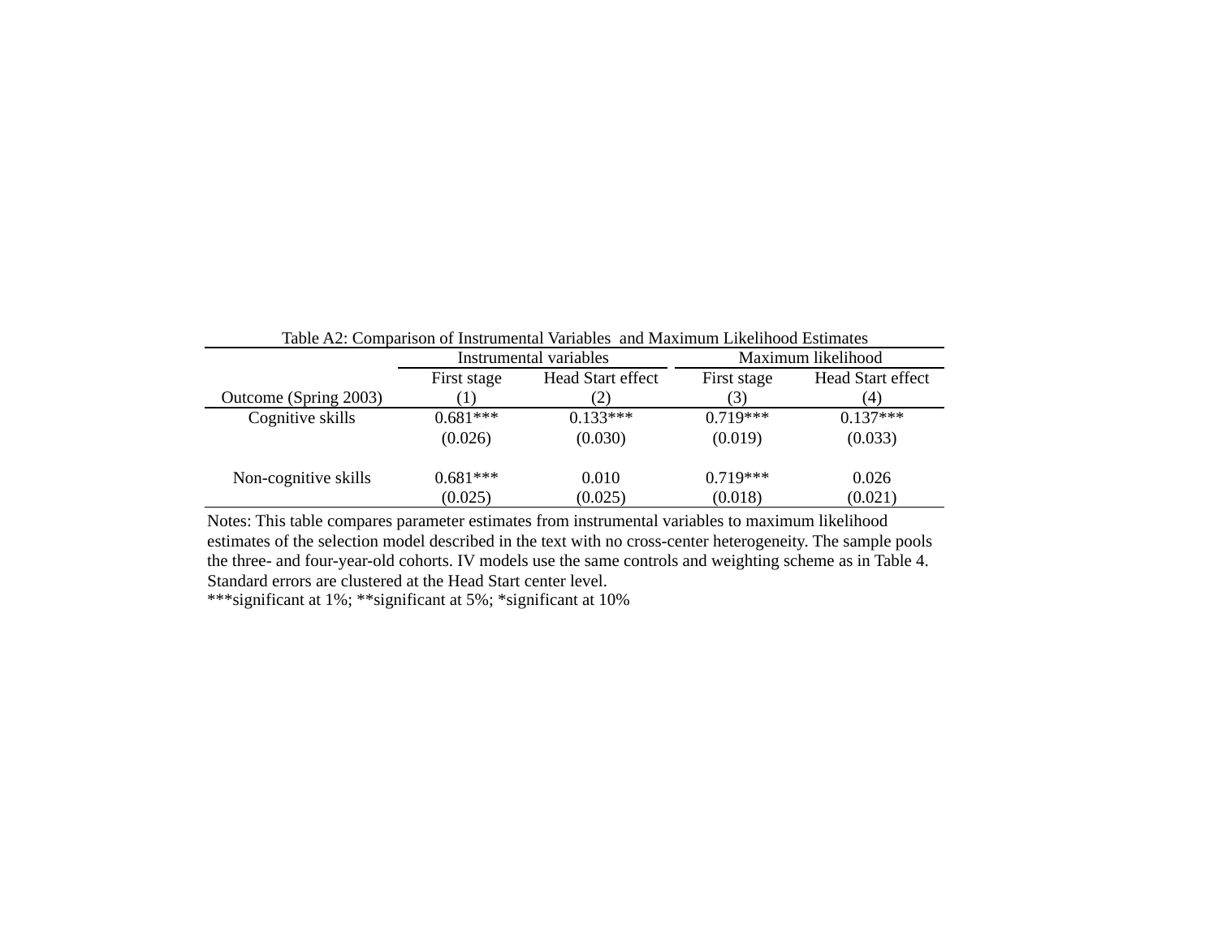Table A2: Comparison of Instrumental Variables and Maximum Likelihood Estimates

| | Instrumental variables | | Maximum likelihood | |
|---|---|---|---|---|
| | First stage | Head Start effect | First stage | Head Start effect |
| Outcome (Spring 2003) | (1) | (2) | (3) | (4) |
| Cognitive skills | 0.681*** | 0.133*** | 0.719*** | 0.137*** |
| | (0.026) | (0.030) | (0.019) | (0.033) |
| Non-cognitive skills | 0.681*** | 0.010 | 0.719*** | 0.026 |
| | (0.025) | (0.025) | (0.018) | (0.021) |

Notes: This table compares parameter estimates from instrumental variables to maximum likelihood estimates of the selection model described in the text with no cross-center heterogeneity. The sample pools the three- and four-year-old cohorts. IV models use the same controls and weighting scheme as in Table 4. Standard errors are clustered at the Head Start center level.

***significant at 1%; **significant at 5%; *significant at 10%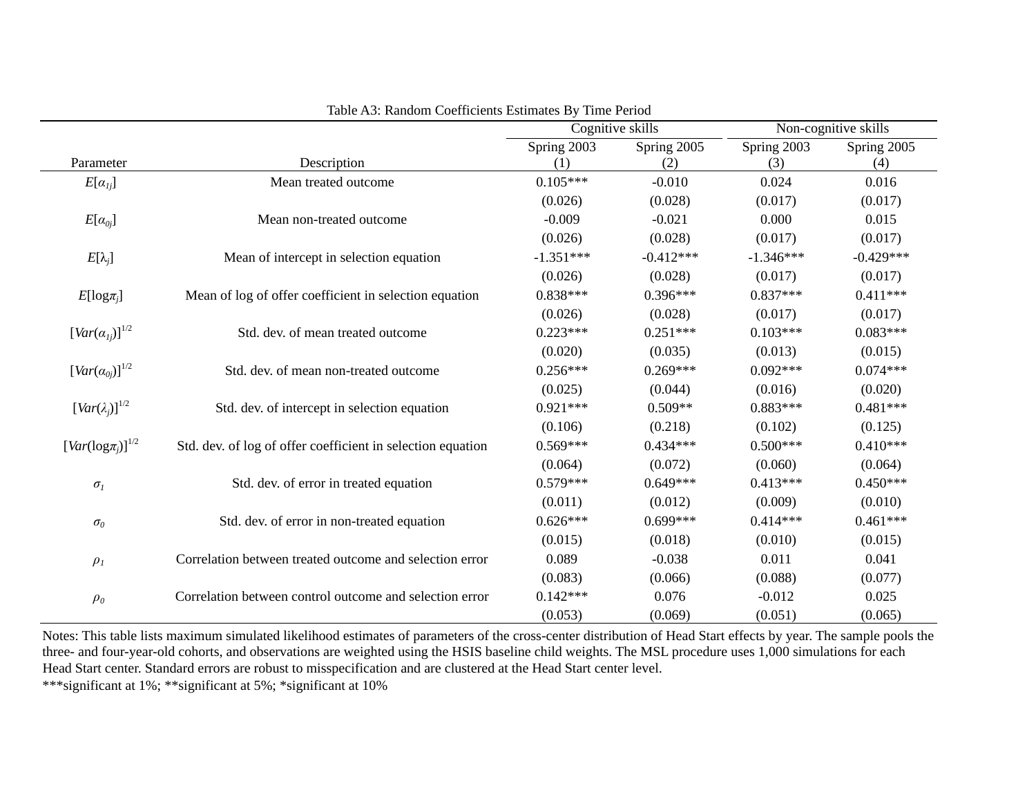Table A3: Random Coefficients Estimates By Time Period

| | | Cognitive skills | | Non-cognitive skills | |
|---|---|---|---|---|---|
| Parameter | Description | Spring 2003<br>(1) | Spring 2005<br>(2) | Spring 2003<br>(3) | Spring 2005<br>(4) |
| $E[\alpha_{1j}]$ | Mean treated outcome | 0.105*** | -0.010 | 0.024 | 0.016 |
| | | (0.026) | (0.028) | (0.017) | (0.017) |
| $E[\alpha_{0j}]$ | Mean non-treated outcome | -0.009 | -0.021 | 0.000 | 0.015 |
| | | (0.026) | (0.028) | (0.017) | (0.017) |
| $E[\lambda_j]$ | Mean of intercept in selection equation | -1.351*** | -0.412*** | -1.346*** | -0.429*** |
| | | (0.026) | (0.028) | (0.017) | (0.017) |
| $E[\log\pi_j]$ | Mean of log of offer coefficient in selection equation | 0.838*** | 0.396*** | 0.837*** | 0.411*** |
| | | (0.026) | (0.028) | (0.017) | (0.017) |
| $[Var(\alpha_{1j})]^{1/2}$ | Std. dev. of mean treated outcome | 0.223*** | 0.251*** | 0.103*** | 0.083*** |
| | | (0.020) | (0.035) | (0.013) | (0.015) |
| $[Var(\alpha_{0j})]^{1/2}$ | Std. dev. of mean non-treated outcome | 0.256*** | 0.269*** | 0.092*** | 0.074*** |
| | | (0.025) | (0.044) | (0.016) | (0.020) |
| $[Var(\lambda_j)]^{1/2}$ | Std. dev. of intercept in selection equation | 0.921*** | 0.509** | 0.883*** | 0.481*** |
| | | (0.106) | (0.218) | (0.102) | (0.125) |
| $[Var(\log\pi_j)]^{1/2}$ | Std. dev. of log of offer coefficient in selection equation | 0.569*** | 0.434*** | 0.500*** | 0.410*** |
| | | (0.064) | (0.072) | (0.060) | (0.064) |
| $\sigma_1$ | Std. dev. of error in treated equation | 0.579*** | 0.649*** | 0.413*** | 0.450*** |
| | | (0.011) | (0.012) | (0.009) | (0.010) |
| $\sigma_0$ | Std. dev. of error in non-treated equation | 0.626*** | 0.699*** | 0.414*** | 0.461*** |
| | | (0.015) | (0.018) | (0.010) | (0.015) |
| $\rho_1$ | Correlation between treated outcome and selection error | 0.089 | -0.038 | 0.011 | 0.041 |
| | | (0.083) | (0.066) | (0.088) | (0.077) |
| $\rho_0$ | Correlation between control outcome and selection error | 0.142*** | 0.076 | -0.012 | 0.025 |
| | | (0.053) | (0.069) | (0.051) | (0.065) |

Notes: This table lists maximum simulated likelihood estimates of parameters of the cross-center distribution of Head Start effects by year. The sample pools the three- and four-year-old cohorts, and observations are weighted using the HSIS baseline child weights. The MSL procedure uses 1,000 simulations for each Head Start center. Standard errors are robust to misspecification and are clustered at the Head Start center level.
***significant at 1%; **significant at 5%; *significant at 10%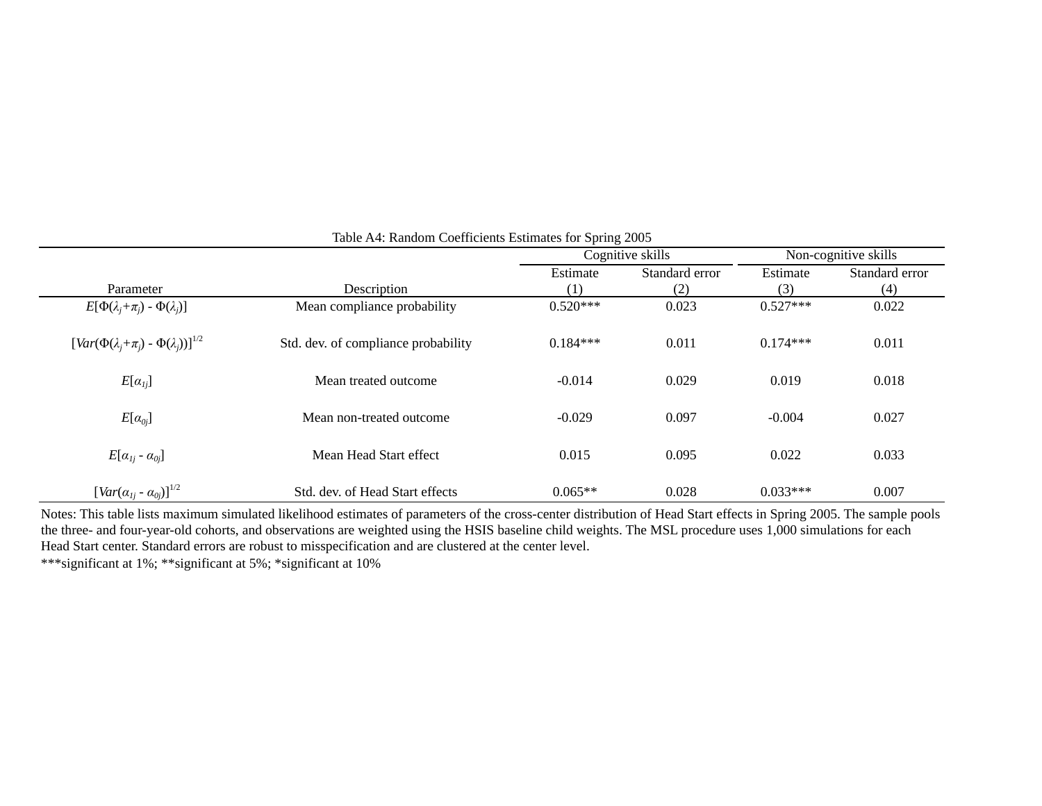Table A4: Random Coefficients Estimates for Spring 2005

| | | Cognitive skills | | Non-cognitive skills | |
|---|---|---|---|---|---|
| | | Estimate | Standard error | Estimate | Standard error |
| Parameter | Description | (1) | (2) | (3) | (4) |
| $E[\Phi(\lambda_j+\pi_j) - \Phi(\lambda_j)]$ | Mean compliance probability | 0.520*** | 0.023 | 0.527*** | 0.022 |
| $[Var(\Phi(\lambda_j+\pi_j) - \Phi(\lambda_j))]^{1/2}$ | Std. dev. of compliance probability | 0.184*** | 0.011 | 0.174*** | 0.011 |
| $E[\alpha_{1j}]$ | Mean treated outcome | -0.014 | 0.029 | 0.019 | 0.018 |
| $E[\alpha_{0j}]$ | Mean non-treated outcome | -0.029 | 0.097 | -0.004 | 0.027 |
| $E[\alpha_{1j} - \alpha_{0j}]$ | Mean Head Start effect | 0.015 | 0.095 | 0.022 | 0.033 |
| $[Var(\alpha_{1j} - \alpha_{0j})]^{1/2}$ | Std. dev. of Head Start effects | 0.065** | 0.028 | 0.033*** | 0.007 |

Notes: This table lists maximum simulated likelihood estimates of parameters of the cross-center distribution of Head Start effects in Spring 2005. The sample pools the three- and four-year-old cohorts, and observations are weighted using the HSIS baseline child weights. The MSL procedure uses 1,000 simulations for each Head Start center. Standard errors are robust to misspecification and are clustered at the center level.

***significant at 1%; **significant at 5%; *significant at 10%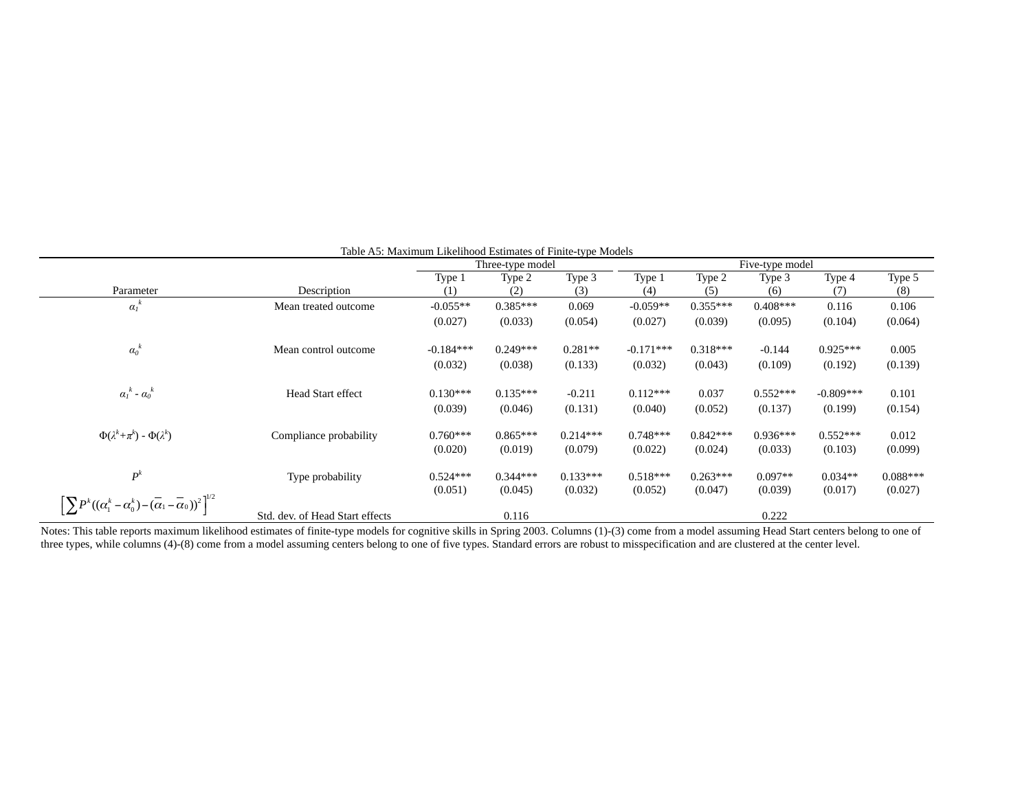Table A5: Maximum Likelihood Estimates of Finite-type Models

| Parameter | Description | Three-type model | | | Five-type model | | | | |
|---|---|---|---|---|---|---|---|---|---|
| | | Type 1 | Type 2 | Type 3 | Type 1 | Type 2 | Type 3 | Type 4 | Type 5 |
| | | (1) | (2) | (3) | (4) | (5) | (6) | (7) | (8) |
| $\alpha_1^{\ k}$ | Mean treated outcome | -0.055** | 0.385*** | 0.069 | -0.059** | 0.355*** | 0.408*** | 0.116 | 0.106 |
| | | (0.027) | (0.033) | (0.054) | (0.027) | (0.039) | (0.095) | (0.104) | (0.064) |
| $\alpha_0^{\ k}$ | Mean control outcome | -0.184*** | 0.249*** | 0.281** | -0.171*** | 0.318*** | -0.144 | 0.925*** | 0.005 |
| | | (0.032) | (0.038) | (0.133) | (0.032) | (0.043) | (0.109) | (0.192) | (0.139) |
| $\alpha_1^{\ k}$ - $\alpha_0^{\ k}$ | Head Start effect | 0.130*** | 0.135*** | -0.211 | 0.112*** | 0.037 | 0.552*** | -0.809*** | 0.101 |
| | | (0.039) | (0.046) | (0.131) | (0.040) | (0.052) | (0.137) | (0.199) | (0.154) |
| $\Phi(\lambda^k+\pi^k)$ - $\Phi(\lambda^k)$ | Compliance probability | 0.760*** | 0.865*** | 0.214*** | 0.748*** | 0.842*** | 0.936*** | 0.552*** | 0.012 |
| | | (0.020) | (0.019) | (0.079) | (0.022) | (0.024) | (0.033) | (0.103) | (0.099) |
| $P^k$ | Type probability | 0.524*** | 0.344*** | 0.133*** | 0.518*** | 0.263*** | 0.097** | 0.034** | 0.088*** |
| | | (0.051) | (0.045) | (0.032) | (0.052) | (0.047) | (0.039) | (0.017) | (0.027) |
| $\left[\sum P^k((\alpha_1^k-\alpha_0^k)-(\overline{\alpha}_1-\overline{\alpha}_0))^2\right]^{1/2}$ | Std. dev. of Head Start effects | | 0.116 | | | | 0.222 | | |

Notes: This table reports maximum likelihood estimates of finite-type models for cognitive skills in Spring 2003. Columns (1)-(3) come from a model assuming Head Start centers belong to one of three types, while columns (4)-(8) come from a model assuming centers belong to one of five types. Standard errors are robust to misspecification and are clustered at the center level.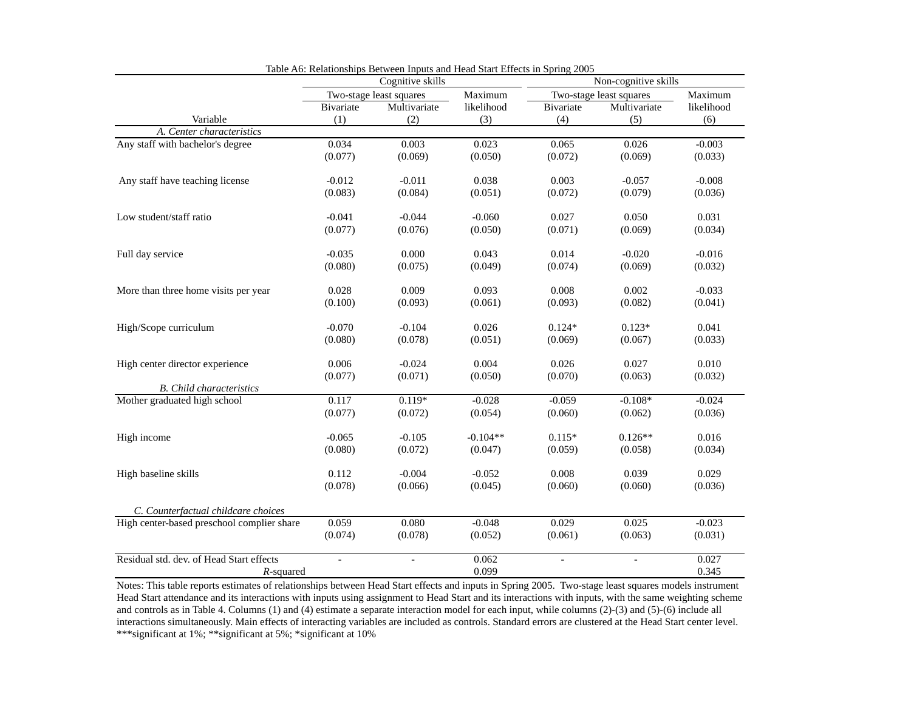Table A6: Relationships Between Inputs and Head Start Effects in Spring 2005

| | Cognitive skills | | | Non-cognitive skills | | |
|---|---|---|---|---|---|---|
| | Two-stage least squares | | Maximum likelihood | Two-stage least squares | | Maximum likelihood |
| Variable | Bivariate (1) | Multivariate (2) | (3) | Bivariate (4) | Multivariate (5) | (6) |
| *A. Center characteristics* | | | | | | |
| Any staff with bachelor's degree | 0.034 | 0.003 | 0.023 | 0.065 | 0.026 | -0.003 |
| | (0.077) | (0.069) | (0.050) | (0.072) | (0.069) | (0.033) |
| Any staff have teaching license | -0.012 | -0.011 | 0.038 | 0.003 | -0.057 | -0.008 |
| | (0.083) | (0.084) | (0.051) | (0.072) | (0.079) | (0.036) |
| Low student/staff ratio | -0.041 | -0.044 | -0.060 | 0.027 | 0.050 | 0.031 |
| | (0.077) | (0.076) | (0.050) | (0.071) | (0.069) | (0.034) |
| Full day service | -0.035 | 0.000 | 0.043 | 0.014 | -0.020 | -0.016 |
| | (0.080) | (0.075) | (0.049) | (0.074) | (0.069) | (0.032) |
| More than three home visits per year | 0.028 | 0.009 | 0.093 | 0.008 | 0.002 | -0.033 |
| | (0.100) | (0.093) | (0.061) | (0.093) | (0.082) | (0.041) |
| High/Scope curriculum | -0.070 | -0.104 | 0.026 | 0.124* | 0.123* | 0.041 |
| | (0.080) | (0.078) | (0.051) | (0.069) | (0.067) | (0.033) |
| High center director experience | 0.006 | -0.024 | 0.004 | 0.026 | 0.027 | 0.010 |
| | (0.077) | (0.071) | (0.050) | (0.070) | (0.063) | (0.032) |
| *B. Child characteristics* | | | | | | |
| Mother graduated high school | 0.117 | 0.119* | -0.028 | -0.059 | -0.108* | -0.024 |
| | (0.077) | (0.072) | (0.054) | (0.060) | (0.062) | (0.036) |
| High income | -0.065 | -0.105 | -0.104** | 0.115* | 0.126** | 0.016 |
| | (0.080) | (0.072) | (0.047) | (0.059) | (0.058) | (0.034) |
| High baseline skills | 0.112 | -0.004 | -0.052 | 0.008 | 0.039 | 0.029 |
| | (0.078) | (0.066) | (0.045) | (0.060) | (0.060) | (0.036) |
| *C. Counterfactual childcare choices* | | | | | | |
| High center-based preschool complier share | 0.059 | 0.080 | -0.048 | 0.029 | 0.025 | -0.023 |
| | (0.074) | (0.078) | (0.052) | (0.061) | (0.063) | (0.031) |
| Residual std. dev. of Head Start effects | - | - | 0.062 | - | - | 0.027 |
| *R*-squared | | | 0.099 | | | 0.345 |

Notes: This table reports estimates of relationships between Head Start effects and inputs in Spring 2005. Two-stage least squares models instrument Head Start attendance and its interactions with inputs using assignment to Head Start and its interactions with inputs, with the same weighting scheme and controls as in Table 4. Columns (1) and (4) estimate a separate interaction model for each input, while columns (2)-(3) and (5)-(6) include all interactions simultaneously. Main effects of interacting variables are included as controls. Standard errors are clustered at the Head Start center level.
***significant at 1%; **significant at 5%; *significant at 10%